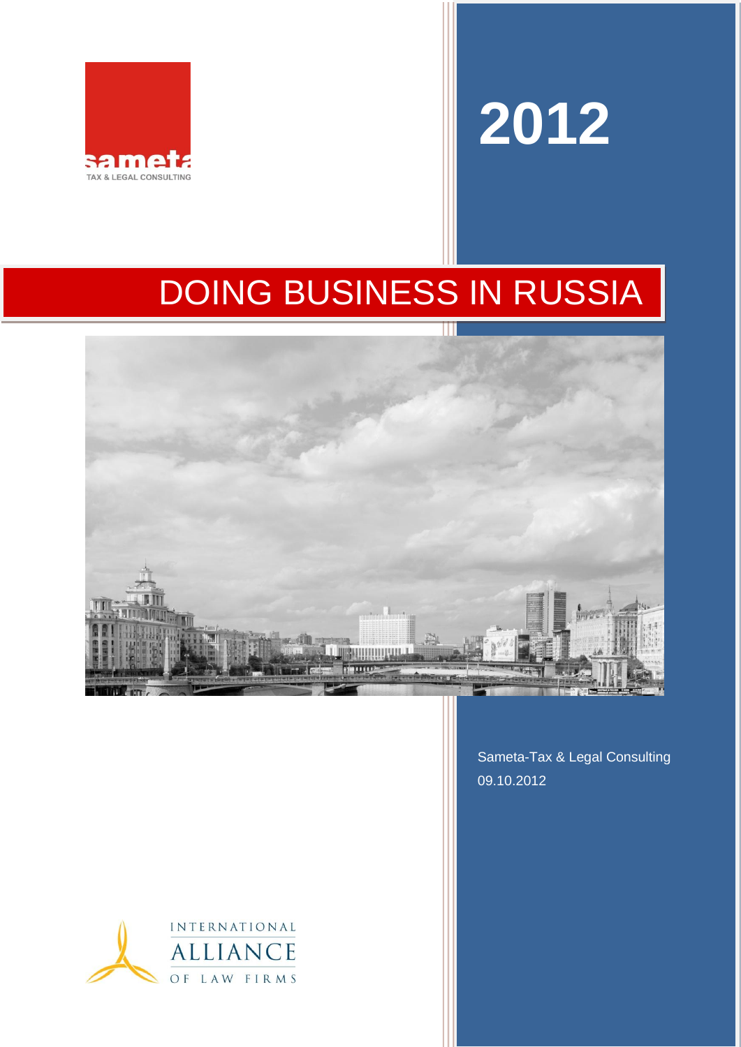sameta

TAX & LEGAL CONSULTING

# 2012

# DOING BUSINESS IN RUSSIA

Sameta-Tax & Legal Consulting

09.10.2012

INTERNATIONAL ALLIANCE OF LAW FIRMS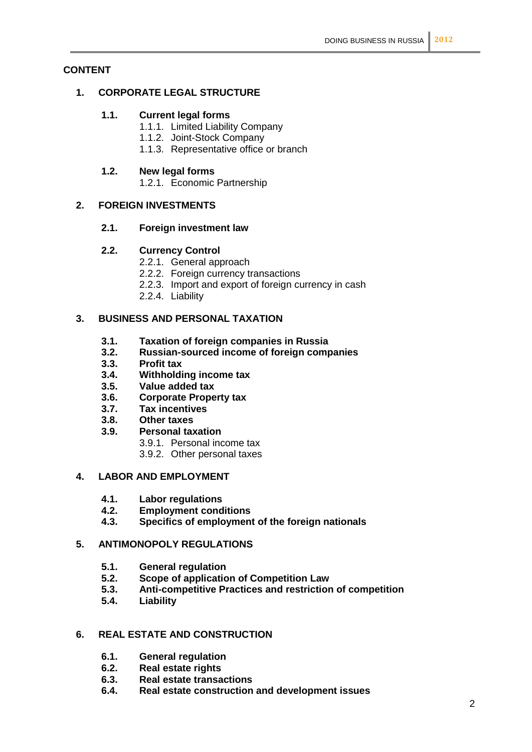**CONTENT**

**1. CORPORATE LEGAL STRUCTURE**

**1.1. Current legal forms**

1.1.1. Limited Liability Company
1.1.2. Joint-Stock Company
1.1.3. Representative office or branch

**1.2. New legal forms**

1.2.1. Economic Partnership

**2. FOREIGN INVESTMENTS**

**2.1. Foreign investment law**

**2.2. Currency Control**

2.2.1. General approach
2.2.2. Foreign currency transactions
2.2.3. Import and export of foreign currency in cash
2.2.4. Liability

**3. BUSINESS AND PERSONAL TAXATION**

**3.1. Taxation of foreign companies in Russia**
**3.2. Russian-sourced income of foreign companies**
**3.3. Profit tax**
**3.4. Withholding income tax**
**3.5. Value added tax**
**3.6. Corporate Property tax**
**3.7. Tax incentives**
**3.8. Other taxes**
**3.9. Personal taxation**

3.9.1. Personal income tax
3.9.2. Other personal taxes

**4. LABOR AND EMPLOYMENT**

**4.1. Labor regulations**
**4.2. Employment conditions**
**4.3. Specifics of employment of the foreign nationals**

**5. ANTIMONOPOLY REGULATIONS**

**5.1. General regulation**
**5.2. Scope of application of Competition Law**
**5.3. Anti-competitive Practices and restriction of competition**
**5.4. Liability**

**6. REAL ESTATE AND CONSTRUCTION**

**6.1. General regulation**
**6.2. Real estate rights**
**6.3. Real estate transactions**
**6.4. Real estate construction and development issues**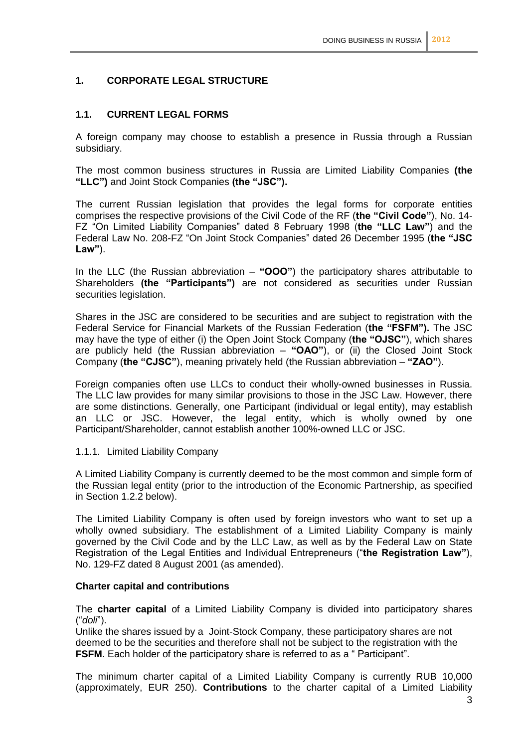# 1. CORPORATE LEGAL STRUCTURE

## 1.1. CURRENT LEGAL FORMS

A foreign company may choose to establish a presence in Russia through a Russian subsidiary.

The most common business structures in Russia are Limited Liability Companies **(the "LLC")** and Joint Stock Companies **(the "JSC").**

The current Russian legislation that provides the legal forms for corporate entities comprises the respective provisions of the Civil Code of the RF (**the "Civil Code"**), No. 14-FZ "On Limited Liability Companies" dated 8 February 1998 (**the "LLC Law"**) and the Federal Law No. 208-FZ "On Joint Stock Companies" dated 26 December 1995 (**the "JSC Law"**).

In the LLC (the Russian abbreviation – **"OOO"**) the participatory shares attributable to Shareholders **(the "Participants")** are not considered as securities under Russian securities legislation.

Shares in the JSC are considered to be securities and are subject to registration with the Federal Service for Financial Markets of the Russian Federation (**the "FSFM").** The JSC may have the type of either (i) the Open Joint Stock Company (**the "OJSC"**), which shares are publicly held (the Russian abbreviation – **"OAO"**), or (ii) the Closed Joint Stock Company (**the "CJSC"**), meaning privately held (the Russian abbreviation – **"ZAO"**).

Foreign companies often use LLCs to conduct their wholly-owned businesses in Russia. The LLC law provides for many similar provisions to those in the JSC Law. However, there are some distinctions. Generally, one Participant (individual or legal entity), may establish an LLC or JSC. However, the legal entity, which is wholly owned by one Participant/Shareholder, cannot establish another 100%-owned LLC or JSC.

### 1.1.1. Limited Liability Company

A Limited Liability Company is currently deemed to be the most common and simple form of the Russian legal entity (prior to the introduction of the Economic Partnership, as specified in Section 1.2.2 below).

The Limited Liability Company is often used by foreign investors who want to set up a wholly owned subsidiary. The establishment of a Limited Liability Company is mainly governed by the Civil Code and by the LLC Law, as well as by the Federal Law on State Registration of the Legal Entities and Individual Entrepreneurs ("**the Registration Law"**), No. 129-FZ dated 8 August 2001 (as amended).

**Charter capital and contributions**

The **charter capital** of a Limited Liability Company is divided into participatory shares ("*doli*").
Unlike the shares issued by a Joint-Stock Company, these participatory shares are not deemed to be the securities and therefore shall not be subject to the registration with the **FSFM**. Each holder of the participatory share is referred to as a " Participant".

The minimum charter capital of a Limited Liability Company is currently RUB 10,000 (approximately, EUR 250). **Contributions** to the charter capital of a Limited Liability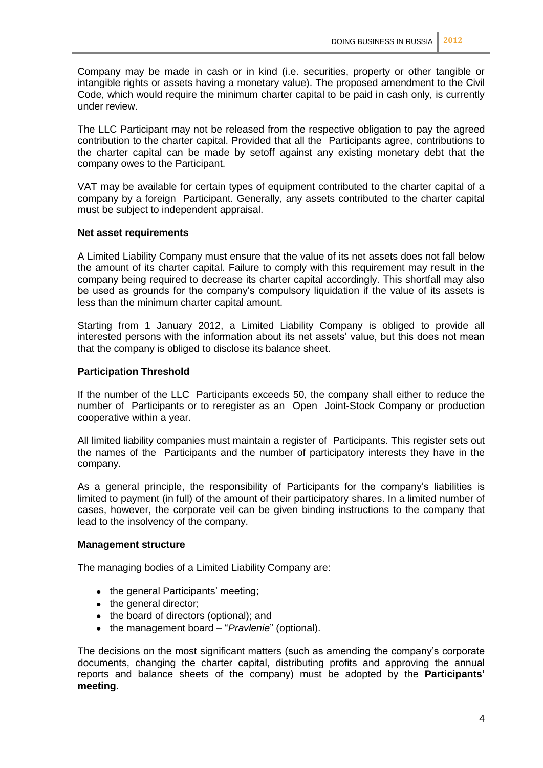Company may be made in cash or in kind (i.e. securities, property or other tangible or intangible rights or assets having a monetary value). The proposed amendment to the Civil Code, which would require the minimum charter capital to be paid in cash only, is currently under review.

The LLC Participant may not be released from the respective obligation to pay the agreed contribution to the charter capital. Provided that all the Participants agree, contributions to the charter capital can be made by setoff against any existing monetary debt that the company owes to the Participant.

VAT may be available for certain types of equipment contributed to the charter capital of a company by a foreign Participant. Generally, any assets contributed to the charter capital must be subject to independent appraisal.

**Net asset requirements**

A Limited Liability Company must ensure that the value of its net assets does not fall below the amount of its charter capital. Failure to comply with this requirement may result in the company being required to decrease its charter capital accordingly. This shortfall may also be used as grounds for the company's compulsory liquidation if the value of its assets is less than the minimum charter capital amount.

Starting from 1 January 2012, a Limited Liability Company is obliged to provide all interested persons with the information about its net assets' value, but this does not mean that the company is obliged to disclose its balance sheet.

**Participation Threshold**

If the number of the LLC Participants exceeds 50, the company shall either to reduce the number of Participants or to reregister as an Open Joint-Stock Company or production cooperative within a year.

All limited liability companies must maintain a register of Participants. This register sets out the names of the Participants and the number of participatory interests they have in the company.

As a general principle, the responsibility of Participants for the company's liabilities is limited to payment (in full) of the amount of their participatory shares. In a limited number of cases, however, the corporate veil can be given binding instructions to the company that lead to the insolvency of the company.

**Management structure**

The managing bodies of a Limited Liability Company are:

- the general Participants' meeting;
- the general director;
- the board of directors (optional); and
- the management board – "*Pravlenie*" (optional).

The decisions on the most significant matters (such as amending the company's corporate documents, changing the charter capital, distributing profits and approving the annual reports and balance sheets of the company) must be adopted by the **Participants' meeting**.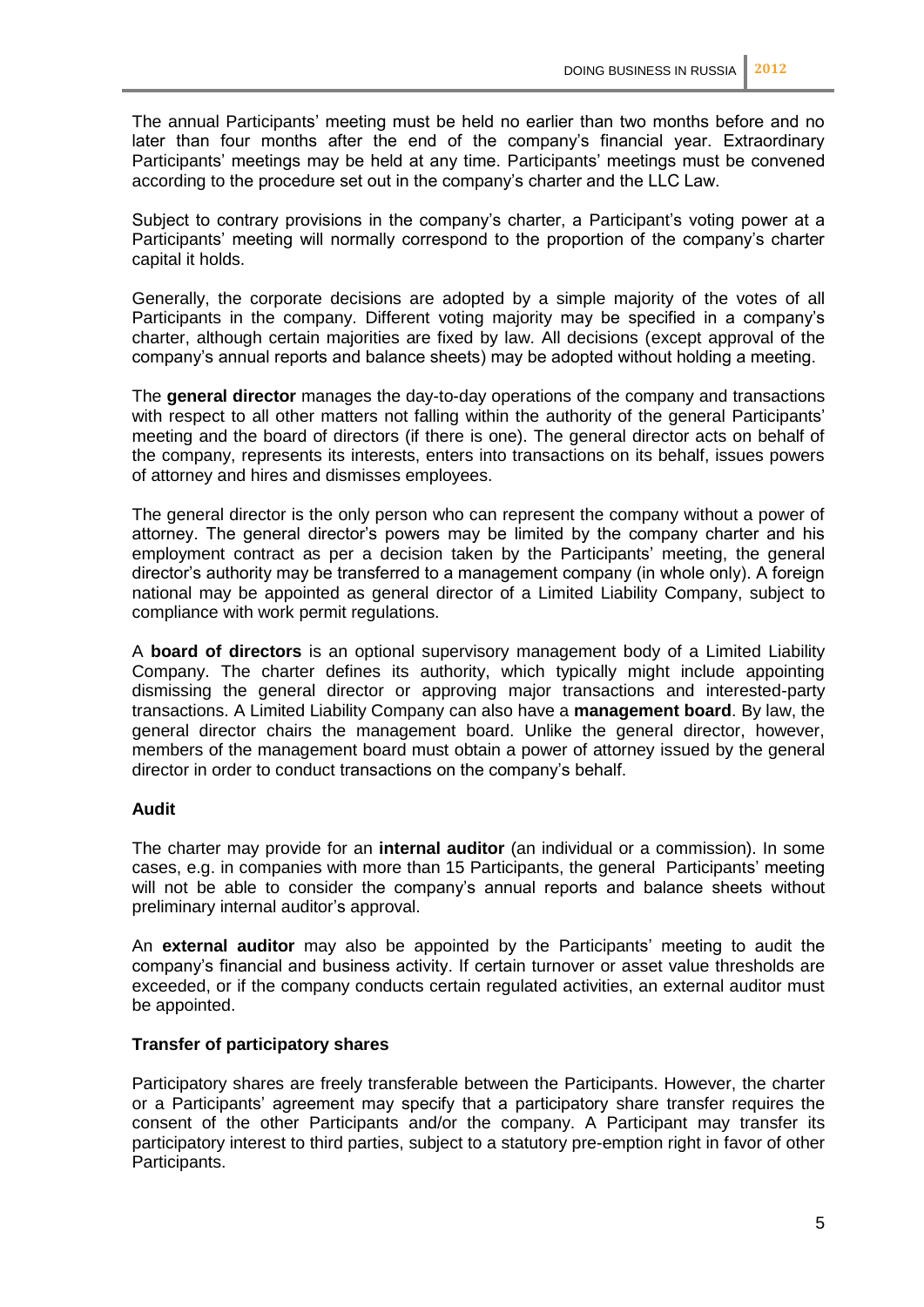The annual Participants' meeting must be held no earlier than two months before and no later than four months after the end of the company's financial year. Extraordinary Participants' meetings may be held at any time. Participants' meetings must be convened according to the procedure set out in the company's charter and the LLC Law.

Subject to contrary provisions in the company's charter, a Participant's voting power at a Participants' meeting will normally correspond to the proportion of the company's charter capital it holds.

Generally, the corporate decisions are adopted by a simple majority of the votes of all Participants in the company. Different voting majority may be specified in a company's charter, although certain majorities are fixed by law. All decisions (except approval of the company's annual reports and balance sheets) may be adopted without holding a meeting.

The **general director** manages the day-to-day operations of the company and transactions with respect to all other matters not falling within the authority of the general Participants' meeting and the board of directors (if there is one). The general director acts on behalf of the company, represents its interests, enters into transactions on its behalf, issues powers of attorney and hires and dismisses employees.

The general director is the only person who can represent the company without a power of attorney. The general director's powers may be limited by the company charter and his employment contract as per a decision taken by the Participants' meeting, the general director's authority may be transferred to a management company (in whole only). A foreign national may be appointed as general director of a Limited Liability Company, subject to compliance with work permit regulations.

A **board of directors** is an optional supervisory management body of a Limited Liability Company. The charter defines its authority, which typically might include appointing dismissing the general director or approving major transactions and interested-party transactions. A Limited Liability Company can also have a **management board**. By law, the general director chairs the management board. Unlike the general director, however, members of the management board must obtain a power of attorney issued by the general director in order to conduct transactions on the company's behalf.

**Audit**

The charter may provide for an **internal auditor** (an individual or a commission). In some cases, e.g. in companies with more than 15 Participants, the general Participants' meeting will not be able to consider the company's annual reports and balance sheets without preliminary internal auditor's approval.

An **external auditor** may also be appointed by the Participants' meeting to audit the company's financial and business activity. If certain turnover or asset value thresholds are exceeded, or if the company conducts certain regulated activities, an external auditor must be appointed.

**Transfer of participatory shares**

Participatory shares are freely transferable between the Participants. However, the charter or a Participants' agreement may specify that a participatory share transfer requires the consent of the other Participants and/or the company. A Participant may transfer its participatory interest to third parties, subject to a statutory pre-emption right in favor of other Participants.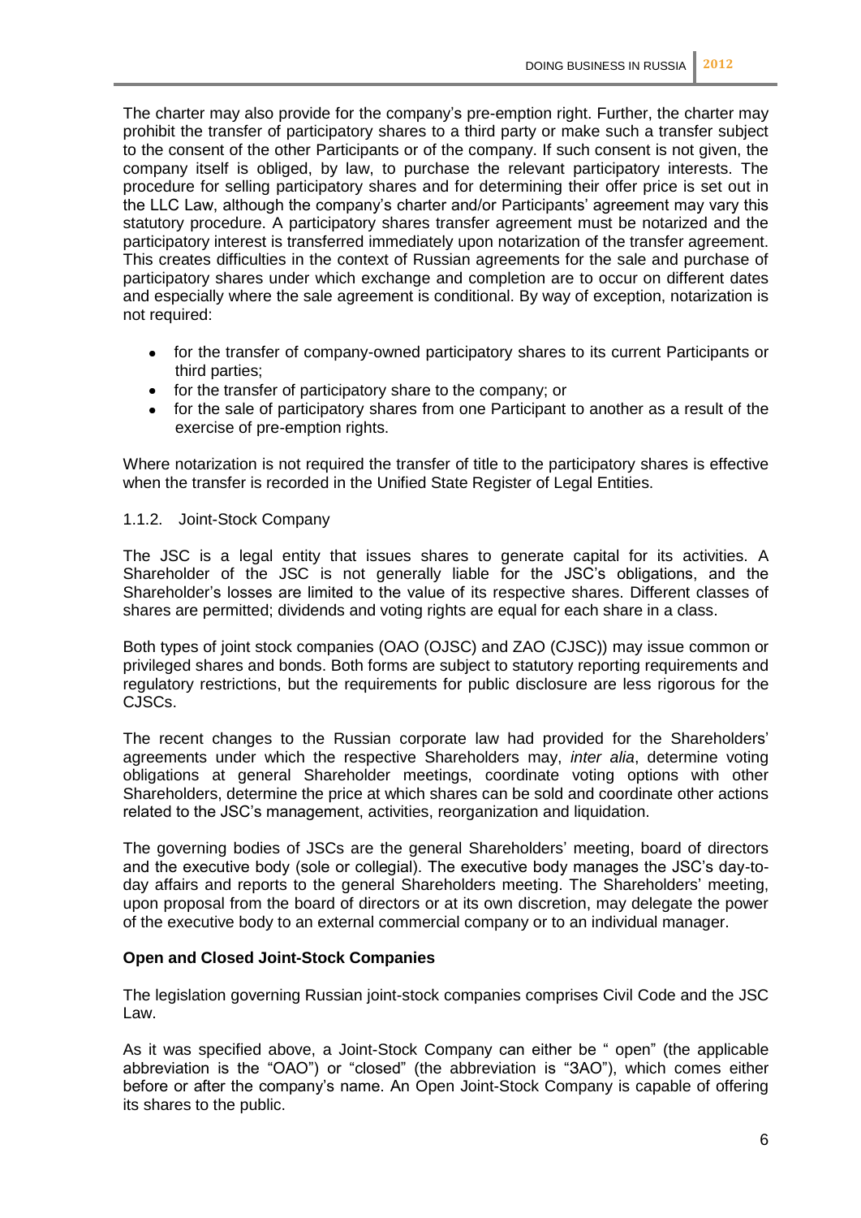The charter may also provide for the company's pre-emption right. Further, the charter may prohibit the transfer of participatory shares to a third party or make such a transfer subject to the consent of the other Participants or of the company. If such consent is not given, the company itself is obliged, by law, to purchase the relevant participatory interests. The procedure for selling participatory shares and for determining their offer price is set out in the LLC Law, although the company's charter and/or Participants' agreement may vary this statutory procedure. A participatory shares transfer agreement must be notarized and the participatory interest is transferred immediately upon notarization of the transfer agreement. This creates difficulties in the context of Russian agreements for the sale and purchase of participatory shares under which exchange and completion are to occur on different dates and especially where the sale agreement is conditional. By way of exception, notarization is not required:

- for the transfer of company-owned participatory shares to its current Participants or third parties;
- for the transfer of participatory share to the company; or
- for the sale of participatory shares from one Participant to another as a result of the exercise of pre-emption rights.

Where notarization is not required the transfer of title to the participatory shares is effective when the transfer is recorded in the Unified State Register of Legal Entities.

### 1.1.2. Joint-Stock Company

The JSC is a legal entity that issues shares to generate capital for its activities. A Shareholder of the JSC is not generally liable for the JSC's obligations, and the Shareholder's losses are limited to the value of its respective shares. Different classes of shares are permitted; dividends and voting rights are equal for each share in a class.

Both types of joint stock companies (OAO (OJSC) and ZAO (CJSC)) may issue common or privileged shares and bonds. Both forms are subject to statutory reporting requirements and regulatory restrictions, but the requirements for public disclosure are less rigorous for the CJSCs.

The recent changes to the Russian corporate law had provided for the Shareholders' agreements under which the respective Shareholders may, *inter alia*, determine voting obligations at general Shareholder meetings, coordinate voting options with other Shareholders, determine the price at which shares can be sold and coordinate other actions related to the JSC's management, activities, reorganization and liquidation.

The governing bodies of JSCs are the general Shareholders' meeting, board of directors and the executive body (sole or collegial). The executive body manages the JSC's day-to-day affairs and reports to the general Shareholders meeting. The Shareholders' meeting, upon proposal from the board of directors or at its own discretion, may delegate the power of the executive body to an external commercial company or to an individual manager.

**Open and Closed Joint-Stock Companies**

The legislation governing Russian joint-stock companies comprises Civil Code and the JSC Law.

As it was specified above, a Joint-Stock Company can either be " open" (the applicable abbreviation is the "OAO") or "closed" (the abbreviation is "ЗАО"), which comes either before or after the company's name. An Open Joint-Stock Company is capable of offering its shares to the public.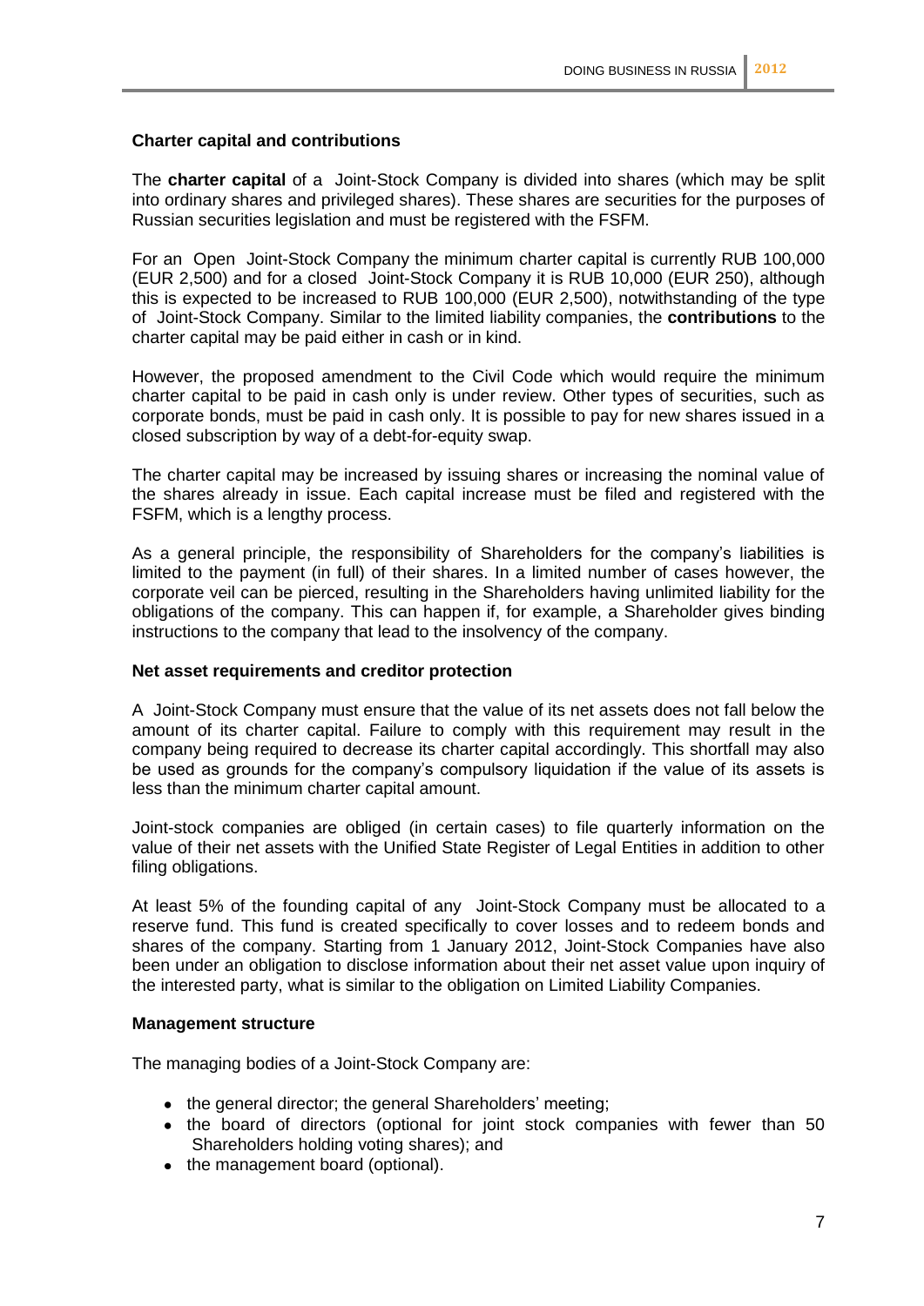### Charter capital and contributions

The **charter capital** of a Joint-Stock Company is divided into shares (which may be split into ordinary shares and privileged shares). These shares are securities for the purposes of Russian securities legislation and must be registered with the FSFM.

For an Open Joint-Stock Company the minimum charter capital is currently RUB 100,000 (EUR 2,500) and for a closed Joint-Stock Company it is RUB 10,000 (EUR 250), although this is expected to be increased to RUB 100,000 (EUR 2,500), notwithstanding of the type of Joint-Stock Company. Similar to the limited liability companies, the **contributions** to the charter capital may be paid either in cash or in kind.

However, the proposed amendment to the Civil Code which would require the minimum charter capital to be paid in cash only is under review. Other types of securities, such as corporate bonds, must be paid in cash only. It is possible to pay for new shares issued in a closed subscription by way of a debt-for-equity swap.

The charter capital may be increased by issuing shares or increasing the nominal value of the shares already in issue. Each capital increase must be filed and registered with the FSFM, which is a lengthy process.

As a general principle, the responsibility of Shareholders for the company's liabilities is limited to the payment (in full) of their shares. In a limited number of cases however, the corporate veil can be pierced, resulting in the Shareholders having unlimited liability for the obligations of the company. This can happen if, for example, a Shareholder gives binding instructions to the company that lead to the insolvency of the company.

### Net asset requirements and creditor protection

A Joint-Stock Company must ensure that the value of its net assets does not fall below the amount of its charter capital. Failure to comply with this requirement may result in the company being required to decrease its charter capital accordingly. This shortfall may also be used as grounds for the company's compulsory liquidation if the value of its assets is less than the minimum charter capital amount.

Joint-stock companies are obliged (in certain cases) to file quarterly information on the value of their net assets with the Unified State Register of Legal Entities in addition to other filing obligations.

At least 5% of the founding capital of any Joint-Stock Company must be allocated to a reserve fund. This fund is created specifically to cover losses and to redeem bonds and shares of the company. Starting from 1 January 2012, Joint-Stock Companies have also been under an obligation to disclose information about their net asset value upon inquiry of the interested party, what is similar to the obligation on Limited Liability Companies.

### Management structure

The managing bodies of a Joint-Stock Company are:

- the general director; the general Shareholders' meeting;
- the board of directors (optional for joint stock companies with fewer than 50 Shareholders holding voting shares); and
- the management board (optional).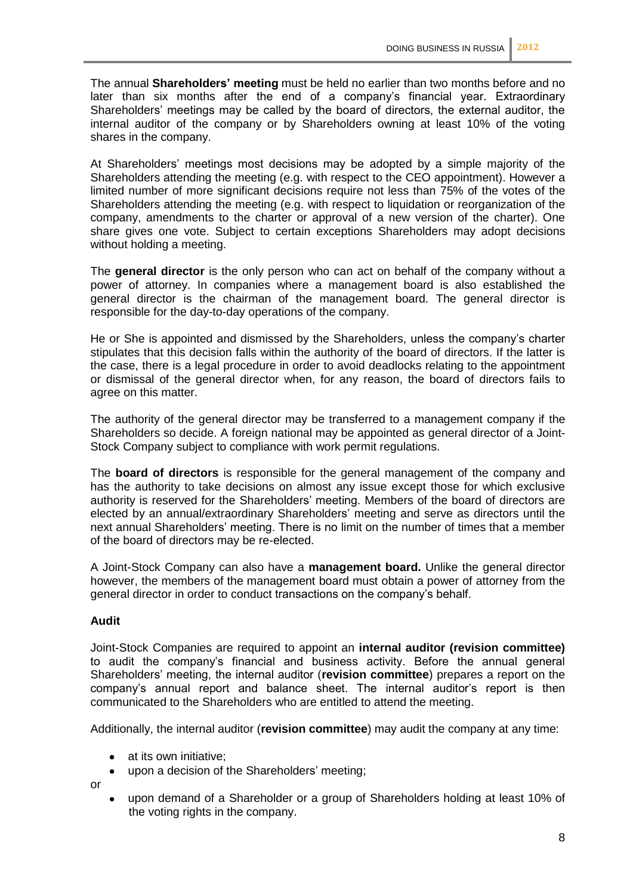The annual **Shareholders' meeting** must be held no earlier than two months before and no later than six months after the end of a company's financial year. Extraordinary Shareholders' meetings may be called by the board of directors, the external auditor, the internal auditor of the company or by Shareholders owning at least 10% of the voting shares in the company.

At Shareholders' meetings most decisions may be adopted by a simple majority of the Shareholders attending the meeting (e.g. with respect to the CEO appointment). However a limited number of more significant decisions require not less than 75% of the votes of the Shareholders attending the meeting (e.g. with respect to liquidation or reorganization of the company, amendments to the charter or approval of a new version of the charter). One share gives one vote. Subject to certain exceptions Shareholders may adopt decisions without holding a meeting.

The **general director** is the only person who can act on behalf of the company without a power of attorney. In companies where a management board is also established the general director is the chairman of the management board. The general director is responsible for the day-to-day operations of the company.

He or She is appointed and dismissed by the Shareholders, unless the company's charter stipulates that this decision falls within the authority of the board of directors. If the latter is the case, there is a legal procedure in order to avoid deadlocks relating to the appointment or dismissal of the general director when, for any reason, the board of directors fails to agree on this matter.

The authority of the general director may be transferred to a management company if the Shareholders so decide. A foreign national may be appointed as general director of a Joint-Stock Company subject to compliance with work permit regulations.

The **board of directors** is responsible for the general management of the company and has the authority to take decisions on almost any issue except those for which exclusive authority is reserved for the Shareholders' meeting. Members of the board of directors are elected by an annual/extraordinary Shareholders' meeting and serve as directors until the next annual Shareholders' meeting. There is no limit on the number of times that a member of the board of directors may be re-elected.

A Joint-Stock Company can also have a **management board.** Unlike the general director however, the members of the management board must obtain a power of attorney from the general director in order to conduct transactions on the company's behalf.

**Audit**

Joint-Stock Companies are required to appoint an **internal auditor (revision committee)** to audit the company's financial and business activity. Before the annual general Shareholders' meeting, the internal auditor (**revision committee**) prepares a report on the company's annual report and balance sheet. The internal auditor's report is then communicated to the Shareholders who are entitled to attend the meeting.

Additionally, the internal auditor (**revision committee**) may audit the company at any time:

- at its own initiative;
- upon a decision of the Shareholders' meeting;

or

- upon demand of a Shareholder or a group of Shareholders holding at least 10% of the voting rights in the company.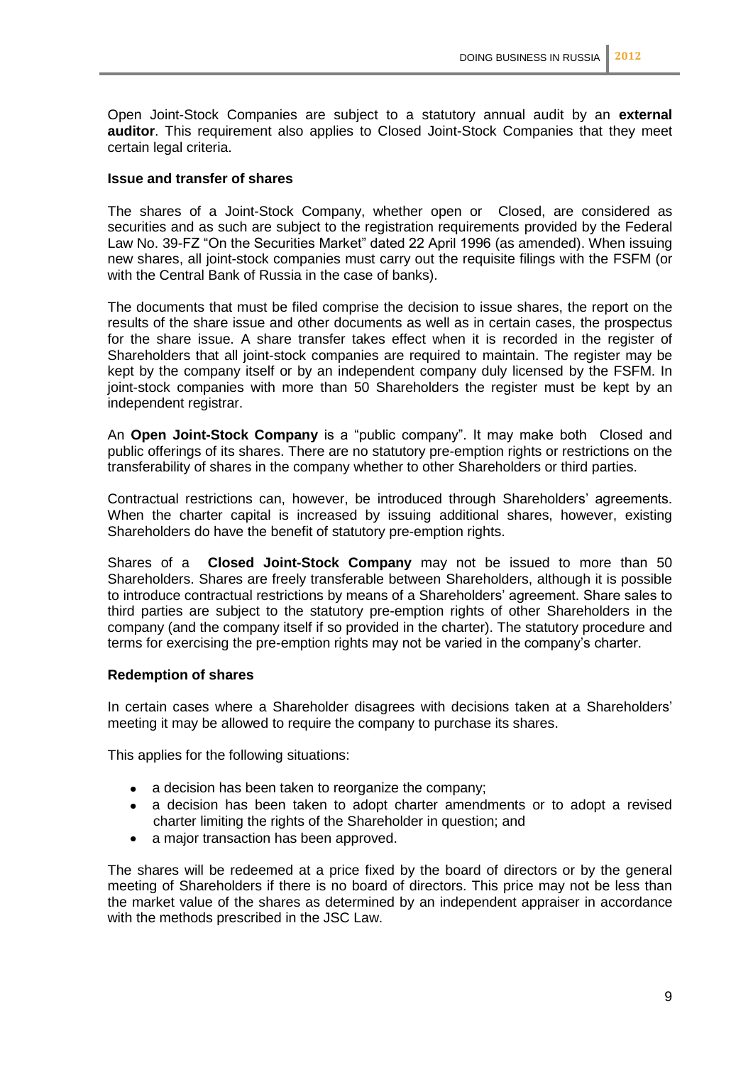Open Joint-Stock Companies are subject to a statutory annual audit by an **external auditor**. This requirement also applies to Closed Joint-Stock Companies that they meet certain legal criteria.

### Issue and transfer of shares

The shares of a Joint-Stock Company, whether open or Closed, are considered as securities and as such are subject to the registration requirements provided by the Federal Law No. 39-FZ "On the Securities Market" dated 22 April 1996 (as amended). When issuing new shares, all joint-stock companies must carry out the requisite filings with the FSFM (or with the Central Bank of Russia in the case of banks).

The documents that must be filed comprise the decision to issue shares, the report on the results of the share issue and other documents as well as in certain cases, the prospectus for the share issue. A share transfer takes effect when it is recorded in the register of Shareholders that all joint-stock companies are required to maintain. The register may be kept by the company itself or by an independent company duly licensed by the FSFM. In joint-stock companies with more than 50 Shareholders the register must be kept by an independent registrar.

An **Open Joint-Stock Company** is a "public company". It may make both Closed and public offerings of its shares. There are no statutory pre-emption rights or restrictions on the transferability of shares in the company whether to other Shareholders or third parties.

Contractual restrictions can, however, be introduced through Shareholders' agreements. When the charter capital is increased by issuing additional shares, however, existing Shareholders do have the benefit of statutory pre-emption rights.

Shares of a **Closed Joint-Stock Company** may not be issued to more than 50 Shareholders. Shares are freely transferable between Shareholders, although it is possible to introduce contractual restrictions by means of a Shareholders' agreement. Share sales to third parties are subject to the statutory pre-emption rights of other Shareholders in the company (and the company itself if so provided in the charter). The statutory procedure and terms for exercising the pre-emption rights may not be varied in the company's charter.

### Redemption of shares

In certain cases where a Shareholder disagrees with decisions taken at a Shareholders' meeting it may be allowed to require the company to purchase its shares.

This applies for the following situations:

- a decision has been taken to reorganize the company;
- a decision has been taken to adopt charter amendments or to adopt a revised charter limiting the rights of the Shareholder in question; and
- a major transaction has been approved.

The shares will be redeemed at a price fixed by the board of directors or by the general meeting of Shareholders if there is no board of directors. This price may not be less than the market value of the shares as determined by an independent appraiser in accordance with the methods prescribed in the JSC Law.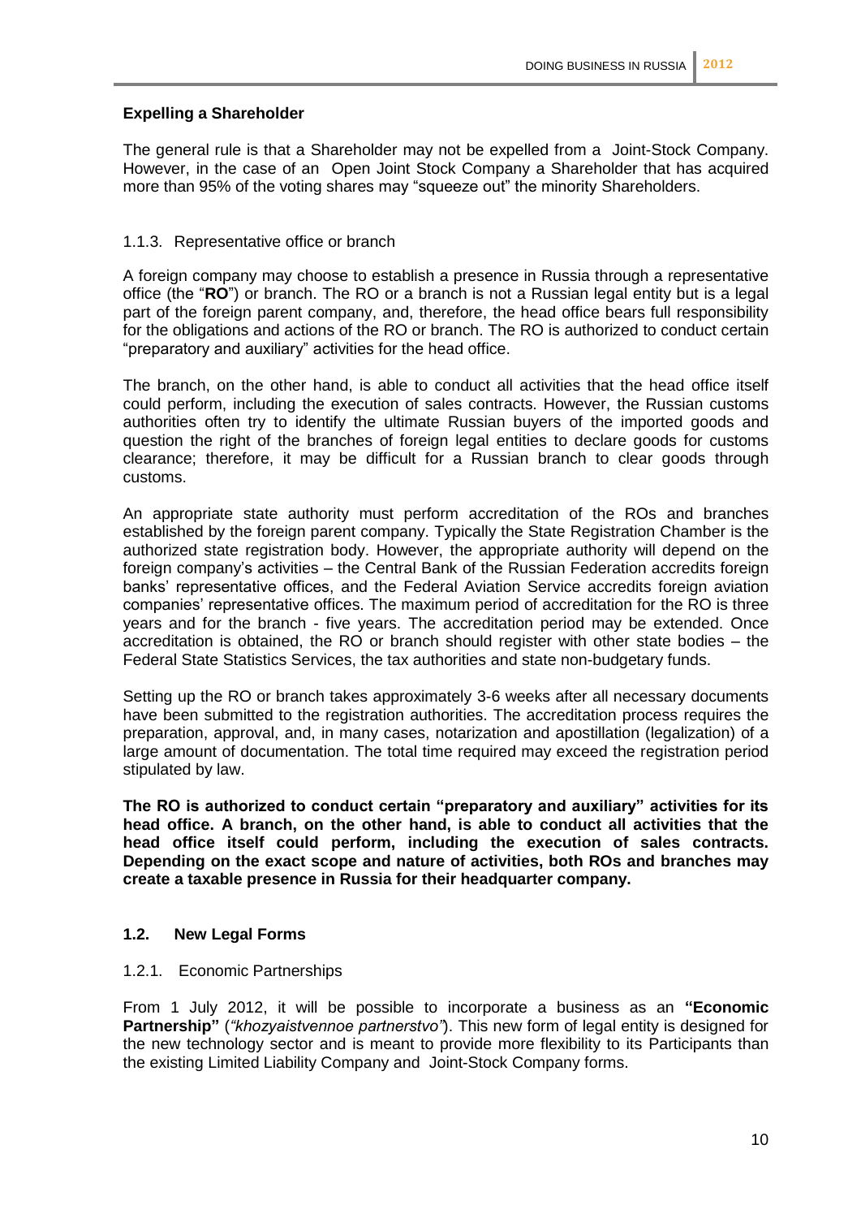**Expelling a Shareholder**

The general rule is that a Shareholder may not be expelled from a Joint-Stock Company. However, in the case of an Open Joint Stock Company a Shareholder that has acquired more than 95% of the voting shares may "squeeze out" the minority Shareholders.

#### 1.1.3. Representative office or branch

A foreign company may choose to establish a presence in Russia through a representative office (the "**RO**") or branch. The RO or a branch is not a Russian legal entity but is a legal part of the foreign parent company, and, therefore, the head office bears full responsibility for the obligations and actions of the RO or branch. The RO is authorized to conduct certain "preparatory and auxiliary" activities for the head office.

The branch, on the other hand, is able to conduct all activities that the head office itself could perform, including the execution of sales contracts. However, the Russian customs authorities often try to identify the ultimate Russian buyers of the imported goods and question the right of the branches of foreign legal entities to declare goods for customs clearance; therefore, it may be difficult for a Russian branch to clear goods through customs.

An appropriate state authority must perform accreditation of the ROs and branches established by the foreign parent company. Typically the State Registration Chamber is the authorized state registration body. However, the appropriate authority will depend on the foreign company's activities – the Central Bank of the Russian Federation accredits foreign banks' representative offices, and the Federal Aviation Service accredits foreign aviation companies' representative offices. The maximum period of accreditation for the RO is three years and for the branch - five years. The accreditation period may be extended. Once accreditation is obtained, the RO or branch should register with other state bodies – the Federal State Statistics Services, the tax authorities and state non-budgetary funds.

Setting up the RO or branch takes approximately 3-6 weeks after all necessary documents have been submitted to the registration authorities. The accreditation process requires the preparation, approval, and, in many cases, notarization and apostillation (legalization) of a large amount of documentation. The total time required may exceed the registration period stipulated by law.

**The RO is authorized to conduct certain "preparatory and auxiliary" activities for its head office. A branch, on the other hand, is able to conduct all activities that the head office itself could perform, including the execution of sales contracts. Depending on the exact scope and nature of activities, both ROs and branches may create a taxable presence in Russia for their headquarter company.**

### 1.2. New Legal Forms

#### 1.2.1. Economic Partnerships

From 1 July 2012, it will be possible to incorporate a business as an **"Economic Partnership"** (*"khozyaistvennoe partnerstvo"*). This new form of legal entity is designed for the new technology sector and is meant to provide more flexibility to its Participants than the existing Limited Liability Company and Joint-Stock Company forms.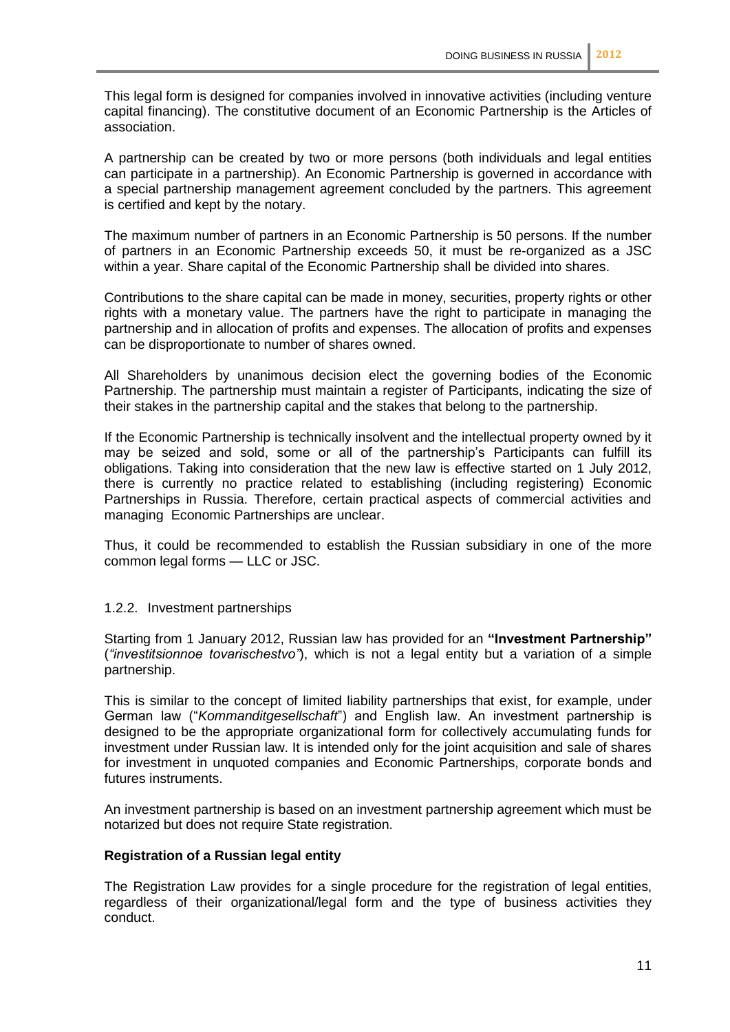This legal form is designed for companies involved in innovative activities (including venture capital financing). The constitutive document of an Economic Partnership is the Articles of association.

A partnership can be created by two or more persons (both individuals and legal entities can participate in a partnership). An Economic Partnership is governed in accordance with a special partnership management agreement concluded by the partners. This agreement is certified and kept by the notary.

The maximum number of partners in an Economic Partnership is 50 persons. If the number of partners in an Economic Partnership exceeds 50, it must be re-organized as a JSC within a year. Share capital of the Economic Partnership shall be divided into shares.

Contributions to the share capital can be made in money, securities, property rights or other rights with a monetary value. The partners have the right to participate in managing the partnership and in allocation of profits and expenses. The allocation of profits and expenses can be disproportionate to number of shares owned.

All Shareholders by unanimous decision elect the governing bodies of the Economic Partnership. The partnership must maintain a register of Participants, indicating the size of their stakes in the partnership capital and the stakes that belong to the partnership.

If the Economic Partnership is technically insolvent and the intellectual property owned by it may be seized and sold, some or all of the partnership's Participants can fulfill its obligations. Taking into consideration that the new law is effective started on 1 July 2012, there is currently no practice related to establishing (including registering) Economic Partnerships in Russia. Therefore, certain practical aspects of commercial activities and managing Economic Partnerships are unclear.

Thus, it could be recommended to establish the Russian subsidiary in one of the more common legal forms — LLC or JSC.

### 1.2.2. Investment partnerships

Starting from 1 January 2012, Russian law has provided for an **"Investment Partnership"** (*"investitsionnoe tovarischestvo"*), which is not a legal entity but a variation of a simple partnership.

This is similar to the concept of limited liability partnerships that exist, for example, under German law ("*Kommanditgesellschaft*") and English law. An investment partnership is designed to be the appropriate organizational form for collectively accumulating funds for investment under Russian law. It is intended only for the joint acquisition and sale of shares for investment in unquoted companies and Economic Partnerships, corporate bonds and futures instruments.

An investment partnership is based on an investment partnership agreement which must be notarized but does not require State registration.

**Registration of a Russian legal entity**

The Registration Law provides for a single procedure for the registration of legal entities, regardless of their organizational/legal form and the type of business activities they conduct.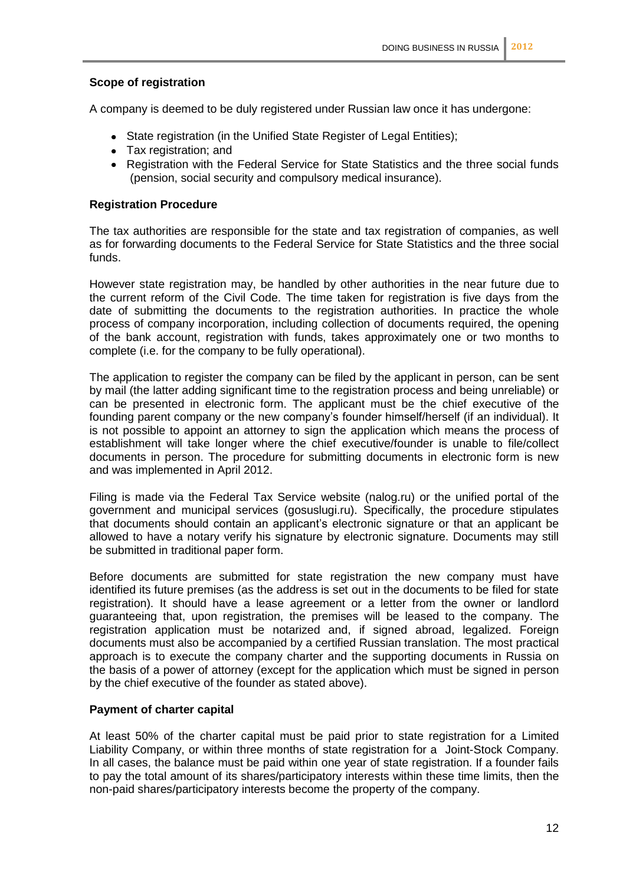### Scope of registration

A company is deemed to be duly registered under Russian law once it has undergone:

- State registration (in the Unified State Register of Legal Entities);
- Tax registration; and
- Registration with the Federal Service for State Statistics and the three social funds (pension, social security and compulsory medical insurance).

### Registration Procedure

The tax authorities are responsible for the state and tax registration of companies, as well as for forwarding documents to the Federal Service for State Statistics and the three social funds.

However state registration may, be handled by other authorities in the near future due to the current reform of the Civil Code. The time taken for registration is five days from the date of submitting the documents to the registration authorities. In practice the whole process of company incorporation, including collection of documents required, the opening of the bank account, registration with funds, takes approximately one or two months to complete (i.e. for the company to be fully operational).

The application to register the company can be filed by the applicant in person, can be sent by mail (the latter adding significant time to the registration process and being unreliable) or can be presented in electronic form. The applicant must be the chief executive of the founding parent company or the new company's founder himself/herself (if an individual). It is not possible to appoint an attorney to sign the application which means the process of establishment will take longer where the chief executive/founder is unable to file/collect documents in person. The procedure for submitting documents in electronic form is new and was implemented in April 2012.

Filing is made via the Federal Tax Service website (nalog.ru) or the unified portal of the government and municipal services (gosuslugi.ru). Specifically, the procedure stipulates that documents should contain an applicant's electronic signature or that an applicant be allowed to have a notary verify his signature by electronic signature. Documents may still be submitted in traditional paper form.

Before documents are submitted for state registration the new company must have identified its future premises (as the address is set out in the documents to be filed for state registration). It should have a lease agreement or a letter from the owner or landlord guaranteeing that, upon registration, the premises will be leased to the company. The registration application must be notarized and, if signed abroad, legalized. Foreign documents must also be accompanied by a certified Russian translation. The most practical approach is to execute the company charter and the supporting documents in Russia on the basis of a power of attorney (except for the application which must be signed in person by the chief executive of the founder as stated above).

### Payment of charter capital

At least 50% of the charter capital must be paid prior to state registration for a Limited Liability Company, or within three months of state registration for a Joint-Stock Company. In all cases, the balance must be paid within one year of state registration. If a founder fails to pay the total amount of its shares/participatory interests within these time limits, then the non-paid shares/participatory interests become the property of the company.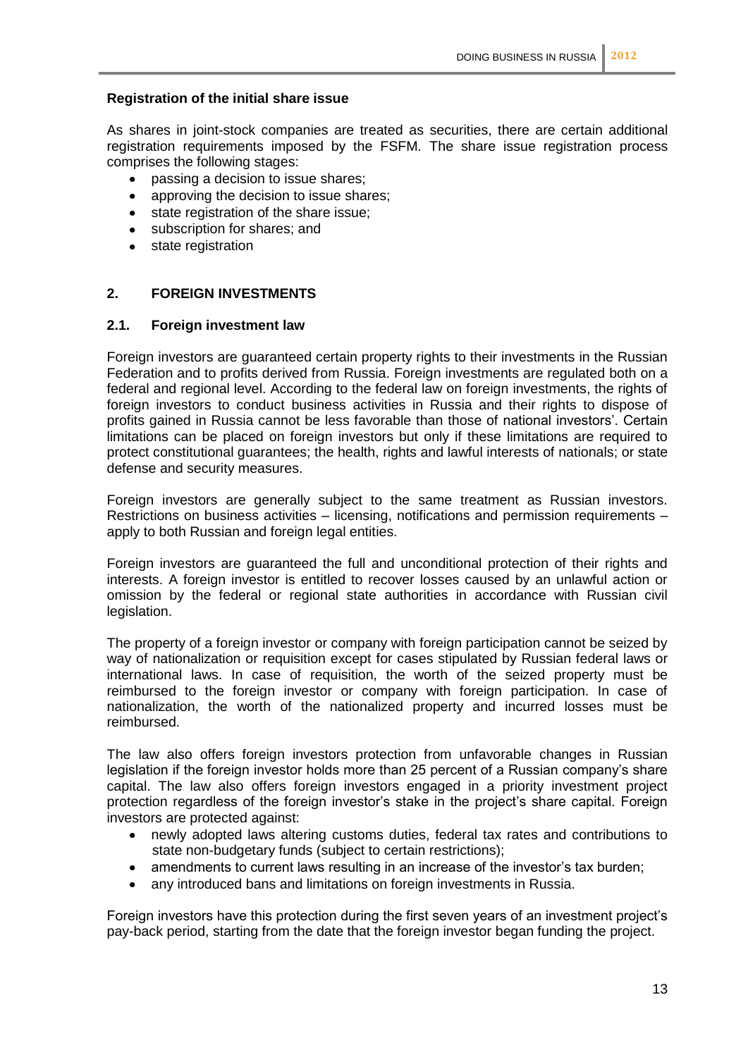**Registration of the initial share issue**

As shares in joint-stock companies are treated as securities, there are certain additional registration requirements imposed by the FSFM. The share issue registration process comprises the following stages:

- passing a decision to issue shares;
- approving the decision to issue shares;
- state registration of the share issue;
- subscription for shares; and
- state registration

## 2. FOREIGN INVESTMENTS

### 2.1. Foreign investment law

Foreign investors are guaranteed certain property rights to their investments in the Russian Federation and to profits derived from Russia. Foreign investments are regulated both on a federal and regional level. According to the federal law on foreign investments, the rights of foreign investors to conduct business activities in Russia and their rights to dispose of profits gained in Russia cannot be less favorable than those of national investors'. Certain limitations can be placed on foreign investors but only if these limitations are required to protect constitutional guarantees; the health, rights and lawful interests of nationals; or state defense and security measures.

Foreign investors are generally subject to the same treatment as Russian investors. Restrictions on business activities – licensing, notifications and permission requirements – apply to both Russian and foreign legal entities.

Foreign investors are guaranteed the full and unconditional protection of their rights and interests. A foreign investor is entitled to recover losses caused by an unlawful action or omission by the federal or regional state authorities in accordance with Russian civil legislation.

The property of a foreign investor or company with foreign participation cannot be seized by way of nationalization or requisition except for cases stipulated by Russian federal laws or international laws. In case of requisition, the worth of the seized property must be reimbursed to the foreign investor or company with foreign participation. In case of nationalization, the worth of the nationalized property and incurred losses must be reimbursed.

The law also offers foreign investors protection from unfavorable changes in Russian legislation if the foreign investor holds more than 25 percent of a Russian company's share capital. The law also offers foreign investors engaged in a priority investment project protection regardless of the foreign investor's stake in the project's share capital. Foreign investors are protected against:

- newly adopted laws altering customs duties, federal tax rates and contributions to state non-budgetary funds (subject to certain restrictions);
- amendments to current laws resulting in an increase of the investor's tax burden;
- any introduced bans and limitations on foreign investments in Russia.

Foreign investors have this protection during the first seven years of an investment project's pay-back period, starting from the date that the foreign investor began funding the project.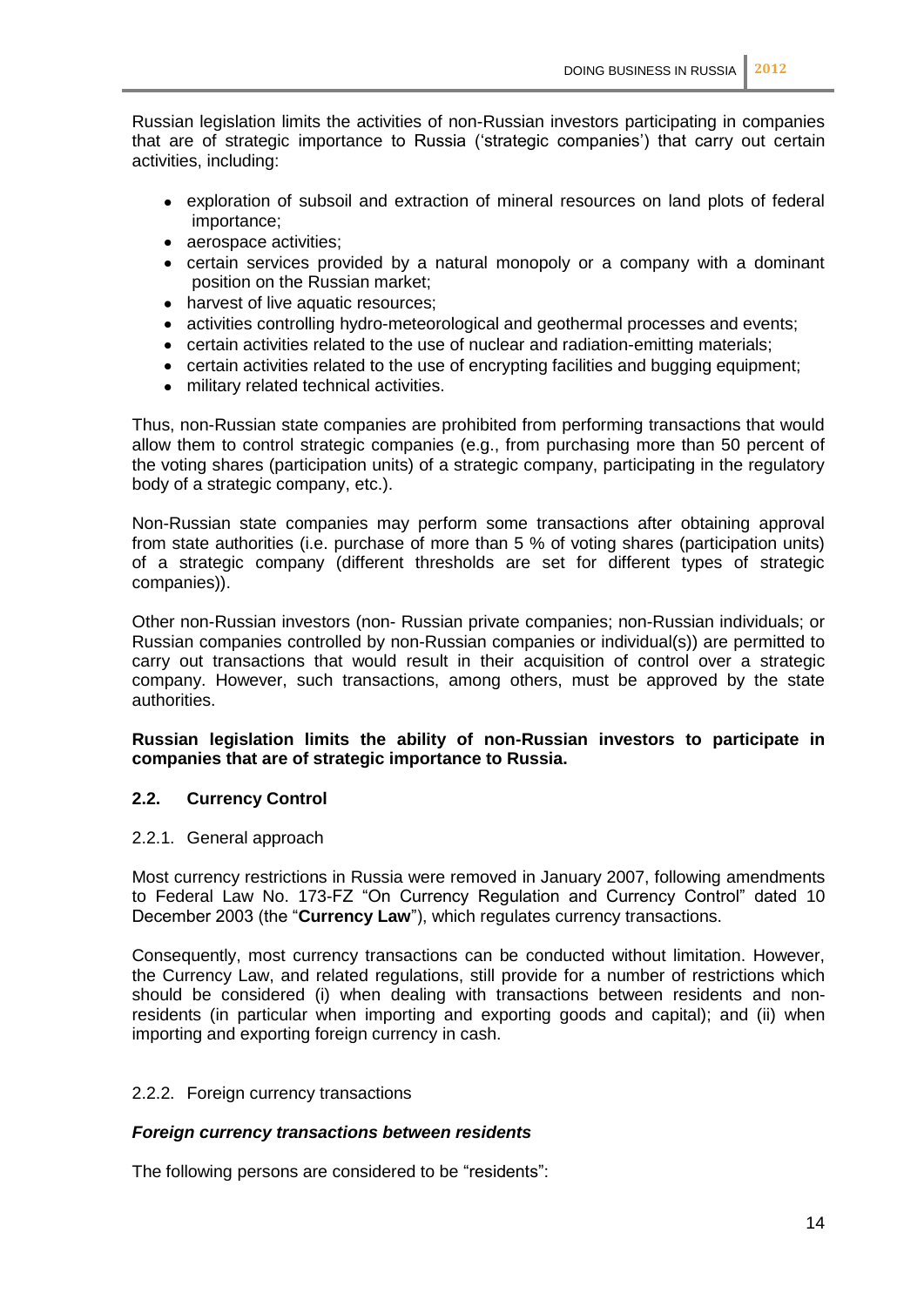Russian legislation limits the activities of non-Russian investors participating in companies that are of strategic importance to Russia ('strategic companies') that carry out certain activities, including:

- exploration of subsoil and extraction of mineral resources on land plots of federal importance;
- aerospace activities;
- certain services provided by a natural monopoly or a company with a dominant position on the Russian market;
- harvest of live aquatic resources;
- activities controlling hydro-meteorological and geothermal processes and events;
- certain activities related to the use of nuclear and radiation-emitting materials;
- certain activities related to the use of encrypting facilities and bugging equipment;
- military related technical activities.

Thus, non-Russian state companies are prohibited from performing transactions that would allow them to control strategic companies (e.g., from purchasing more than 50 percent of the voting shares (participation units) of a strategic company, participating in the regulatory body of a strategic company, etc.).

Non-Russian state companies may perform some transactions after obtaining approval from state authorities (i.e. purchase of more than 5 % of voting shares (participation units) of a strategic company (different thresholds are set for different types of strategic companies)).

Other non-Russian investors (non- Russian private companies; non-Russian individuals; or Russian companies controlled by non-Russian companies or individual(s)) are permitted to carry out transactions that would result in their acquisition of control over a strategic company. However, such transactions, among others, must be approved by the state authorities.

**Russian legislation limits the ability of non-Russian investors to participate in companies that are of strategic importance to Russia.**

## 2.2. Currency Control

### 2.2.1. General approach

Most currency restrictions in Russia were removed in January 2007, following amendments to Federal Law No. 173-FZ "On Currency Regulation and Currency Control" dated 10 December 2003 (the "**Currency Law**"), which regulates currency transactions.

Consequently, most currency transactions can be conducted without limitation. However, the Currency Law, and related regulations, still provide for a number of restrictions which should be considered (i) when dealing with transactions between residents and non-residents (in particular when importing and exporting goods and capital); and (ii) when importing and exporting foreign currency in cash.

### 2.2.2. Foreign currency transactions

***Foreign currency transactions between residents***

The following persons are considered to be "residents":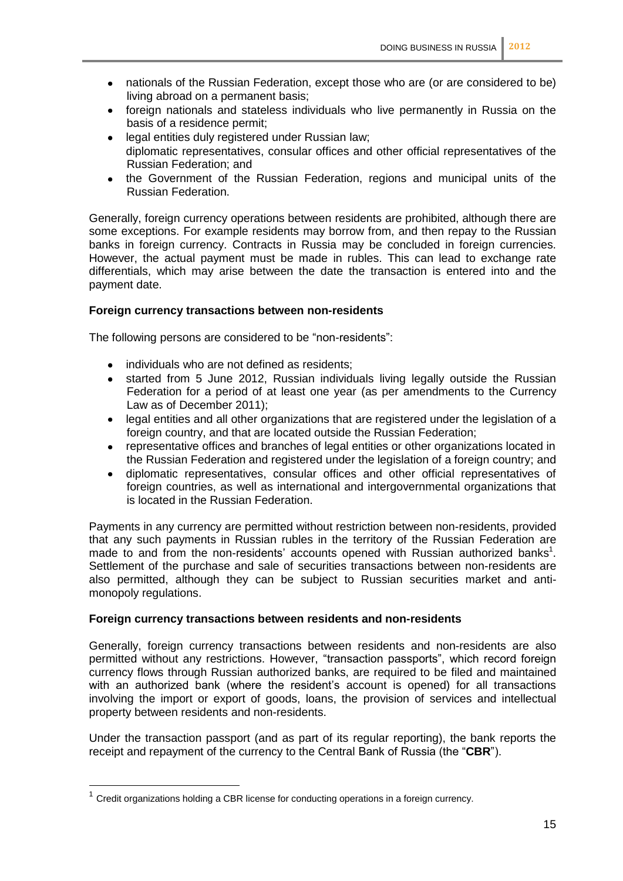- nationals of the Russian Federation, except those who are (or are considered to be) living abroad on a permanent basis;
- foreign nationals and stateless individuals who live permanently in Russia on the basis of a residence permit;
- legal entities duly registered under Russian law; diplomatic representatives, consular offices and other official representatives of the Russian Federation; and
- the Government of the Russian Federation, regions and municipal units of the Russian Federation.

Generally, foreign currency operations between residents are prohibited, although there are some exceptions. For example residents may borrow from, and then repay to the Russian banks in foreign currency. Contracts in Russia may be concluded in foreign currencies. However, the actual payment must be made in rubles. This can lead to exchange rate differentials, which may arise between the date the transaction is entered into and the payment date.

**Foreign currency transactions between non-residents**

The following persons are considered to be "non-residents":

- individuals who are not defined as residents;
- started from 5 June 2012, Russian individuals living legally outside the Russian Federation for a period of at least one year (as per amendments to the Currency Law as of December 2011);
- legal entities and all other organizations that are registered under the legislation of a foreign country, and that are located outside the Russian Federation;
- representative offices and branches of legal entities or other organizations located in the Russian Federation and registered under the legislation of a foreign country; and
- diplomatic representatives, consular offices and other official representatives of foreign countries, as well as international and intergovernmental organizations that is located in the Russian Federation.

Payments in any currency are permitted without restriction between non-residents, provided that any such payments in Russian rubles in the territory of the Russian Federation are made to and from the non-residents' accounts opened with Russian authorized banks[1]. Settlement of the purchase and sale of securities transactions between non-residents are also permitted, although they can be subject to Russian securities market and anti-monopoly regulations.

**Foreign currency transactions between residents and non-residents**

Generally, foreign currency transactions between residents and non-residents are also permitted without any restrictions. However, "transaction passports", which record foreign currency flows through Russian authorized banks, are required to be filed and maintained with an authorized bank (where the resident's account is opened) for all transactions involving the import or export of goods, loans, the provision of services and intellectual property between residents and non-residents.

Under the transaction passport (and as part of its regular reporting), the bank reports the receipt and repayment of the currency to the Central Bank of Russia (the "**CBR**").

---

[1] Credit organizations holding a CBR license for conducting operations in a foreign currency.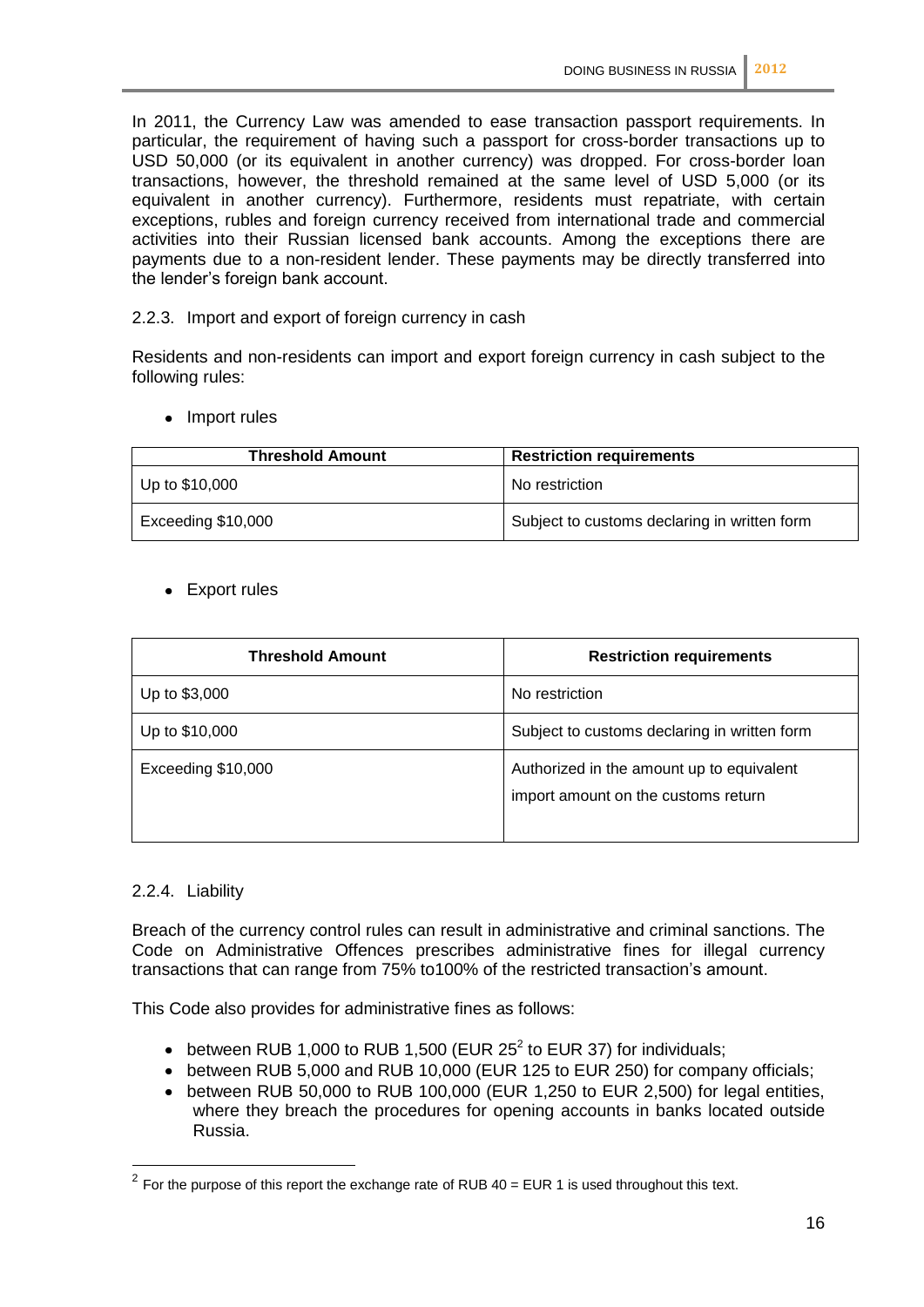In 2011, the Currency Law was amended to ease transaction passport requirements. In particular, the requirement of having such a passport for cross-border transactions up to USD 50,000 (or its equivalent in another currency) was dropped. For cross-border loan transactions, however, the threshold remained at the same level of USD 5,000 (or its equivalent in another currency). Furthermore, residents must repatriate, with certain exceptions, rubles and foreign currency received from international trade and commercial activities into their Russian licensed bank accounts. Among the exceptions there are payments due to a non-resident lender. These payments may be directly transferred into the lender's foreign bank account.

### 2.2.3. Import and export of foreign currency in cash

Residents and non-residents can import and export foreign currency in cash subject to the following rules:

- Import rules

| Threshold Amount | Restriction requirements |
|---|---|
| Up to $10,000 | No restriction |
| Exceeding $10,000 | Subject to customs declaring in written form |

- Export rules

| Threshold Amount | Restriction requirements |
|---|---|
| Up to $3,000 | No restriction |
| Up to $10,000 | Subject to customs declaring in written form |
| Exceeding $10,000 | Authorized in the amount up to equivalent import amount on the customs return |

### 2.2.4. Liability

Breach of the currency control rules can result in administrative and criminal sanctions. The Code on Administrative Offences prescribes administrative fines for illegal currency transactions that can range from 75% to100% of the restricted transaction's amount.

This Code also provides for administrative fines as follows:

- between RUB 1,000 to RUB 1,500 (EUR 25[2] to EUR 37) for individuals;
- between RUB 5,000 and RUB 10,000 (EUR 125 to EUR 250) for company officials;
- between RUB 50,000 to RUB 100,000 (EUR 1,250 to EUR 2,500) for legal entities, where they breach the procedures for opening accounts in banks located outside Russia.

[2] For the purpose of this report the exchange rate of RUB 40 = EUR 1 is used throughout this text.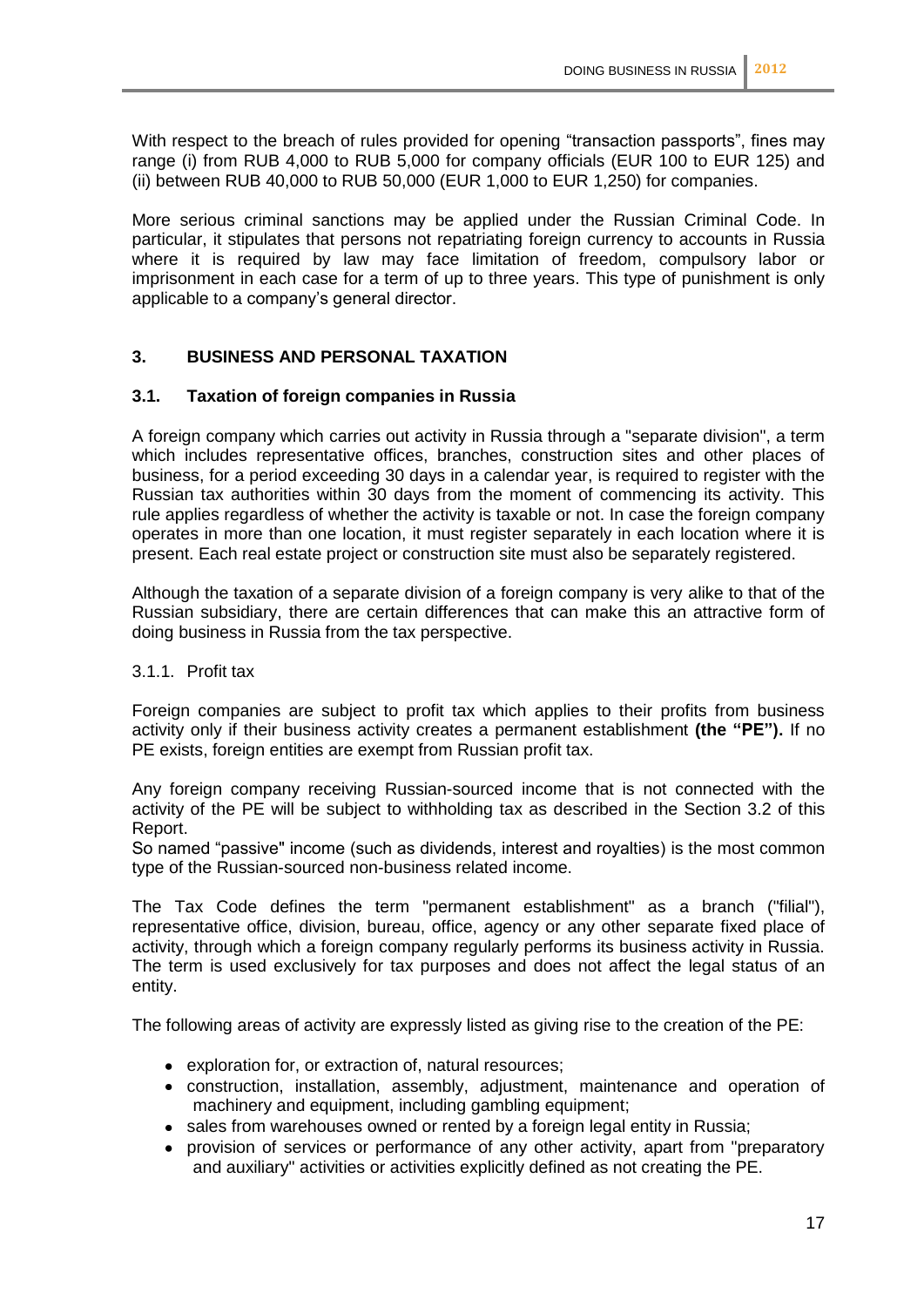With respect to the breach of rules provided for opening “transaction passports”, fines may range (i) from RUB 4,000 to RUB 5,000 for company officials (EUR 100 to EUR 125) and (ii) between RUB 40,000 to RUB 50,000 (EUR 1,000 to EUR 1,250) for companies.

More serious criminal sanctions may be applied under the Russian Criminal Code. In particular, it stipulates that persons not repatriating foreign currency to accounts in Russia where it is required by law may face limitation of freedom, compulsory labor or imprisonment in each case for a term of up to three years. This type of punishment is only applicable to a company’s general director.

## 3. BUSINESS AND PERSONAL TAXATION

### 3.1. Taxation of foreign companies in Russia

A foreign company which carries out activity in Russia through a "separate division", a term which includes representative offices, branches, construction sites and other places of business, for a period exceeding 30 days in a calendar year, is required to register with the Russian tax authorities within 30 days from the moment of commencing its activity. This rule applies regardless of whether the activity is taxable or not. In case the foreign company operates in more than one location, it must register separately in each location where it is present. Each real estate project or construction site must also be separately registered.

Although the taxation of a separate division of a foreign company is very alike to that of the Russian subsidiary, there are certain differences that can make this an attractive form of doing business in Russia from the tax perspective.

#### 3.1.1. Profit tax

Foreign companies are subject to profit tax which applies to their profits from business activity only if their business activity creates a permanent establishment **(the “PE”).** If no PE exists, foreign entities are exempt from Russian profit tax.

Any foreign company receiving Russian-sourced income that is not connected with the activity of the PE will be subject to withholding tax as described in the Section 3.2 of this Report.
So named “passive" income (such as dividends, interest and royalties) is the most common type of the Russian-sourced non-business related income.

The Tax Code defines the term "permanent establishment" as a branch ("filial"), representative office, division, bureau, office, agency or any other separate fixed place of activity, through which a foreign company regularly performs its business activity in Russia. The term is used exclusively for tax purposes and does not affect the legal status of an entity.

The following areas of activity are expressly listed as giving rise to the creation of the PE:

- exploration for, or extraction of, natural resources;
- construction, installation, assembly, adjustment, maintenance and operation of machinery and equipment, including gambling equipment;
- sales from warehouses owned or rented by a foreign legal entity in Russia;
- provision of services or performance of any other activity, apart from "preparatory and auxiliary" activities or activities explicitly defined as not creating the PE.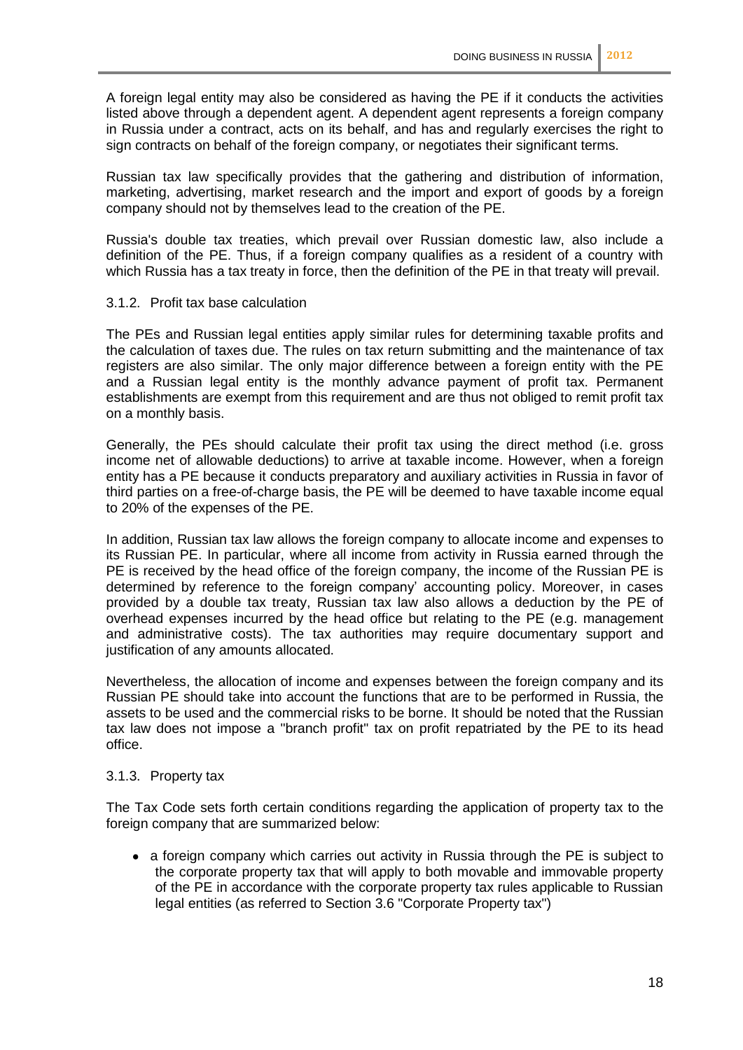A foreign legal entity may also be considered as having the PE if it conducts the activities listed above through a dependent agent. A dependent agent represents a foreign company in Russia under a contract, acts on its behalf, and has and regularly exercises the right to sign contracts on behalf of the foreign company, or negotiates their significant terms.

Russian tax law specifically provides that the gathering and distribution of information, marketing, advertising, market research and the import and export of goods by a foreign company should not by themselves lead to the creation of the PE.

Russia's double tax treaties, which prevail over Russian domestic law, also include a definition of the PE. Thus, if a foreign company qualifies as a resident of a country with which Russia has a tax treaty in force, then the definition of the PE in that treaty will prevail.

### 3.1.2. Profit tax base calculation

The PEs and Russian legal entities apply similar rules for determining taxable profits and the calculation of taxes due. The rules on tax return submitting and the maintenance of tax registers are also similar. The only major difference between a foreign entity with the PE and a Russian legal entity is the monthly advance payment of profit tax. Permanent establishments are exempt from this requirement and are thus not obliged to remit profit tax on a monthly basis.

Generally, the PEs should calculate their profit tax using the direct method (i.e. gross income net of allowable deductions) to arrive at taxable income. However, when a foreign entity has a PE because it conducts preparatory and auxiliary activities in Russia in favor of third parties on a free-of-charge basis, the PE will be deemed to have taxable income equal to 20% of the expenses of the PE.

In addition, Russian tax law allows the foreign company to allocate income and expenses to its Russian PE. In particular, where all income from activity in Russia earned through the PE is received by the head office of the foreign company, the income of the Russian PE is determined by reference to the foreign company' accounting policy. Moreover, in cases provided by a double tax treaty, Russian tax law also allows a deduction by the PE of overhead expenses incurred by the head office but relating to the PE (e.g. management and administrative costs). The tax authorities may require documentary support and justification of any amounts allocated.

Nevertheless, the allocation of income and expenses between the foreign company and its Russian PE should take into account the functions that are to be performed in Russia, the assets to be used and the commercial risks to be borne. It should be noted that the Russian tax law does not impose a "branch profit" tax on profit repatriated by the PE to its head office.

### 3.1.3. Property tax

The Tax Code sets forth certain conditions regarding the application of property tax to the foreign company that are summarized below:

- a foreign company which carries out activity in Russia through the PE is subject to the corporate property tax that will apply to both movable and immovable property of the PE in accordance with the corporate property tax rules applicable to Russian legal entities (as referred to Section 3.6 "Corporate Property tax")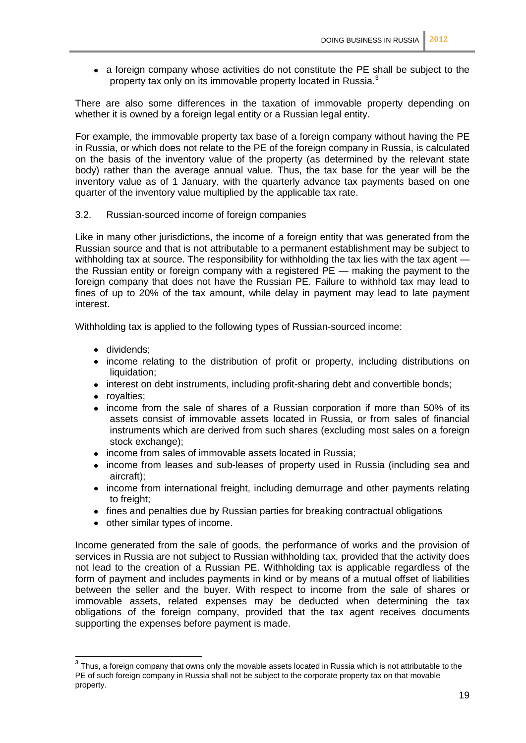- a foreign company whose activities do not constitute the PE shall be subject to the property tax only on its immovable property located in Russia.[3]

There are also some differences in the taxation of immovable property depending on whether it is owned by a foreign legal entity or a Russian legal entity.

For example, the immovable property tax base of a foreign company without having the PE in Russia, or which does not relate to the PE of the foreign company in Russia, is calculated on the basis of the inventory value of the property (as determined by the relevant state body) rather than the average annual value. Thus, the tax base for the year will be the inventory value as of 1 January, with the quarterly advance tax payments based on one quarter of the inventory value multiplied by the applicable tax rate.

### 3.2. Russian-sourced income of foreign companies

Like in many other jurisdictions, the income of a foreign entity that was generated from the Russian source and that is not attributable to a permanent establishment may be subject to withholding tax at source. The responsibility for withholding the tax lies with the tax agent — the Russian entity or foreign company with a registered PE — making the payment to the foreign company that does not have the Russian PE. Failure to withhold tax may lead to fines of up to 20% of the tax amount, while delay in payment may lead to late payment interest.

Withholding tax is applied to the following types of Russian-sourced income:

- dividends;
- income relating to the distribution of profit or property, including distributions on liquidation;
- interest on debt instruments, including profit-sharing debt and convertible bonds;
- royalties;
- income from the sale of shares of a Russian corporation if more than 50% of its assets consist of immovable assets located in Russia, or from sales of financial instruments which are derived from such shares (excluding most sales on a foreign stock exchange);
- income from sales of immovable assets located in Russia;
- income from leases and sub-leases of property used in Russia (including sea and aircraft);
- income from international freight, including demurrage and other payments relating to freight;
- fines and penalties due by Russian parties for breaking contractual obligations
- other similar types of income.

Income generated from the sale of goods, the performance of works and the provision of services in Russia are not subject to Russian withholding tax, provided that the activity does not lead to the creation of a Russian PE. Withholding tax is applicable regardless of the form of payment and includes payments in kind or by means of a mutual offset of liabilities between the seller and the buyer. With respect to income from the sale of shares or immovable assets, related expenses may be deducted when determining the tax obligations of the foreign company, provided that the tax agent receives documents supporting the expenses before payment is made.

---

[3] Thus, a foreign company that owns only the movable assets located in Russia which is not attributable to the PE of such foreign company in Russia shall not be subject to the corporate property tax on that movable property.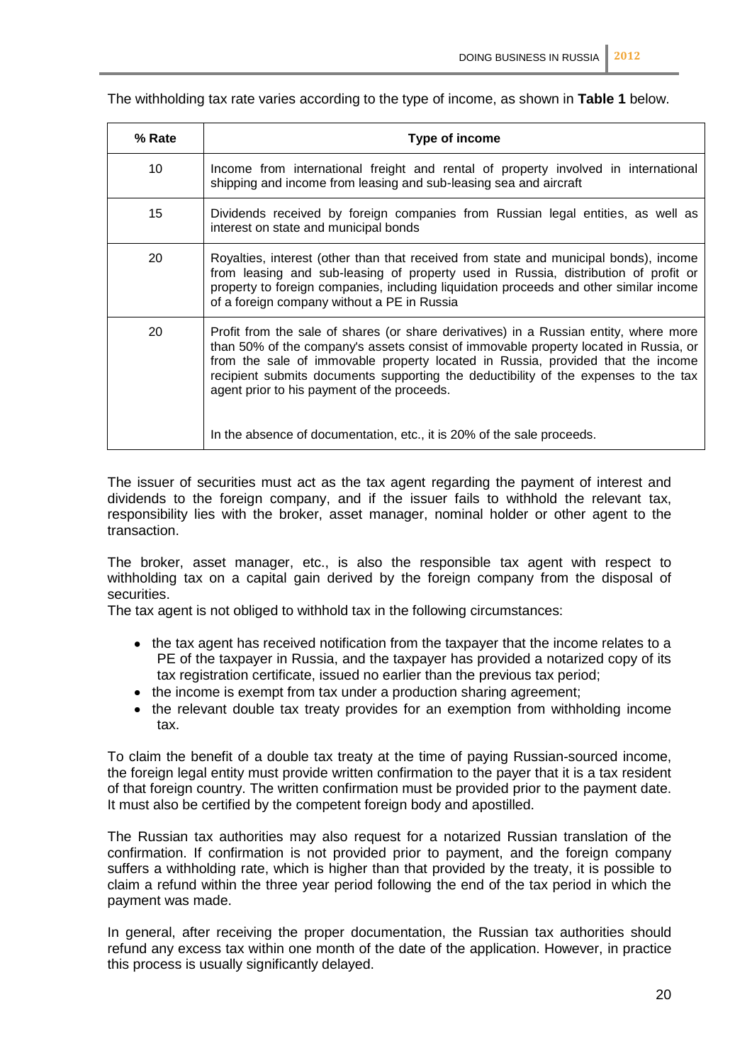The withholding tax rate varies according to the type of income, as shown in **Table 1** below.

| % Rate | Type of income |
|---|---|
| 10 | Income from international freight and rental of property involved in international shipping and income from leasing and sub-leasing sea and aircraft |
| 15 | Dividends received by foreign companies from Russian legal entities, as well as interest on state and municipal bonds |
| 20 | Royalties, interest (other than that received from state and municipal bonds), income from leasing and sub-leasing of property used in Russia, distribution of profit or property to foreign companies, including liquidation proceeds and other similar income of a foreign company without a PE in Russia |
| 20 | Profit from the sale of shares (or share derivatives) in a Russian entity, where more than 50% of the company's assets consist of immovable property located in Russia, or from the sale of immovable property located in Russia, provided that the income recipient submits documents supporting the deductibility of the expenses to the tax agent prior to his payment of the proceeds.<br><br>In the absence of documentation, etc., it is 20% of the sale proceeds. |

The issuer of securities must act as the tax agent regarding the payment of interest and dividends to the foreign company, and if the issuer fails to withhold the relevant tax, responsibility lies with the broker, asset manager, nominal holder or other agent to the transaction.

The broker, asset manager, etc., is also the responsible tax agent with respect to withholding tax on a capital gain derived by the foreign company from the disposal of securities.
The tax agent is not obliged to withhold tax in the following circumstances:

- the tax agent has received notification from the taxpayer that the income relates to a PE of the taxpayer in Russia, and the taxpayer has provided a notarized copy of its tax registration certificate, issued no earlier than the previous tax period;
- the income is exempt from tax under a production sharing agreement;
- the relevant double tax treaty provides for an exemption from withholding income tax.

To claim the benefit of a double tax treaty at the time of paying Russian-sourced income, the foreign legal entity must provide written confirmation to the payer that it is a tax resident of that foreign country. The written confirmation must be provided prior to the payment date. It must also be certified by the competent foreign body and apostilled.

The Russian tax authorities may also request for a notarized Russian translation of the confirmation. If confirmation is not provided prior to payment, and the foreign company suffers a withholding rate, which is higher than that provided by the treaty, it is possible to claim a refund within the three year period following the end of the tax period in which the payment was made.

In general, after receiving the proper documentation, the Russian tax authorities should refund any excess tax within one month of the date of the application. However, in practice this process is usually significantly delayed.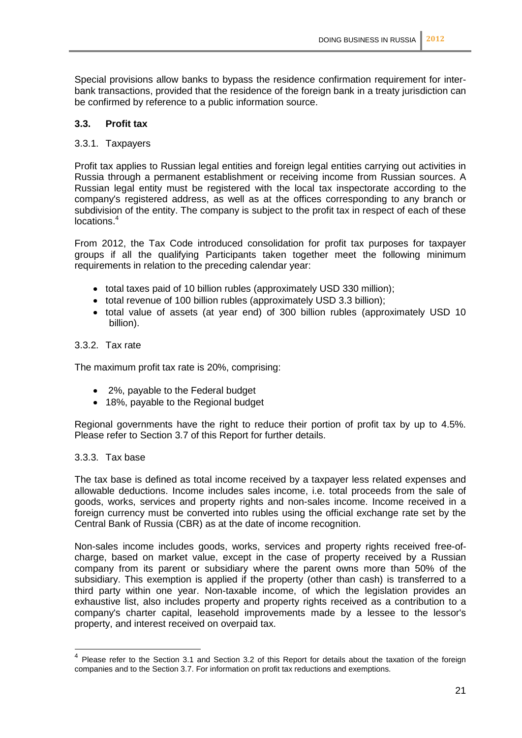Special provisions allow banks to bypass the residence confirmation requirement for inter-bank transactions, provided that the residence of the foreign bank in a treaty jurisdiction can be confirmed by reference to a public information source.

### 3.3. Profit tax

#### 3.3.1. Taxpayers

Profit tax applies to Russian legal entities and foreign legal entities carrying out activities in Russia through a permanent establishment or receiving income from Russian sources. A Russian legal entity must be registered with the local tax inspectorate according to the company's registered address, as well as at the offices corresponding to any branch or subdivision of the entity. The company is subject to the profit tax in respect of each of these locations.[4]

From 2012, the Tax Code introduced consolidation for profit tax purposes for taxpayer groups if all the qualifying Participants taken together meet the following minimum requirements in relation to the preceding calendar year:

- total taxes paid of 10 billion rubles (approximately USD 330 million);
- total revenue of 100 billion rubles (approximately USD 3.3 billion);
- total value of assets (at year end) of 300 billion rubles (approximately USD 10 billion).

#### 3.3.2. Tax rate

The maximum profit tax rate is 20%, comprising:

- 2%, payable to the Federal budget
- 18%, payable to the Regional budget

Regional governments have the right to reduce their portion of profit tax by up to 4.5%. Please refer to Section 3.7 of this Report for further details.

#### 3.3.3. Tax base

The tax base is defined as total income received by a taxpayer less related expenses and allowable deductions. Income includes sales income, i.e. total proceeds from the sale of goods, works, services and property rights and non-sales income. Income received in a foreign currency must be converted into rubles using the official exchange rate set by the Central Bank of Russia (CBR) as at the date of income recognition.

Non-sales income includes goods, works, services and property rights received free-of-charge, based on market value, except in the case of property received by a Russian company from its parent or subsidiary where the parent owns more than 50% of the subsidiary. This exemption is applied if the property (other than cash) is transferred to a third party within one year. Non-taxable income, of which the legislation provides an exhaustive list, also includes property and property rights received as a contribution to a company's charter capital, leasehold improvements made by a lessee to the lessor's property, and interest received on overpaid tax.

---

[4] Please refer to the Section 3.1 and Section 3.2 of this Report for details about the taxation of the foreign companies and to the Section 3.7. For information on profit tax reductions and exemptions.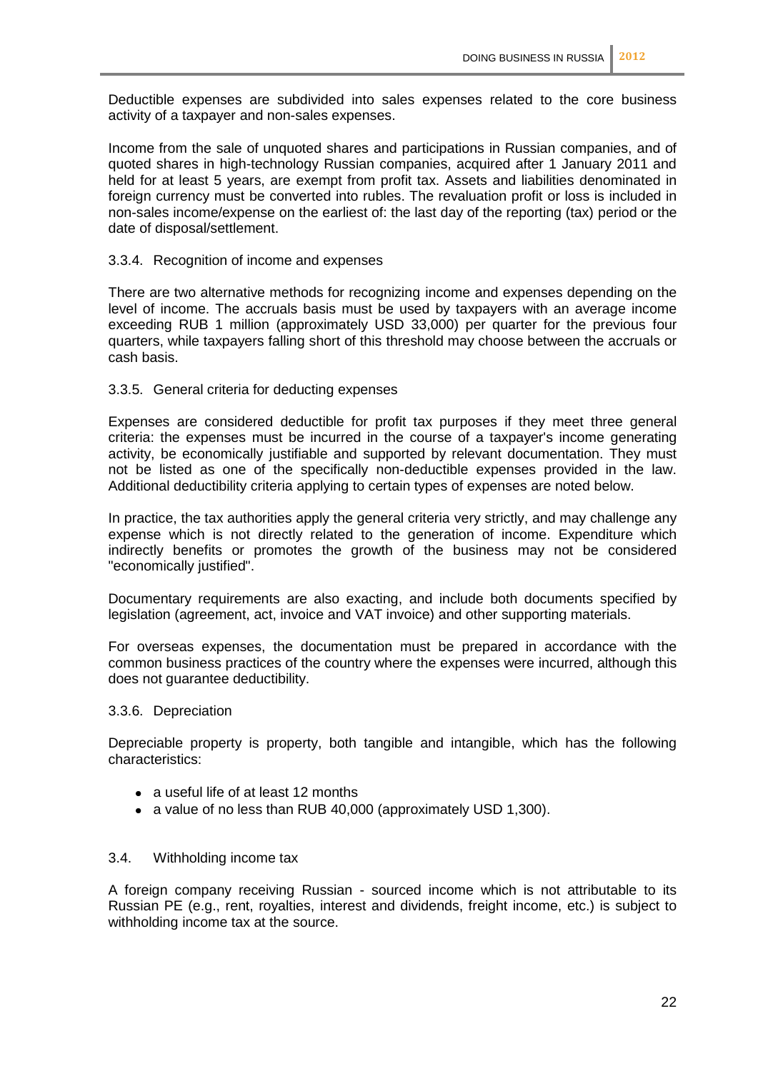Deductible expenses are subdivided into sales expenses related to the core business activity of a taxpayer and non-sales expenses.

Income from the sale of unquoted shares and participations in Russian companies, and of quoted shares in high-technology Russian companies, acquired after 1 January 2011 and held for at least 5 years, are exempt from profit tax. Assets and liabilities denominated in foreign currency must be converted into rubles. The revaluation profit or loss is included in non-sales income/expense on the earliest of: the last day of the reporting (tax) period or the date of disposal/settlement.

### 3.3.4. Recognition of income and expenses

There are two alternative methods for recognizing income and expenses depending on the level of income. The accruals basis must be used by taxpayers with an average income exceeding RUB 1 million (approximately USD 33,000) per quarter for the previous four quarters, while taxpayers falling short of this threshold may choose between the accruals or cash basis.

### 3.3.5. General criteria for deducting expenses

Expenses are considered deductible for profit tax purposes if they meet three general criteria: the expenses must be incurred in the course of a taxpayer's income generating activity, be economically justifiable and supported by relevant documentation. They must not be listed as one of the specifically non-deductible expenses provided in the law. Additional deductibility criteria applying to certain types of expenses are noted below.

In practice, the tax authorities apply the general criteria very strictly, and may challenge any expense which is not directly related to the generation of income. Expenditure which indirectly benefits or promotes the growth of the business may not be considered "economically justified".

Documentary requirements are also exacting, and include both documents specified by legislation (agreement, act, invoice and VAT invoice) and other supporting materials.

For overseas expenses, the documentation must be prepared in accordance with the common business practices of the country where the expenses were incurred, although this does not guarantee deductibility.

### 3.3.6. Depreciation

Depreciable property is property, both tangible and intangible, which has the following characteristics:

- a useful life of at least 12 months
- a value of no less than RUB 40,000 (approximately USD 1,300).

## 3.4. Withholding income tax

A foreign company receiving Russian - sourced income which is not attributable to its Russian PE (e.g., rent, royalties, interest and dividends, freight income, etc.) is subject to withholding income tax at the source.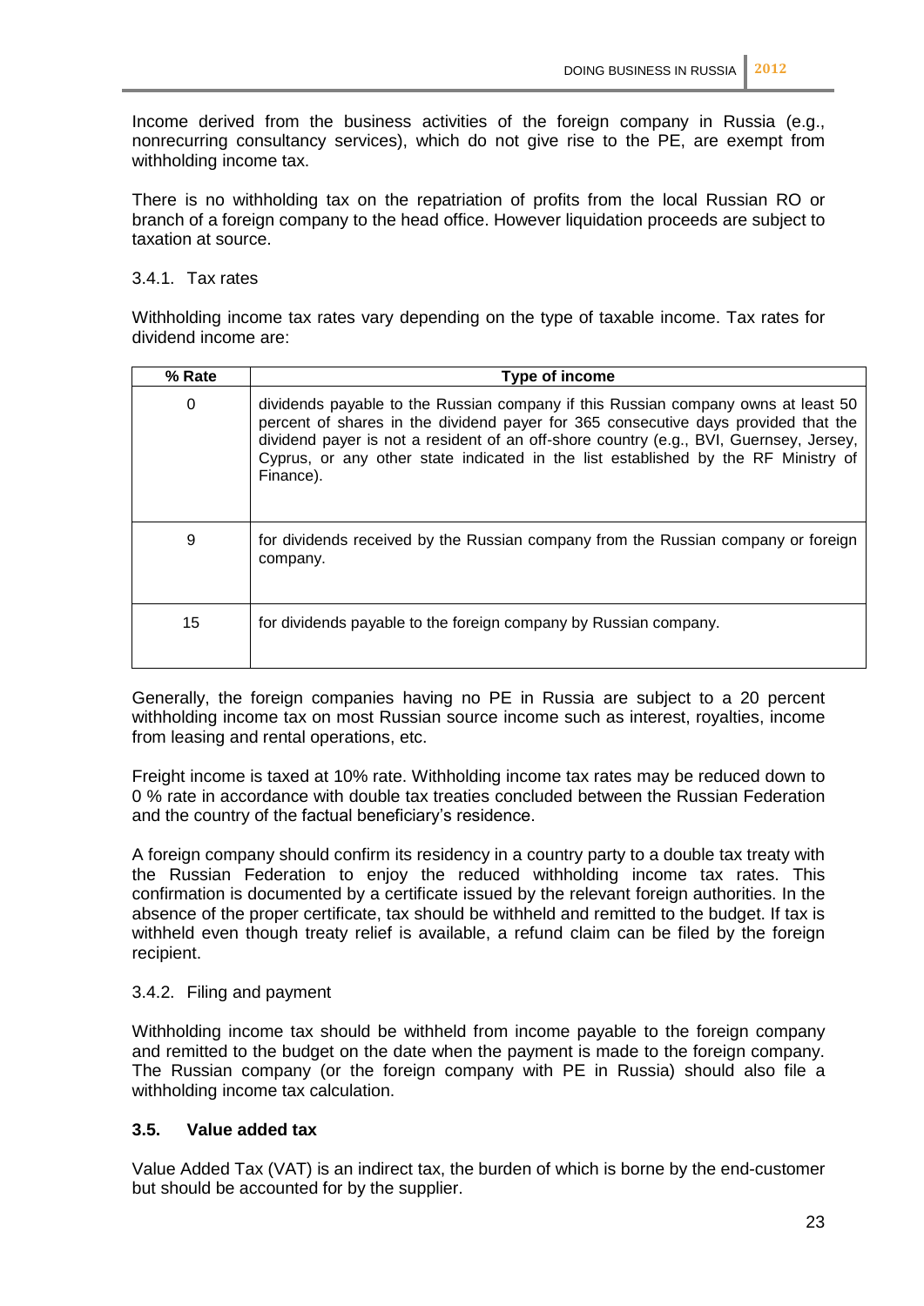Income derived from the business activities of the foreign company in Russia (e.g., nonrecurring consultancy services), which do not give rise to the PE, are exempt from withholding income tax.

There is no withholding tax on the repatriation of profits from the local Russian RO or branch of a foreign company to the head office. However liquidation proceeds are subject to taxation at source.

### 3.4.1. Tax rates

Withholding income tax rates vary depending on the type of taxable income. Tax rates for dividend income are:

| % Rate | Type of income |
|---|---|
| 0 | dividends payable to the Russian company if this Russian company owns at least 50 percent of shares in the dividend payer for 365 consecutive days provided that the dividend payer is not a resident of an off-shore country (e.g., BVI, Guernsey, Jersey, Cyprus, or any other state indicated in the list established by the RF Ministry of Finance). |
| 9 | for dividends received by the Russian company from the Russian company or foreign company. |
| 15 | for dividends payable to the foreign company by Russian company. |

Generally, the foreign companies having no PE in Russia are subject to a 20 percent withholding income tax on most Russian source income such as interest, royalties, income from leasing and rental operations, etc.

Freight income is taxed at 10% rate. Withholding income tax rates may be reduced down to 0 % rate in accordance with double tax treaties concluded between the Russian Federation and the country of the factual beneficiary's residence.

A foreign company should confirm its residency in a country party to a double tax treaty with the Russian Federation to enjoy the reduced withholding income tax rates. This confirmation is documented by a certificate issued by the relevant foreign authorities. In the absence of the proper certificate, tax should be withheld and remitted to the budget. If tax is withheld even though treaty relief is available, a refund claim can be filed by the foreign recipient.

### 3.4.2. Filing and payment

Withholding income tax should be withheld from income payable to the foreign company and remitted to the budget on the date when the payment is made to the foreign company. The Russian company (or the foreign company with PE in Russia) should also file a withholding income tax calculation.

## 3.5. Value added tax

Value Added Tax (VAT) is an indirect tax, the burden of which is borne by the end-customer but should be accounted for by the supplier.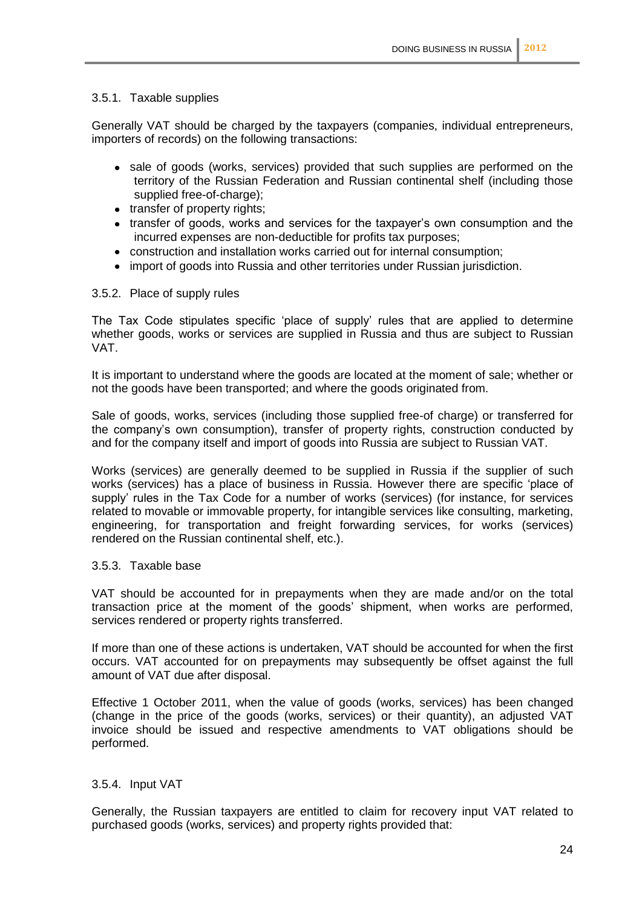### 3.5.1. Taxable supplies

Generally VAT should be charged by the taxpayers (companies, individual entrepreneurs, importers of records) on the following transactions:

- sale of goods (works, services) provided that such supplies are performed on the territory of the Russian Federation and Russian continental shelf (including those supplied free-of-charge);
- transfer of property rights;
- transfer of goods, works and services for the taxpayer's own consumption and the incurred expenses are non-deductible for profits tax purposes;
- construction and installation works carried out for internal consumption;
- import of goods into Russia and other territories under Russian jurisdiction.

### 3.5.2. Place of supply rules

The Tax Code stipulates specific 'place of supply' rules that are applied to determine whether goods, works or services are supplied in Russia and thus are subject to Russian VAT.

It is important to understand where the goods are located at the moment of sale; whether or not the goods have been transported; and where the goods originated from.

Sale of goods, works, services (including those supplied free-of charge) or transferred for the company's own consumption), transfer of property rights, construction conducted by and for the company itself and import of goods into Russia are subject to Russian VAT.

Works (services) are generally deemed to be supplied in Russia if the supplier of such works (services) has a place of business in Russia. However there are specific 'place of supply' rules in the Tax Code for a number of works (services) (for instance, for services related to movable or immovable property, for intangible services like consulting, marketing, engineering, for transportation and freight forwarding services, for works (services) rendered on the Russian continental shelf, etc.).

### 3.5.3. Taxable base

VAT should be accounted for in prepayments when they are made and/or on the total transaction price at the moment of the goods' shipment, when works are performed, services rendered or property rights transferred.

If more than one of these actions is undertaken, VAT should be accounted for when the first occurs. VAT accounted for on prepayments may subsequently be offset against the full amount of VAT due after disposal.

Effective 1 October 2011, when the value of goods (works, services) has been changed (change in the price of the goods (works, services) or their quantity), an adjusted VAT invoice should be issued and respective amendments to VAT obligations should be performed.

### 3.5.4. Input VAT

Generally, the Russian taxpayers are entitled to claim for recovery input VAT related to purchased goods (works, services) and property rights provided that: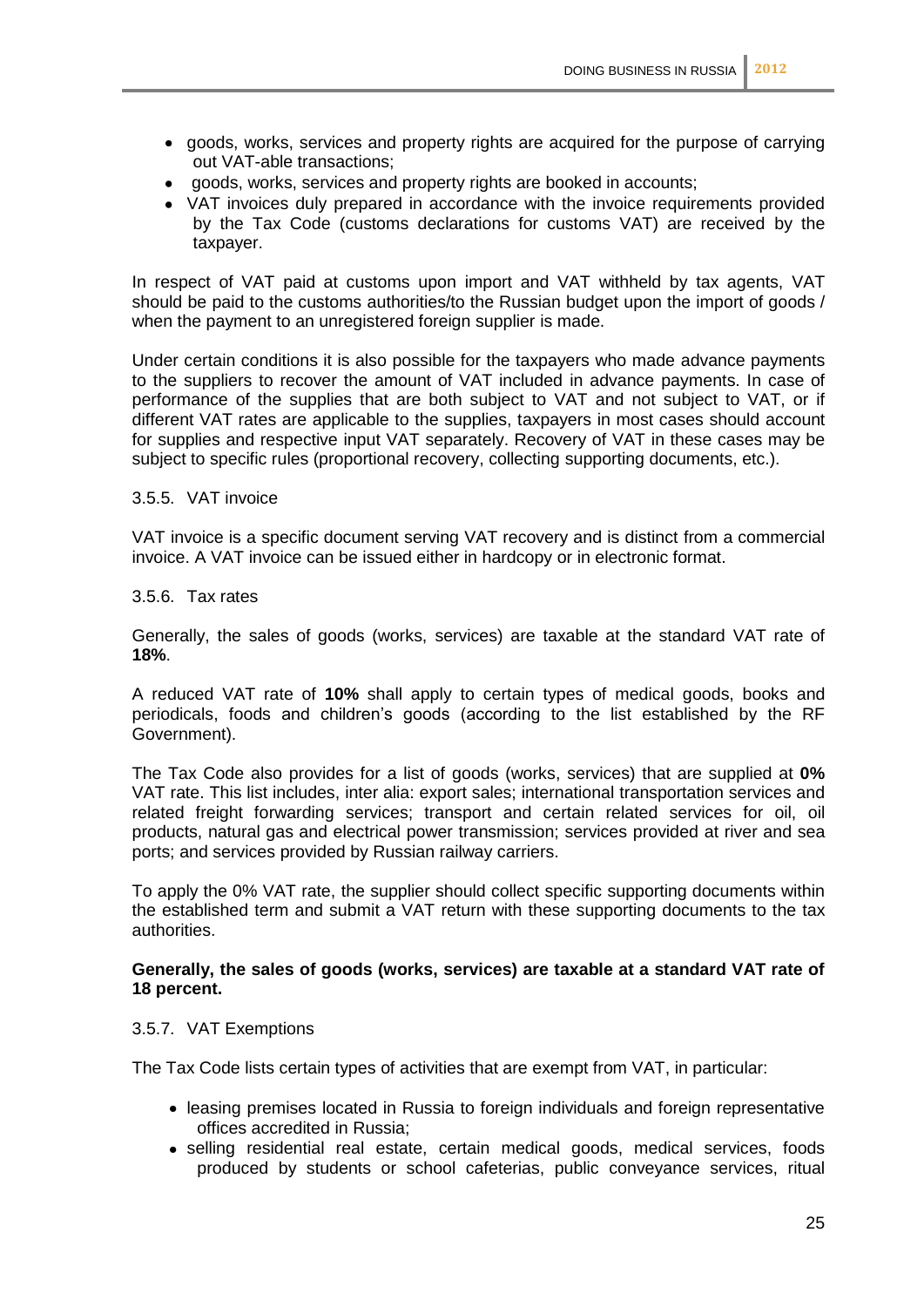- goods, works, services and property rights are acquired for the purpose of carrying out VAT-able transactions;
- goods, works, services and property rights are booked in accounts;
- VAT invoices duly prepared in accordance with the invoice requirements provided by the Tax Code (customs declarations for customs VAT) are received by the taxpayer.

In respect of VAT paid at customs upon import and VAT withheld by tax agents, VAT should be paid to the customs authorities/to the Russian budget upon the import of goods / when the payment to an unregistered foreign supplier is made.

Under certain conditions it is also possible for the taxpayers who made advance payments to the suppliers to recover the amount of VAT included in advance payments. In case of performance of the supplies that are both subject to VAT and not subject to VAT, or if different VAT rates are applicable to the supplies, taxpayers in most cases should account for supplies and respective input VAT separately. Recovery of VAT in these cases may be subject to specific rules (proportional recovery, collecting supporting documents, etc.).

### 3.5.5. VAT invoice

VAT invoice is a specific document serving VAT recovery and is distinct from a commercial invoice. A VAT invoice can be issued either in hardcopy or in electronic format.

### 3.5.6. Tax rates

Generally, the sales of goods (works, services) are taxable at the standard VAT rate of **18%**.

A reduced VAT rate of **10%** shall apply to certain types of medical goods, books and periodicals, foods and children's goods (according to the list established by the RF Government).

The Tax Code also provides for a list of goods (works, services) that are supplied at **0%** VAT rate. This list includes, inter alia: export sales; international transportation services and related freight forwarding services; transport and certain related services for oil, oil products, natural gas and electrical power transmission; services provided at river and sea ports; and services provided by Russian railway carriers.

To apply the 0% VAT rate, the supplier should collect specific supporting documents within the established term and submit a VAT return with these supporting documents to the tax authorities.

**Generally, the sales of goods (works, services) are taxable at a standard VAT rate of 18 percent.**

### 3.5.7. VAT Exemptions

The Tax Code lists certain types of activities that are exempt from VAT, in particular:

- leasing premises located in Russia to foreign individuals and foreign representative offices accredited in Russia;
- selling residential real estate, certain medical goods, medical services, foods produced by students or school cafeterias, public conveyance services, ritual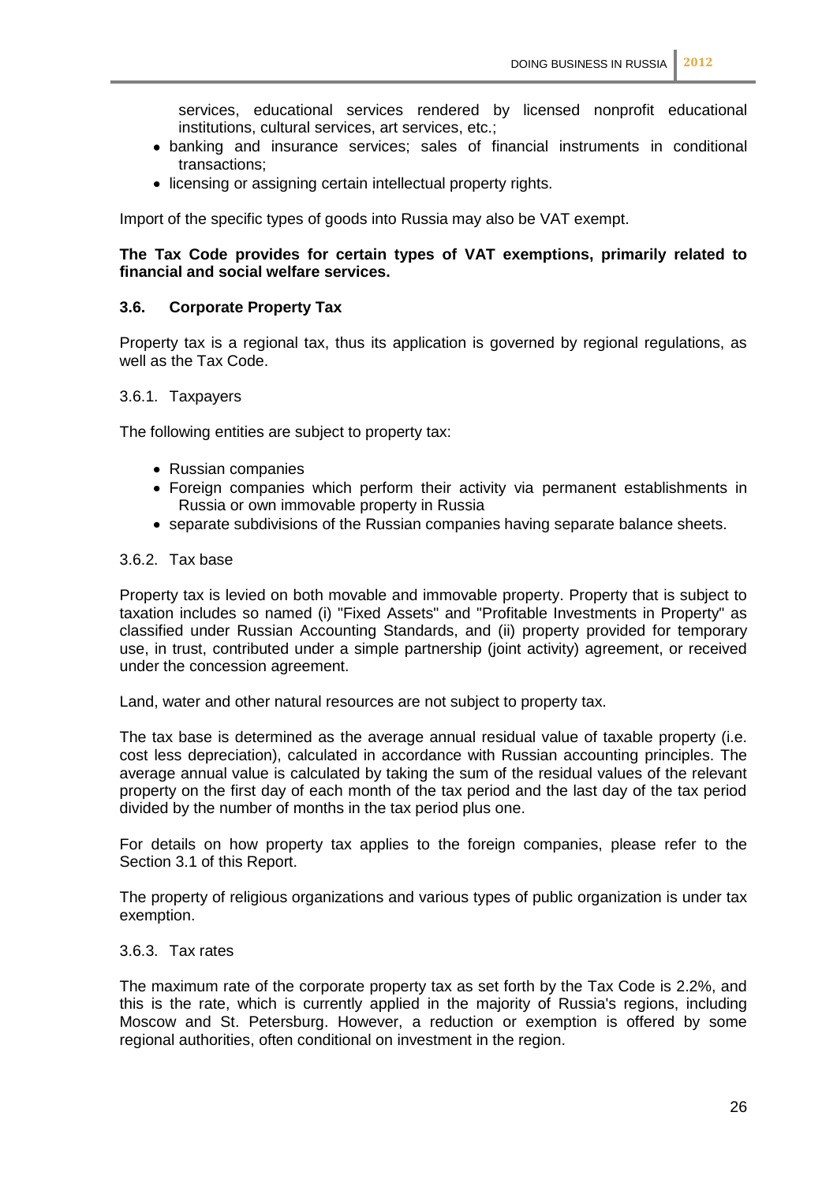services, educational services rendered by licensed nonprofit educational institutions, cultural services, art services, etc.;
- banking and insurance services; sales of financial instruments in conditional transactions;
- licensing or assigning certain intellectual property rights.

Import of the specific types of goods into Russia may also be VAT exempt.

**The Tax Code provides for certain types of VAT exemptions, primarily related to financial and social welfare services.**

### 3.6. Corporate Property Tax

Property tax is a regional tax, thus its application is governed by regional regulations, as well as the Tax Code.

#### 3.6.1. Taxpayers

The following entities are subject to property tax:

- Russian companies
- Foreign companies which perform their activity via permanent establishments in Russia or own immovable property in Russia
- separate subdivisions of the Russian companies having separate balance sheets.

#### 3.6.2. Tax base

Property tax is levied on both movable and immovable property. Property that is subject to taxation includes so named (i) "Fixed Assets" and "Profitable Investments in Property" as classified under Russian Accounting Standards, and (ii) property provided for temporary use, in trust, contributed under a simple partnership (joint activity) agreement, or received under the concession agreement.

Land, water and other natural resources are not subject to property tax.

The tax base is determined as the average annual residual value of taxable property (i.e. cost less depreciation), calculated in accordance with Russian accounting principles. The average annual value is calculated by taking the sum of the residual values of the relevant property on the first day of each month of the tax period and the last day of the tax period divided by the number of months in the tax period plus one.

For details on how property tax applies to the foreign companies, please refer to the Section 3.1 of this Report.

The property of religious organizations and various types of public organization is under tax exemption.

#### 3.6.3. Tax rates

The maximum rate of the corporate property tax as set forth by the Tax Code is 2.2%, and this is the rate, which is currently applied in the majority of Russia's regions, including Moscow and St. Petersburg. However, a reduction or exemption is offered by some regional authorities, often conditional on investment in the region.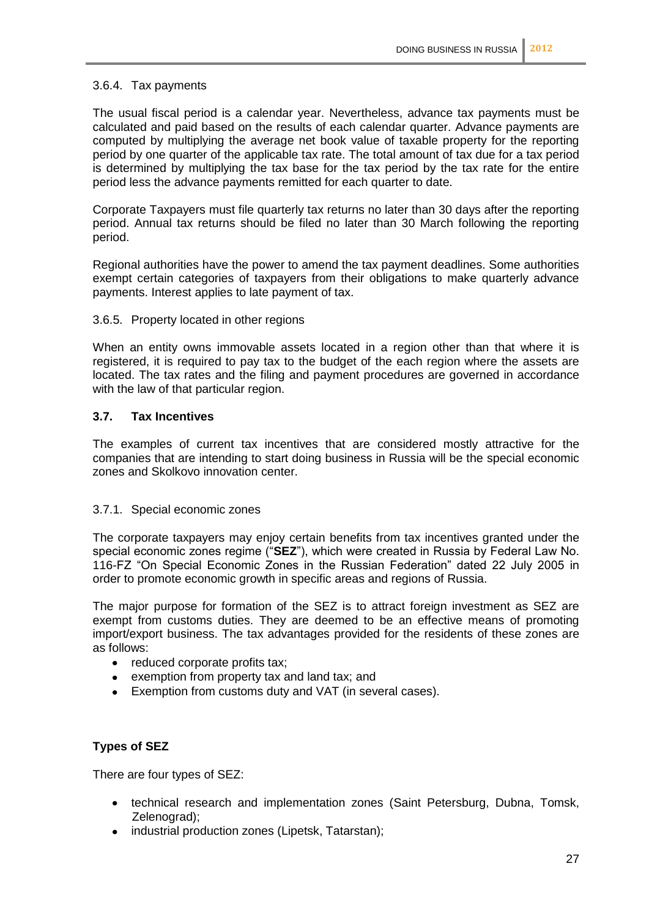#### 3.6.4. Tax payments

The usual fiscal period is a calendar year. Nevertheless, advance tax payments must be calculated and paid based on the results of each calendar quarter. Advance payments are computed by multiplying the average net book value of taxable property for the reporting period by one quarter of the applicable tax rate. The total amount of tax due for a tax period is determined by multiplying the tax base for the tax period by the tax rate for the entire period less the advance payments remitted for each quarter to date.

Corporate Taxpayers must file quarterly tax returns no later than 30 days after the reporting period. Annual tax returns should be filed no later than 30 March following the reporting period.

Regional authorities have the power to amend the tax payment deadlines. Some authorities exempt certain categories of taxpayers from their obligations to make quarterly advance payments. Interest applies to late payment of tax.

#### 3.6.5. Property located in other regions

When an entity owns immovable assets located in a region other than that where it is registered, it is required to pay tax to the budget of the each region where the assets are located. The tax rates and the filing and payment procedures are governed in accordance with the law of that particular region.

## 3.7. Tax Incentives

The examples of current tax incentives that are considered mostly attractive for the companies that are intending to start doing business in Russia will be the special economic zones and Skolkovo innovation center.

### 3.7.1. Special economic zones

The corporate taxpayers may enjoy certain benefits from tax incentives granted under the special economic zones regime ("**SEZ**"), which were created in Russia by Federal Law No. 116-FZ "On Special Economic Zones in the Russian Federation" dated 22 July 2005 in order to promote economic growth in specific areas and regions of Russia.

The major purpose for formation of the SEZ is to attract foreign investment as SEZ are exempt from customs duties. They are deemed to be an effective means of promoting import/export business. The tax advantages provided for the residents of these zones are as follows:

- reduced corporate profits tax;
- exemption from property tax and land tax; and
- Exemption from customs duty and VAT (in several cases).

**Types of SEZ**

There are four types of SEZ:

- technical research and implementation zones (Saint Petersburg, Dubna, Tomsk, Zelenograd);
- industrial production zones (Lipetsk, Tatarstan);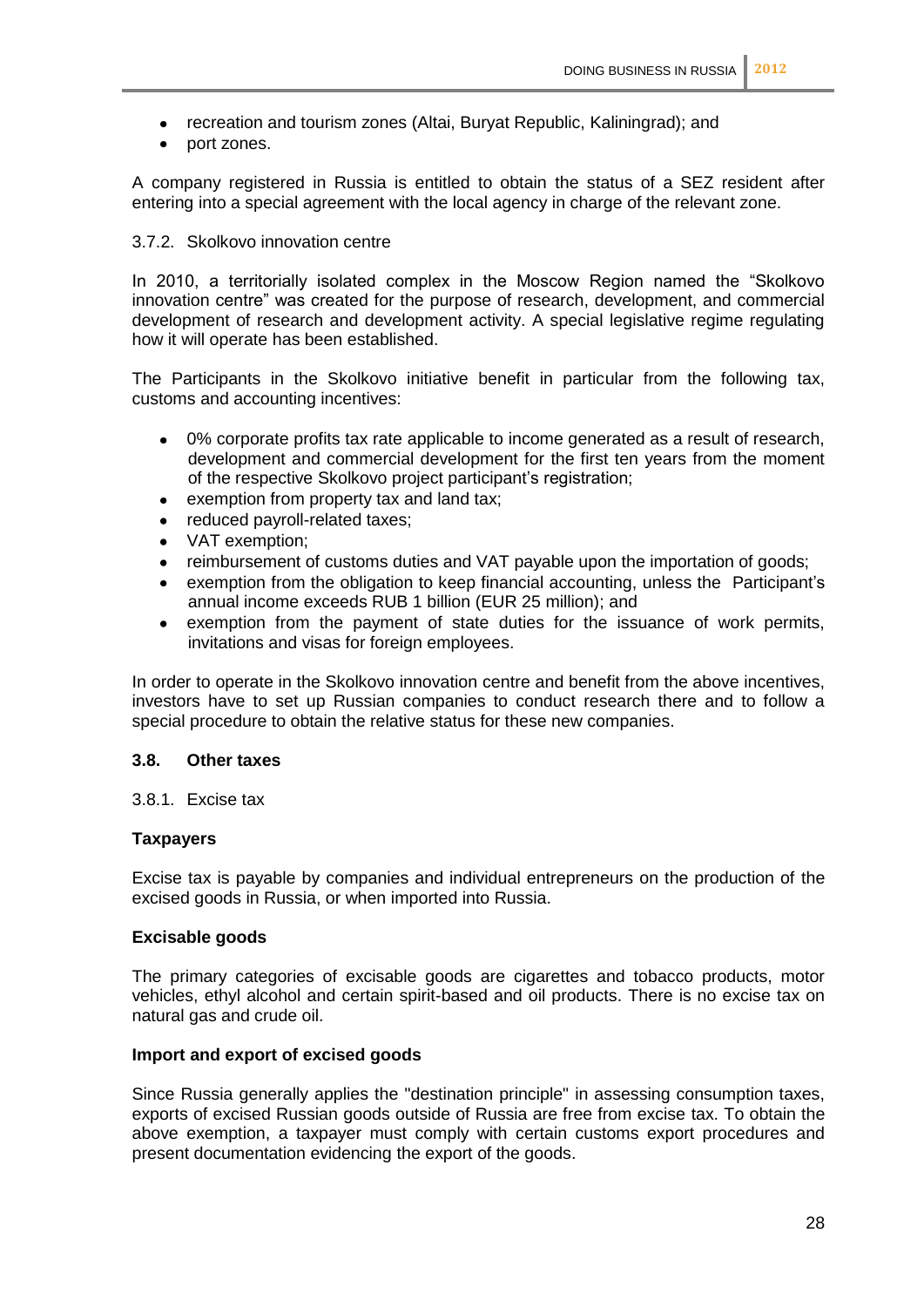- recreation and tourism zones (Altai, Buryat Republic, Kaliningrad); and
- port zones.

A company registered in Russia is entitled to obtain the status of a SEZ resident after entering into a special agreement with the local agency in charge of the relevant zone.

#### 3.7.2. Skolkovo innovation centre

In 2010, a territorially isolated complex in the Moscow Region named the "Skolkovo innovation centre" was created for the purpose of research, development, and commercial development of research and development activity. A special legislative regime regulating how it will operate has been established.

The Participants in the Skolkovo initiative benefit in particular from the following tax, customs and accounting incentives:

- 0% corporate profits tax rate applicable to income generated as a result of research, development and commercial development for the first ten years from the moment of the respective Skolkovo project participant's registration;
- exemption from property tax and land tax;
- reduced payroll-related taxes;
- VAT exemption;
- reimbursement of customs duties and VAT payable upon the importation of goods;
- exemption from the obligation to keep financial accounting, unless the Participant's annual income exceeds RUB 1 billion (EUR 25 million); and
- exemption from the payment of state duties for the issuance of work permits, invitations and visas for foreign employees.

In order to operate in the Skolkovo innovation centre and benefit from the above incentives, investors have to set up Russian companies to conduct research there and to follow a special procedure to obtain the relative status for these new companies.

### 3.8. Other taxes

#### 3.8.1. Excise tax

**Taxpayers**

Excise tax is payable by companies and individual entrepreneurs on the production of the excised goods in Russia, or when imported into Russia.

**Excisable goods**

The primary categories of excisable goods are cigarettes and tobacco products, motor vehicles, ethyl alcohol and certain spirit-based and oil products. There is no excise tax on natural gas and crude oil.

**Import and export of excised goods**

Since Russia generally applies the "destination principle" in assessing consumption taxes, exports of excised Russian goods outside of Russia are free from excise tax. To obtain the above exemption, a taxpayer must comply with certain customs export procedures and present documentation evidencing the export of the goods.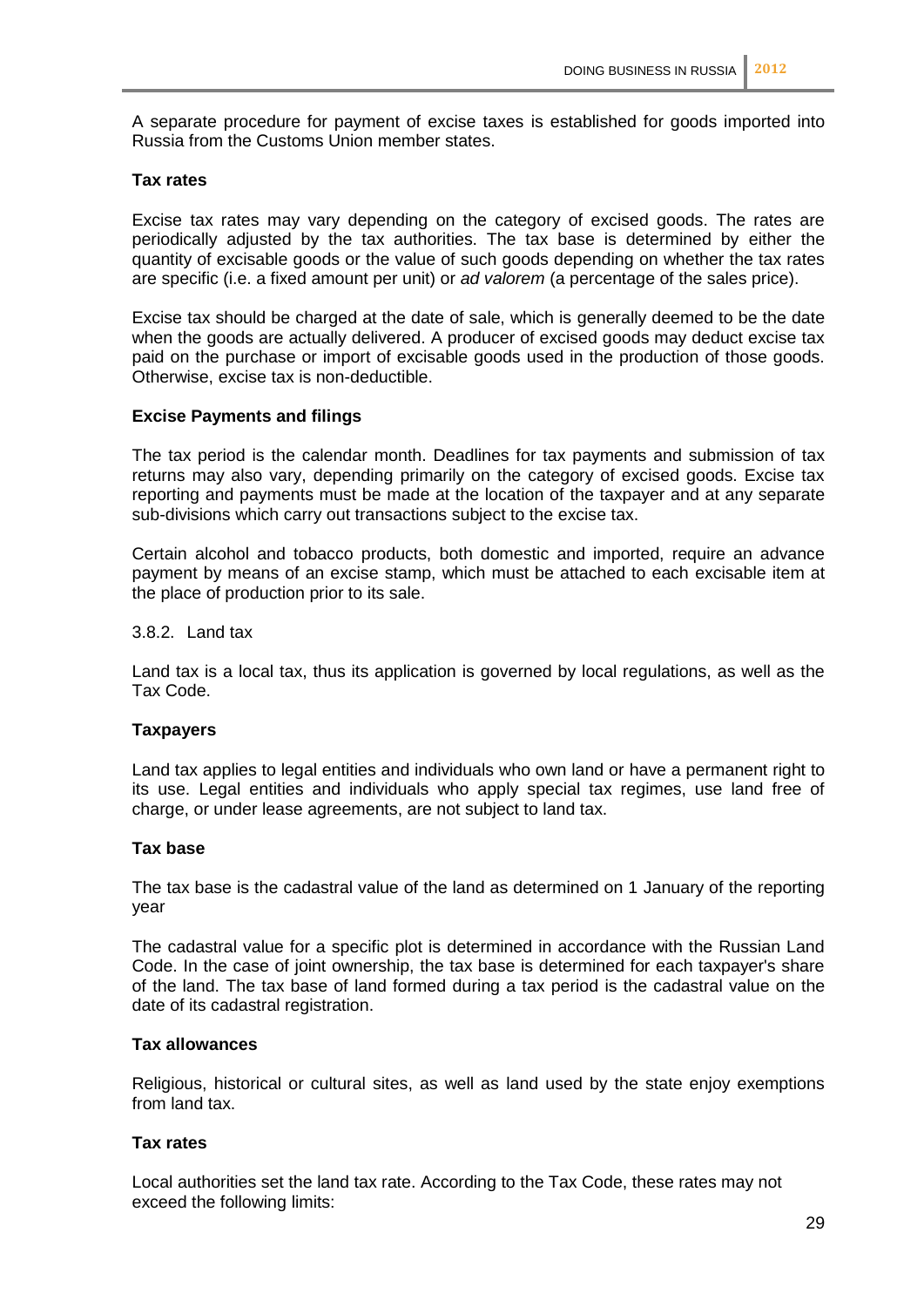A separate procedure for payment of excise taxes is established for goods imported into Russia from the Customs Union member states.

**Tax rates**

Excise tax rates may vary depending on the category of excised goods. The rates are periodically adjusted by the tax authorities. The tax base is determined by either the quantity of excisable goods or the value of such goods depending on whether the tax rates are specific (i.e. a fixed amount per unit) or *ad valorem* (a percentage of the sales price).

Excise tax should be charged at the date of sale, which is generally deemed to be the date when the goods are actually delivered. A producer of excised goods may deduct excise tax paid on the purchase or import of excisable goods used in the production of those goods. Otherwise, excise tax is non-deductible.

**Excise Payments and filings**

The tax period is the calendar month. Deadlines for tax payments and submission of tax returns may also vary, depending primarily on the category of excised goods. Excise tax reporting and payments must be made at the location of the taxpayer and at any separate sub-divisions which carry out transactions subject to the excise tax.

Certain alcohol and tobacco products, both domestic and imported, require an advance payment by means of an excise stamp, which must be attached to each excisable item at the place of production prior to its sale.

### 3.8.2. Land tax

Land tax is a local tax, thus its application is governed by local regulations, as well as the Tax Code.

**Taxpayers**

Land tax applies to legal entities and individuals who own land or have a permanent right to its use. Legal entities and individuals who apply special tax regimes, use land free of charge, or under lease agreements, are not subject to land tax.

**Tax base**

The tax base is the cadastral value of the land as determined on 1 January of the reporting year

The cadastral value for a specific plot is determined in accordance with the Russian Land Code. In the case of joint ownership, the tax base is determined for each taxpayer's share of the land. The tax base of land formed during a tax period is the cadastral value on the date of its cadastral registration.

**Tax allowances**

Religious, historical or cultural sites, as well as land used by the state enjoy exemptions from land tax.

**Tax rates**

Local authorities set the land tax rate. According to the Tax Code, these rates may not exceed the following limits: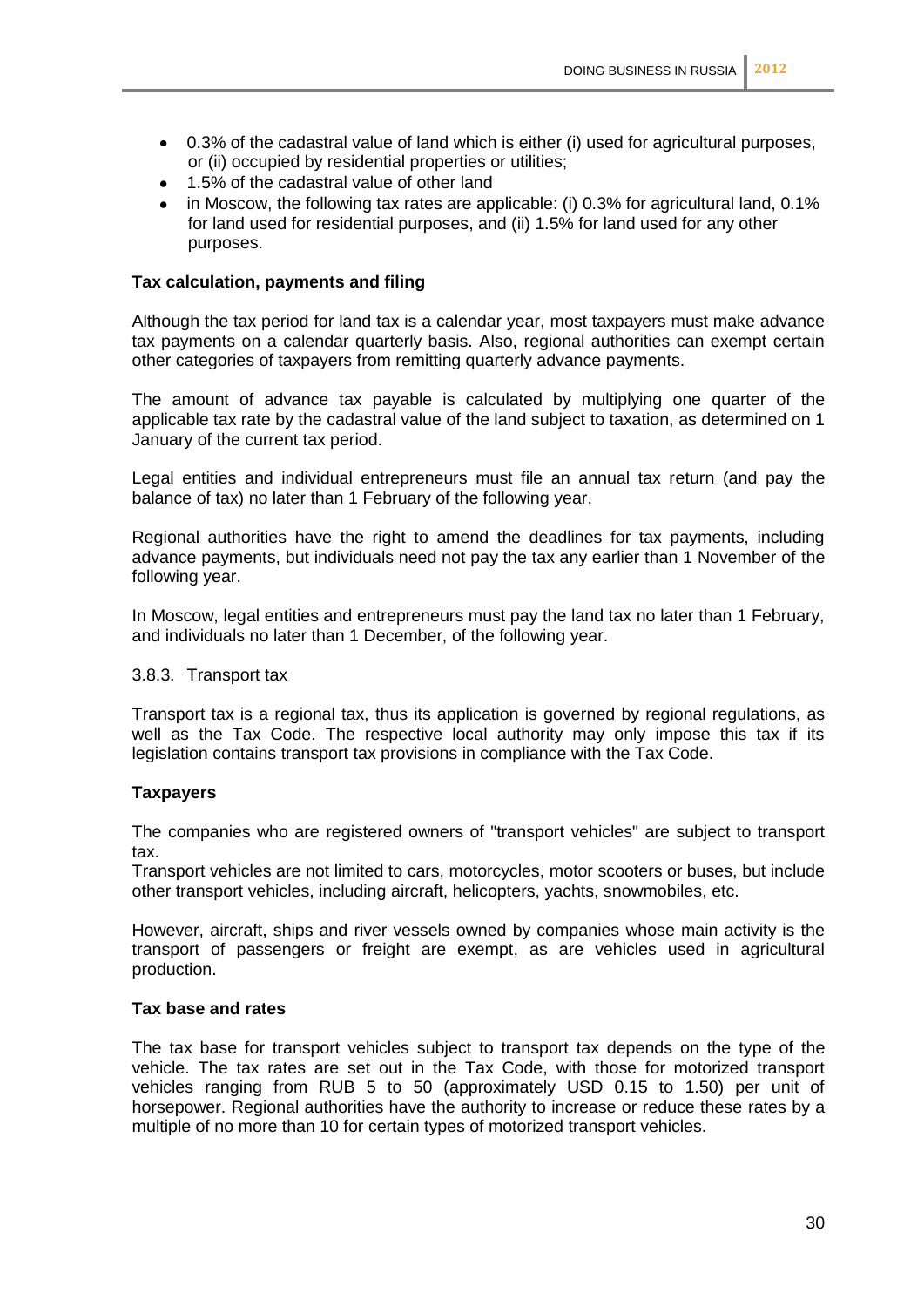- 0.3% of the cadastral value of land which is either (i) used for agricultural purposes, or (ii) occupied by residential properties or utilities;
- 1.5% of the cadastral value of other land
- in Moscow, the following tax rates are applicable: (i) 0.3% for agricultural land, 0.1% for land used for residential purposes, and (ii) 1.5% for land used for any other purposes.

**Tax calculation, payments and filing**

Although the tax period for land tax is a calendar year, most taxpayers must make advance tax payments on a calendar quarterly basis. Also, regional authorities can exempt certain other categories of taxpayers from remitting quarterly advance payments.

The amount of advance tax payable is calculated by multiplying one quarter of the applicable tax rate by the cadastral value of the land subject to taxation, as determined on 1 January of the current tax period.

Legal entities and individual entrepreneurs must file an annual tax return (and pay the balance of tax) no later than 1 February of the following year.

Regional authorities have the right to amend the deadlines for tax payments, including advance payments, but individuals need not pay the tax any earlier than 1 November of the following year.

In Moscow, legal entities and entrepreneurs must pay the land tax no later than 1 February, and individuals no later than 1 December, of the following year.

### 3.8.3. Transport tax

Transport tax is a regional tax, thus its application is governed by regional regulations, as well as the Tax Code. The respective local authority may only impose this tax if its legislation contains transport tax provisions in compliance with the Tax Code.

**Taxpayers**

The companies who are registered owners of "transport vehicles" are subject to transport tax.
Transport vehicles are not limited to cars, motorcycles, motor scooters or buses, but include other transport vehicles, including aircraft, helicopters, yachts, snowmobiles, etc.

However, aircraft, ships and river vessels owned by companies whose main activity is the transport of passengers or freight are exempt, as are vehicles used in agricultural production.

**Tax base and rates**

The tax base for transport vehicles subject to transport tax depends on the type of the vehicle. The tax rates are set out in the Tax Code, with those for motorized transport vehicles ranging from RUB 5 to 50 (approximately USD 0.15 to 1.50) per unit of horsepower. Regional authorities have the authority to increase or reduce these rates by a multiple of no more than 10 for certain types of motorized transport vehicles.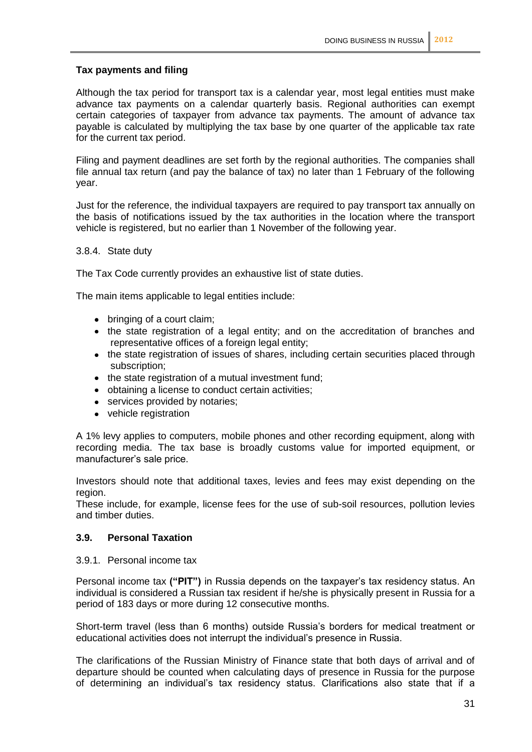**Tax payments and filing**

Although the tax period for transport tax is a calendar year, most legal entities must make advance tax payments on a calendar quarterly basis. Regional authorities can exempt certain categories of taxpayer from advance tax payments. The amount of advance tax payable is calculated by multiplying the tax base by one quarter of the applicable tax rate for the current tax period.

Filing and payment deadlines are set forth by the regional authorities. The companies shall file annual tax return (and pay the balance of tax) no later than 1 February of the following year.

Just for the reference, the individual taxpayers are required to pay transport tax annually on the basis of notifications issued by the tax authorities in the location where the transport vehicle is registered, but no earlier than 1 November of the following year.

3.8.4. State duty

The Tax Code currently provides an exhaustive list of state duties.

The main items applicable to legal entities include:

- bringing of a court claim;
- the state registration of a legal entity; and on the accreditation of branches and representative offices of a foreign legal entity;
- the state registration of issues of shares, including certain securities placed through subscription;
- the state registration of a mutual investment fund;
- obtaining a license to conduct certain activities;
- services provided by notaries;
- vehicle registration

A 1% levy applies to computers, mobile phones and other recording equipment, along with recording media. The tax base is broadly customs value for imported equipment, or manufacturer's sale price.

Investors should note that additional taxes, levies and fees may exist depending on the region.
These include, for example, license fees for the use of sub-soil resources, pollution levies and timber duties.

### 3.9. Personal Taxation

3.9.1. Personal income tax

Personal income tax **("PIT")** in Russia depends on the taxpayer's tax residency status. An individual is considered a Russian tax resident if he/she is physically present in Russia for a period of 183 days or more during 12 consecutive months.

Short-term travel (less than 6 months) outside Russia's borders for medical treatment or educational activities does not interrupt the individual's presence in Russia.

The clarifications of the Russian Ministry of Finance state that both days of arrival and of departure should be counted when calculating days of presence in Russia for the purpose of determining an individual's tax residency status. Clarifications also state that if a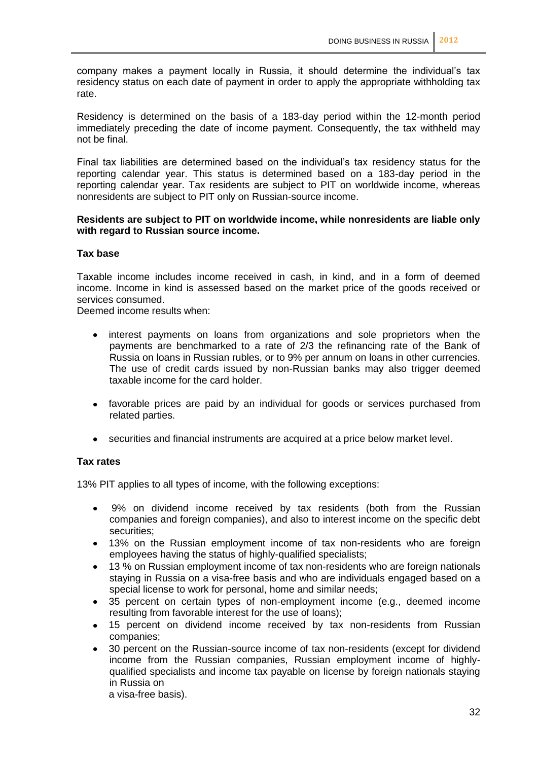company makes a payment locally in Russia, it should determine the individual's tax residency status on each date of payment in order to apply the appropriate withholding tax rate.

Residency is determined on the basis of a 183-day period within the 12-month period immediately preceding the date of income payment. Consequently, the tax withheld may not be final.

Final tax liabilities are determined based on the individual's tax residency status for the reporting calendar year. This status is determined based on a 183-day period in the reporting calendar year. Tax residents are subject to PIT on worldwide income, whereas nonresidents are subject to PIT only on Russian-source income.

**Residents are subject to PIT on worldwide income, while nonresidents are liable only with regard to Russian source income.**

**Tax base**

Taxable income includes income received in cash, in kind, and in a form of deemed income. Income in kind is assessed based on the market price of the goods received or services consumed.
Deemed income results when:

- interest payments on loans from organizations and sole proprietors when the payments are benchmarked to a rate of 2/3 the refinancing rate of the Bank of Russia on loans in Russian rubles, or to 9% per annum on loans in other currencies. The use of credit cards issued by non-Russian banks may also trigger deemed taxable income for the card holder.

- favorable prices are paid by an individual for goods or services purchased from related parties.

- securities and financial instruments are acquired at a price below market level.

**Tax rates**

13% PIT applies to all types of income, with the following exceptions:

- 9% on dividend income received by tax residents (both from the Russian companies and foreign companies), and also to interest income on the specific debt securities;
- 13% on the Russian employment income of tax non-residents who are foreign employees having the status of highly-qualified specialists;
- 13 % on Russian employment income of tax non-residents who are foreign nationals staying in Russia on a visa-free basis and who are individuals engaged based on a special license to work for personal, home and similar needs;
- 35 percent on certain types of non-employment income (e.g., deemed income resulting from favorable interest for the use of loans);
- 15 percent on dividend income received by tax non-residents from Russian companies;
- 30 percent on the Russian-source income of tax non-residents (except for dividend income from the Russian companies, Russian employment income of highly-qualified specialists and income tax payable on license by foreign nationals staying in Russia on a visa-free basis).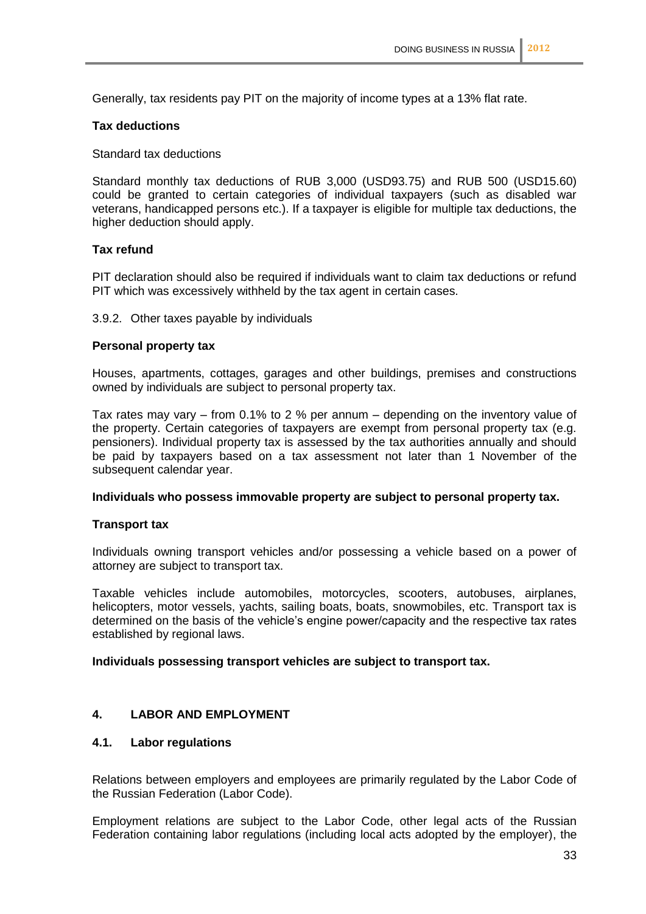Generally, tax residents pay PIT on the majority of income types at a 13% flat rate.

**Tax deductions**

Standard tax deductions

Standard monthly tax deductions of RUB 3,000 (USD93.75) and RUB 500 (USD15.60) could be granted to certain categories of individual taxpayers (such as disabled war veterans, handicapped persons etc.). If a taxpayer is eligible for multiple tax deductions, the higher deduction should apply.

**Tax refund**

PIT declaration should also be required if individuals want to claim tax deductions or refund PIT which was excessively withheld by the tax agent in certain cases.

3.9.2. Other taxes payable by individuals

**Personal property tax**

Houses, apartments, cottages, garages and other buildings, premises and constructions owned by individuals are subject to personal property tax.

Tax rates may vary – from 0.1% to 2 % per annum – depending on the inventory value of the property. Certain categories of taxpayers are exempt from personal property tax (e.g. pensioners). Individual property tax is assessed by the tax authorities annually and should be paid by taxpayers based on a tax assessment not later than 1 November of the subsequent calendar year.

**Individuals who possess immovable property are subject to personal property tax.**

**Transport tax**

Individuals owning transport vehicles and/or possessing a vehicle based on a power of attorney are subject to transport tax.

Taxable vehicles include automobiles, motorcycles, scooters, autobuses, airplanes, helicopters, motor vessels, yachts, sailing boats, boats, snowmobiles, etc. Transport tax is determined on the basis of the vehicle's engine power/capacity and the respective tax rates established by regional laws.

**Individuals possessing transport vehicles are subject to transport tax.**

## 4. LABOR AND EMPLOYMENT

### 4.1. Labor regulations

Relations between employers and employees are primarily regulated by the Labor Code of the Russian Federation (Labor Code).

Employment relations are subject to the Labor Code, other legal acts of the Russian Federation containing labor regulations (including local acts adopted by the employer), the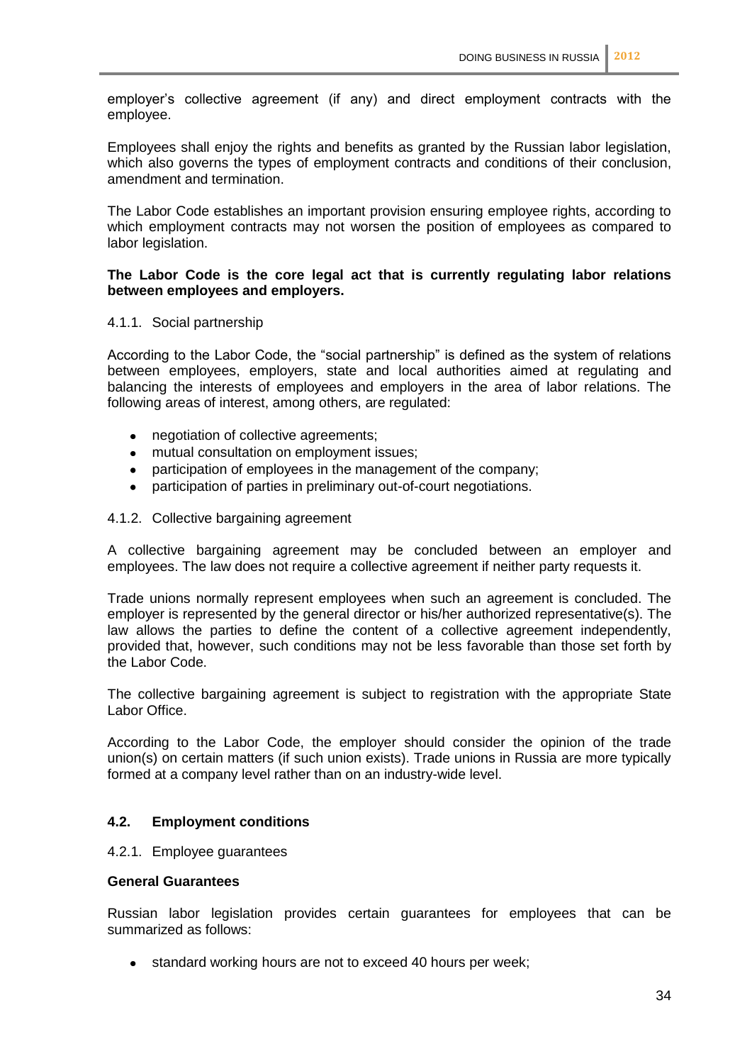employer's collective agreement (if any) and direct employment contracts with the employee.

Employees shall enjoy the rights and benefits as granted by the Russian labor legislation, which also governs the types of employment contracts and conditions of their conclusion, amendment and termination.

The Labor Code establishes an important provision ensuring employee rights, according to which employment contracts may not worsen the position of employees as compared to labor legislation.

**The Labor Code is the core legal act that is currently regulating labor relations between employees and employers.**

4.1.1. Social partnership

According to the Labor Code, the "social partnership" is defined as the system of relations between employees, employers, state and local authorities aimed at regulating and balancing the interests of employees and employers in the area of labor relations. The following areas of interest, among others, are regulated:

- negotiation of collective agreements;
- mutual consultation on employment issues;
- participation of employees in the management of the company;
- participation of parties in preliminary out-of-court negotiations.

4.1.2. Collective bargaining agreement

A collective bargaining agreement may be concluded between an employer and employees. The law does not require a collective agreement if neither party requests it.

Trade unions normally represent employees when such an agreement is concluded. The employer is represented by the general director or his/her authorized representative(s). The law allows the parties to define the content of a collective agreement independently, provided that, however, such conditions may not be less favorable than those set forth by the Labor Code.

The collective bargaining agreement is subject to registration with the appropriate State Labor Office.

According to the Labor Code, the employer should consider the opinion of the trade union(s) on certain matters (if such union exists). Trade unions in Russia are more typically formed at a company level rather than on an industry-wide level.

### 4.2. Employment conditions

4.2.1. Employee guarantees

**General Guarantees**

Russian labor legislation provides certain guarantees for employees that can be summarized as follows:

- standard working hours are not to exceed 40 hours per week;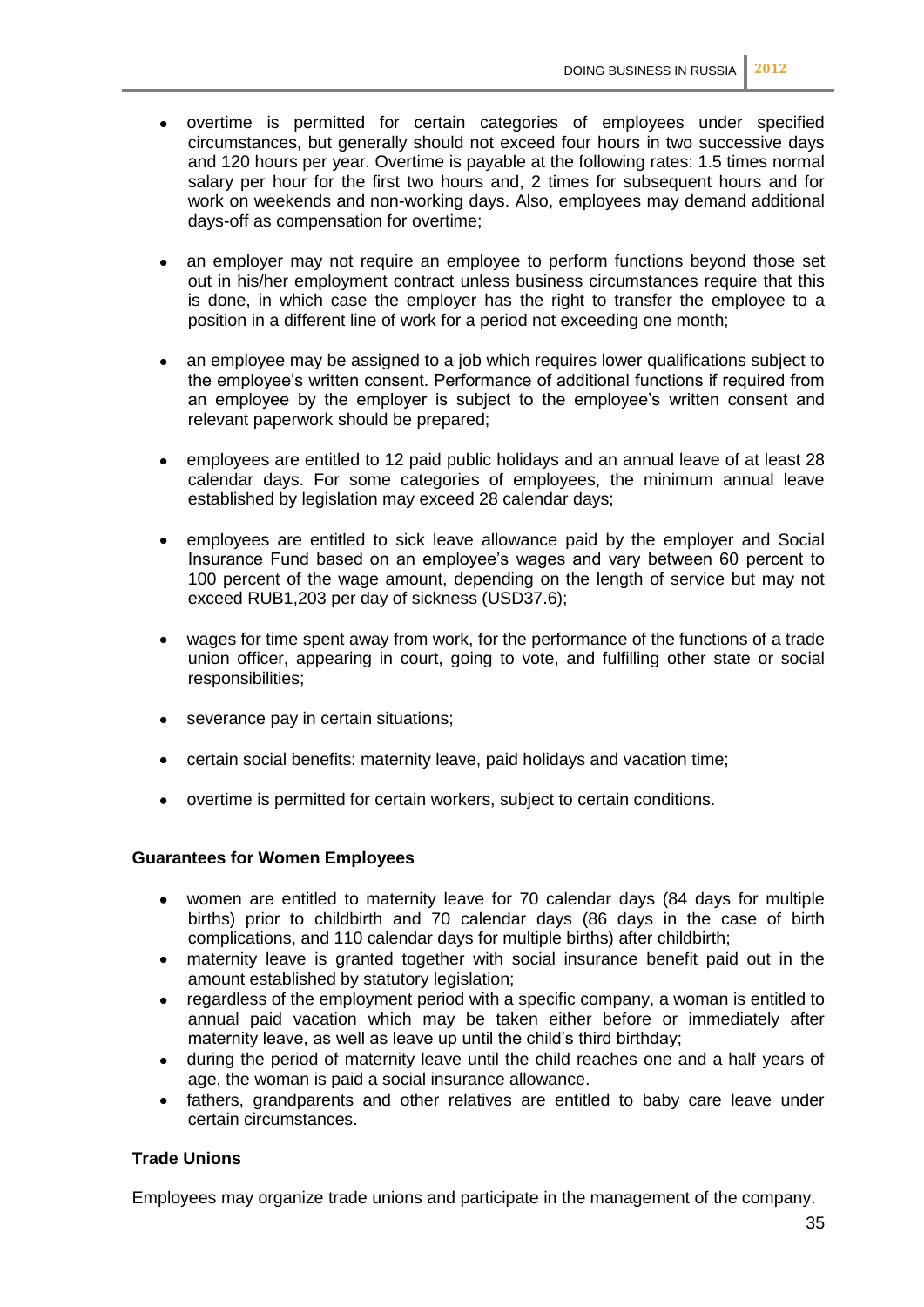- overtime is permitted for certain categories of employees under specified circumstances, but generally should not exceed four hours in two successive days and 120 hours per year. Overtime is payable at the following rates: 1.5 times normal salary per hour for the first two hours and, 2 times for subsequent hours and for work on weekends and non-working days. Also, employees may demand additional days-off as compensation for overtime;

- an employer may not require an employee to perform functions beyond those set out in his/her employment contract unless business circumstances require that this is done, in which case the employer has the right to transfer the employee to a position in a different line of work for a period not exceeding one month;

- an employee may be assigned to a job which requires lower qualifications subject to the employee's written consent. Performance of additional functions if required from an employee by the employer is subject to the employee's written consent and relevant paperwork should be prepared;

- employees are entitled to 12 paid public holidays and an annual leave of at least 28 calendar days. For some categories of employees, the minimum annual leave established by legislation may exceed 28 calendar days;

- employees are entitled to sick leave allowance paid by the employer and Social Insurance Fund based on an employee's wages and vary between 60 percent to 100 percent of the wage amount, depending on the length of service but may not exceed RUB1,203 per day of sickness (USD37.6);

- wages for time spent away from work, for the performance of the functions of a trade union officer, appearing in court, going to vote, and fulfilling other state or social responsibilities;

- severance pay in certain situations;

- certain social benefits: maternity leave, paid holidays and vacation time;

- overtime is permitted for certain workers, subject to certain conditions.

### Guarantees for Women Employees

- women are entitled to maternity leave for 70 calendar days (84 days for multiple births) prior to childbirth and 70 calendar days (86 days in the case of birth complications, and 110 calendar days for multiple births) after childbirth;
- maternity leave is granted together with social insurance benefit paid out in the amount established by statutory legislation;
- regardless of the employment period with a specific company, a woman is entitled to annual paid vacation which may be taken either before or immediately after maternity leave, as well as leave up until the child's third birthday;
- during the period of maternity leave until the child reaches one and a half years of age, the woman is paid a social insurance allowance.
- fathers, grandparents and other relatives are entitled to baby care leave under certain circumstances.

### Trade Unions

Employees may organize trade unions and participate in the management of the company.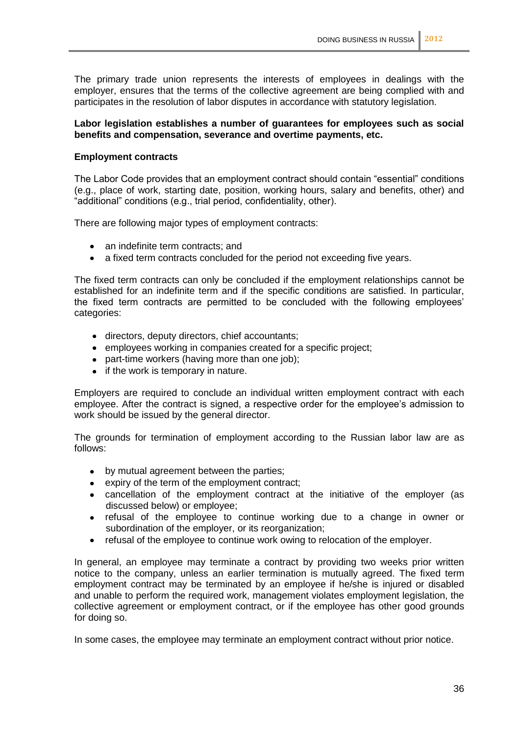The primary trade union represents the interests of employees in dealings with the employer, ensures that the terms of the collective agreement are being complied with and participates in the resolution of labor disputes in accordance with statutory legislation.

**Labor legislation establishes a number of guarantees for employees such as social benefits and compensation, severance and overtime payments, etc.**

**Employment contracts**

The Labor Code provides that an employment contract should contain "essential" conditions (e.g., place of work, starting date, position, working hours, salary and benefits, other) and "additional" conditions (e.g., trial period, confidentiality, other).

There are following major types of employment contracts:

- an indefinite term contracts; and
- a fixed term contracts concluded for the period not exceeding five years.

The fixed term contracts can only be concluded if the employment relationships cannot be established for an indefinite term and if the specific conditions are satisfied. In particular, the fixed term contracts are permitted to be concluded with the following employees' categories:

- directors, deputy directors, chief accountants;
- employees working in companies created for a specific project;
- part-time workers (having more than one job);
- if the work is temporary in nature.

Employers are required to conclude an individual written employment contract with each employee. After the contract is signed, a respective order for the employee's admission to work should be issued by the general director.

The grounds for termination of employment according to the Russian labor law are as follows:

- by mutual agreement between the parties;
- expiry of the term of the employment contract;
- cancellation of the employment contract at the initiative of the employer (as discussed below) or employee;
- refusal of the employee to continue working due to a change in owner or subordination of the employer, or its reorganization;
- refusal of the employee to continue work owing to relocation of the employer.

In general, an employee may terminate a contract by providing two weeks prior written notice to the company, unless an earlier termination is mutually agreed. The fixed term employment contract may be terminated by an employee if he/she is injured or disabled and unable to perform the required work, management violates employment legislation, the collective agreement or employment contract, or if the employee has other good grounds for doing so.

In some cases, the employee may terminate an employment contract without prior notice.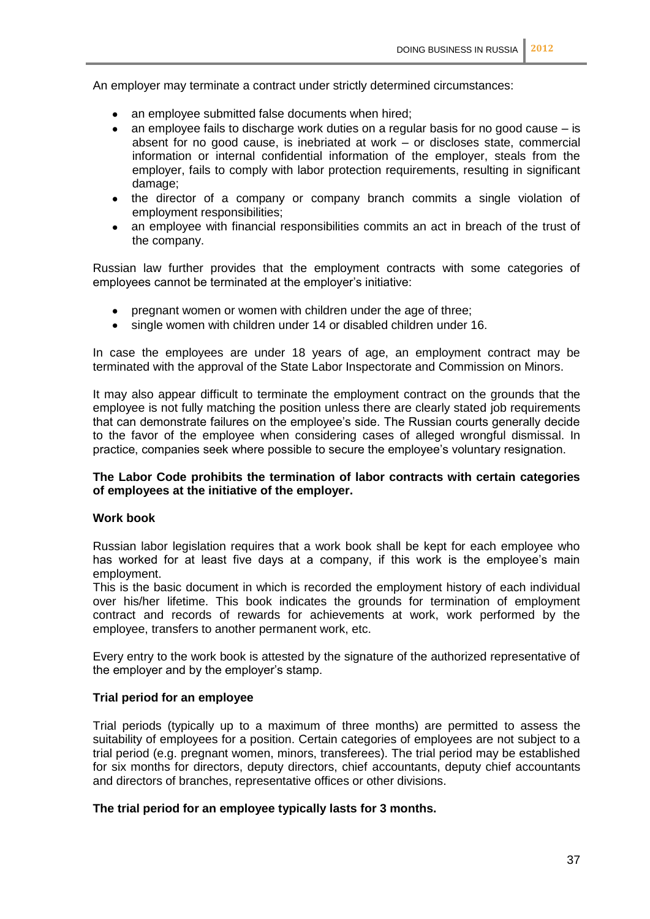An employer may terminate a contract under strictly determined circumstances:

- an employee submitted false documents when hired;
- an employee fails to discharge work duties on a regular basis for no good cause – is absent for no good cause, is inebriated at work – or discloses state, commercial information or internal confidential information of the employer, steals from the employer, fails to comply with labor protection requirements, resulting in significant damage;
- the director of a company or company branch commits a single violation of employment responsibilities;
- an employee with financial responsibilities commits an act in breach of the trust of the company.

Russian law further provides that the employment contracts with some categories of employees cannot be terminated at the employer's initiative:

- pregnant women or women with children under the age of three;
- single women with children under 14 or disabled children under 16.

In case the employees are under 18 years of age, an employment contract may be terminated with the approval of the State Labor Inspectorate and Commission on Minors.

It may also appear difficult to terminate the employment contract on the grounds that the employee is not fully matching the position unless there are clearly stated job requirements that can demonstrate failures on the employee's side. The Russian courts generally decide to the favor of the employee when considering cases of alleged wrongful dismissal. In practice, companies seek where possible to secure the employee's voluntary resignation.

**The Labor Code prohibits the termination of labor contracts with certain categories of employees at the initiative of the employer.**

### Work book

Russian labor legislation requires that a work book shall be kept for each employee who has worked for at least five days at a company, if this work is the employee's main employment.
This is the basic document in which is recorded the employment history of each individual over his/her lifetime. This book indicates the grounds for termination of employment contract and records of rewards for achievements at work, work performed by the employee, transfers to another permanent work, etc.

Every entry to the work book is attested by the signature of the authorized representative of the employer and by the employer's stamp.

### Trial period for an employee

Trial periods (typically up to a maximum of three months) are permitted to assess the suitability of employees for a position. Certain categories of employees are not subject to a trial period (e.g. pregnant women, minors, transferees). The trial period may be established for six months for directors, deputy directors, chief accountants, deputy chief accountants and directors of branches, representative offices or other divisions.

**The trial period for an employee typically lasts for 3 months.**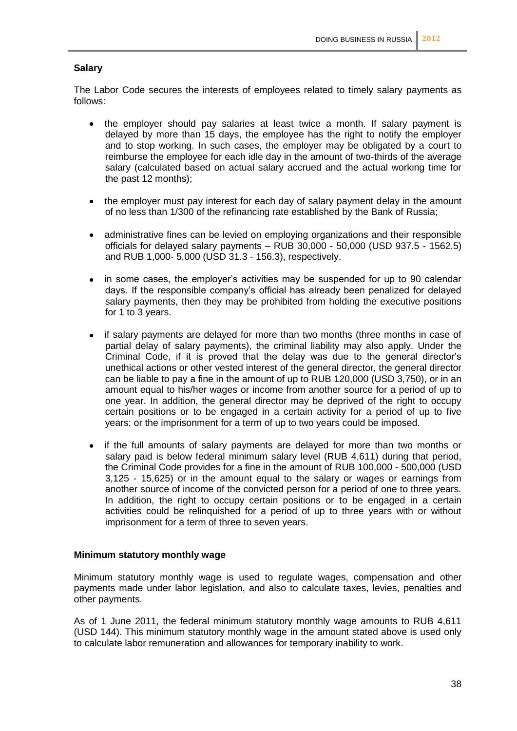### Salary

The Labor Code secures the interests of employees related to timely salary payments as follows:

- the employer should pay salaries at least twice a month. If salary payment is delayed by more than 15 days, the employee has the right to notify the employer and to stop working. In such cases, the employer may be obligated by a court to reimburse the employee for each idle day in the amount of two-thirds of the average salary (calculated based on actual salary accrued and the actual working time for the past 12 months);
- the employer must pay interest for each day of salary payment delay in the amount of no less than 1/300 of the refinancing rate established by the Bank of Russia;
- administrative fines can be levied on employing organizations and their responsible officials for delayed salary payments – RUB 30,000 - 50,000 (USD 937.5 - 1562.5) and RUB 1,000- 5,000 (USD 31.3 - 156.3), respectively.
- in some cases, the employer's activities may be suspended for up to 90 calendar days. If the responsible company's official has already been penalized for delayed salary payments, then they may be prohibited from holding the executive positions for 1 to 3 years.
- if salary payments are delayed for more than two months (three months in case of partial delay of salary payments), the criminal liability may also apply. Under the Criminal Code, if it is proved that the delay was due to the general director's unethical actions or other vested interest of the general director, the general director can be liable to pay a fine in the amount of up to RUB 120,000 (USD 3,750), or in an amount equal to his/her wages or income from another source for a period of up to one year. In addition, the general director may be deprived of the right to occupy certain positions or to be engaged in a certain activity for a period of up to five years; or the imprisonment for a term of up to two years could be imposed.
- if the full amounts of salary payments are delayed for more than two months or salary paid is below federal minimum salary level (RUB 4,611) during that period, the Criminal Code provides for a fine in the amount of RUB 100,000 - 500,000 (USD 3,125 - 15,625) or in the amount equal to the salary or wages or earnings from another source of income of the convicted person for a period of one to three years. In addition, the right to occupy certain positions or to be engaged in a certain activities could be relinquished for a period of up to three years with or without imprisonment for a term of three to seven years.

### Minimum statutory monthly wage

Minimum statutory monthly wage is used to regulate wages, compensation and other payments made under labor legislation, and also to calculate taxes, levies, penalties and other payments.

As of 1 June 2011, the federal minimum statutory monthly wage amounts to RUB 4,611 (USD 144). This minimum statutory monthly wage in the amount stated above is used only to calculate labor remuneration and allowances for temporary inability to work.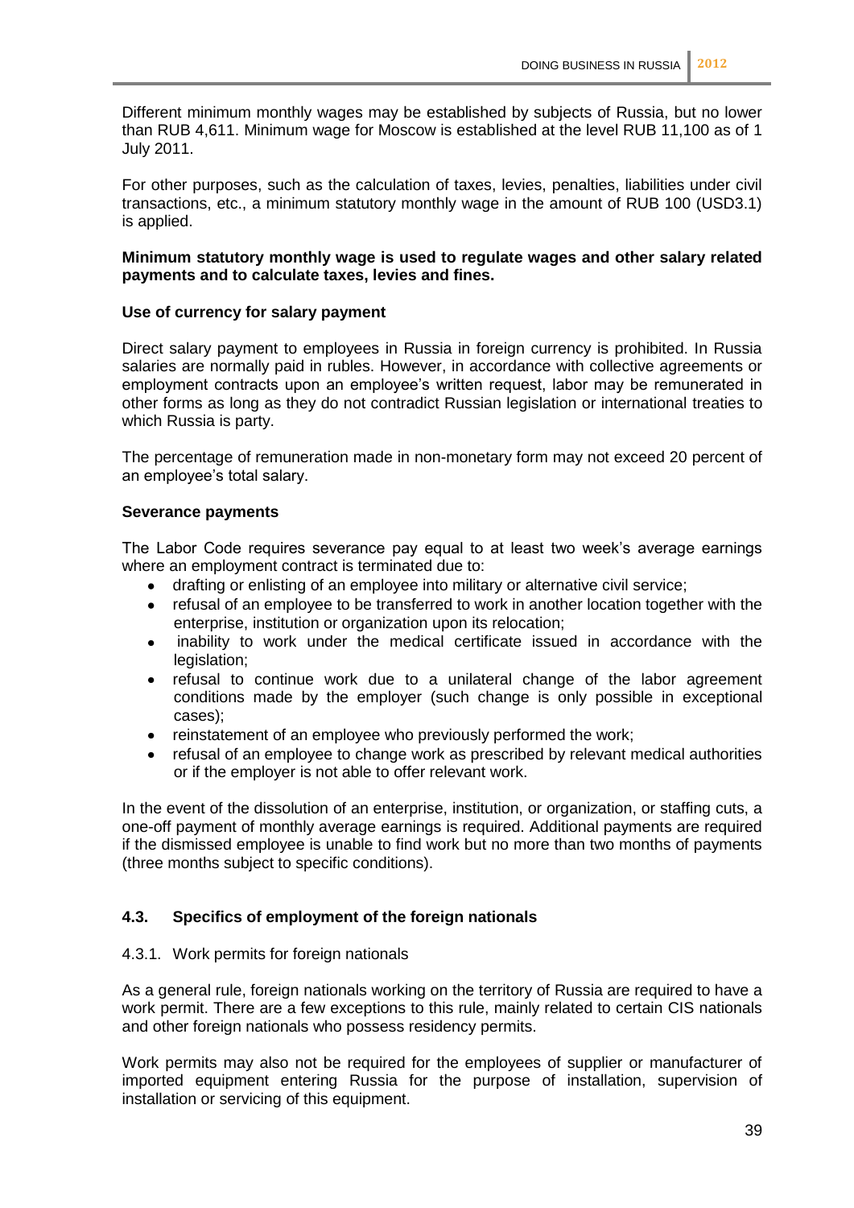Different minimum monthly wages may be established by subjects of Russia, but no lower than RUB 4,611. Minimum wage for Moscow is established at the level RUB 11,100 as of 1 July 2011.

For other purposes, such as the calculation of taxes, levies, penalties, liabilities under civil transactions, etc., a minimum statutory monthly wage in the amount of RUB 100 (USD3.1) is applied.

**Minimum statutory monthly wage is used to regulate wages and other salary related payments and to calculate taxes, levies and fines.**

**Use of currency for salary payment**

Direct salary payment to employees in Russia in foreign currency is prohibited. In Russia salaries are normally paid in rubles. However, in accordance with collective agreements or employment contracts upon an employee's written request, labor may be remunerated in other forms as long as they do not contradict Russian legislation or international treaties to which Russia is party.

The percentage of remuneration made in non-monetary form may not exceed 20 percent of an employee's total salary.

**Severance payments**

The Labor Code requires severance pay equal to at least two week's average earnings where an employment contract is terminated due to:

- drafting or enlisting of an employee into military or alternative civil service;
- refusal of an employee to be transferred to work in another location together with the enterprise, institution or organization upon its relocation;
- inability to work under the medical certificate issued in accordance with the legislation;
- refusal to continue work due to a unilateral change of the labor agreement conditions made by the employer (such change is only possible in exceptional cases);
- reinstatement of an employee who previously performed the work;
- refusal of an employee to change work as prescribed by relevant medical authorities or if the employer is not able to offer relevant work.

In the event of the dissolution of an enterprise, institution, or organization, or staffing cuts, a one-off payment of monthly average earnings is required. Additional payments are required if the dismissed employee is unable to find work but no more than two months of payments (three months subject to specific conditions).

## 4.3. Specifics of employment of the foreign nationals

### 4.3.1. Work permits for foreign nationals

As a general rule, foreign nationals working on the territory of Russia are required to have a work permit. There are a few exceptions to this rule, mainly related to certain CIS nationals and other foreign nationals who possess residency permits.

Work permits may also not be required for the employees of supplier or manufacturer of imported equipment entering Russia for the purpose of installation, supervision of installation or servicing of this equipment.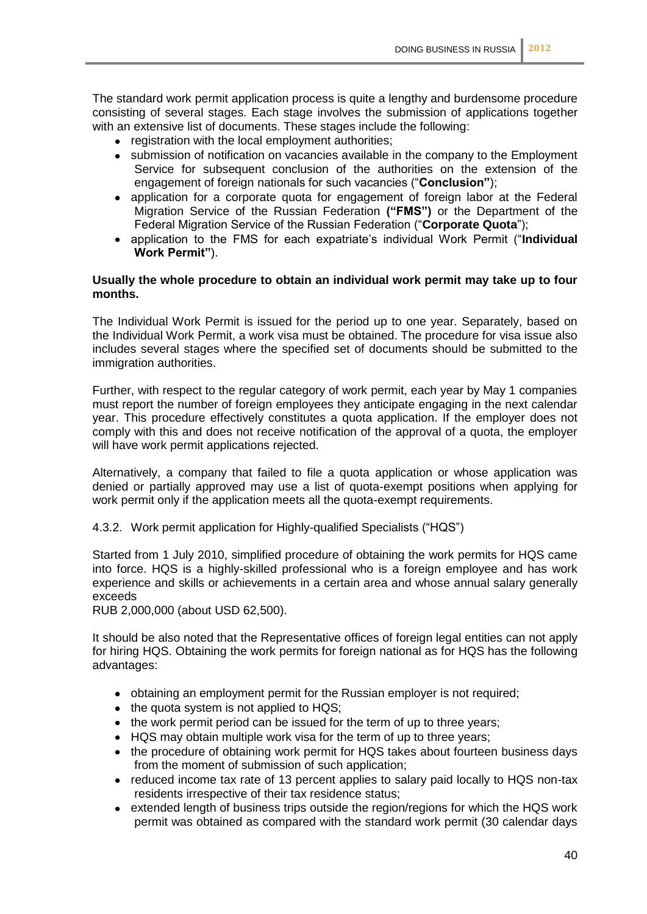The standard work permit application process is quite a lengthy and burdensome procedure consisting of several stages. Each stage involves the submission of applications together with an extensive list of documents. These stages include the following:

- registration with the local employment authorities;
- submission of notification on vacancies available in the company to the Employment Service for subsequent conclusion of the authorities on the extension of the engagement of foreign nationals for such vacancies ("**Conclusion"**);
- application for a corporate quota for engagement of foreign labor at the Federal Migration Service of the Russian Federation **("FMS")** or the Department of the Federal Migration Service of the Russian Federation ("**Corporate Quota**");
- application to the FMS for each expatriate's individual Work Permit ("**Individual Work Permit"**).

**Usually the whole procedure to obtain an individual work permit may take up to four months.**

The Individual Work Permit is issued for the period up to one year. Separately, based on the Individual Work Permit, a work visa must be obtained. The procedure for visa issue also includes several stages where the specified set of documents should be submitted to the immigration authorities.

Further, with respect to the regular category of work permit, each year by May 1 companies must report the number of foreign employees they anticipate engaging in the next calendar year. This procedure effectively constitutes a quota application. If the employer does not comply with this and does not receive notification of the approval of a quota, the employer will have work permit applications rejected.

Alternatively, a company that failed to file a quota application or whose application was denied or partially approved may use a list of quota-exempt positions when applying for work permit only if the application meets all the quota-exempt requirements.

4.3.2. Work permit application for Highly-qualified Specialists ("HQS")

Started from 1 July 2010, simplified procedure of obtaining the work permits for HQS came into force. HQS is a highly-skilled professional who is a foreign employee and has work experience and skills or achievements in a certain area and whose annual salary generally exceeds
RUB 2,000,000 (about USD 62,500).

It should be also noted that the Representative offices of foreign legal entities can not apply for hiring HQS. Obtaining the work permits for foreign national as for HQS has the following advantages:

- obtaining an employment permit for the Russian employer is not required;
- the quota system is not applied to HQS;
- the work permit period can be issued for the term of up to three years;
- HQS may obtain multiple work visa for the term of up to three years;
- the procedure of obtaining work permit for HQS takes about fourteen business days from the moment of submission of such application;
- reduced income tax rate of 13 percent applies to salary paid locally to HQS non-tax residents irrespective of their tax residence status;
- extended length of business trips outside the region/regions for which the HQS work permit was obtained as compared with the standard work permit (30 calendar days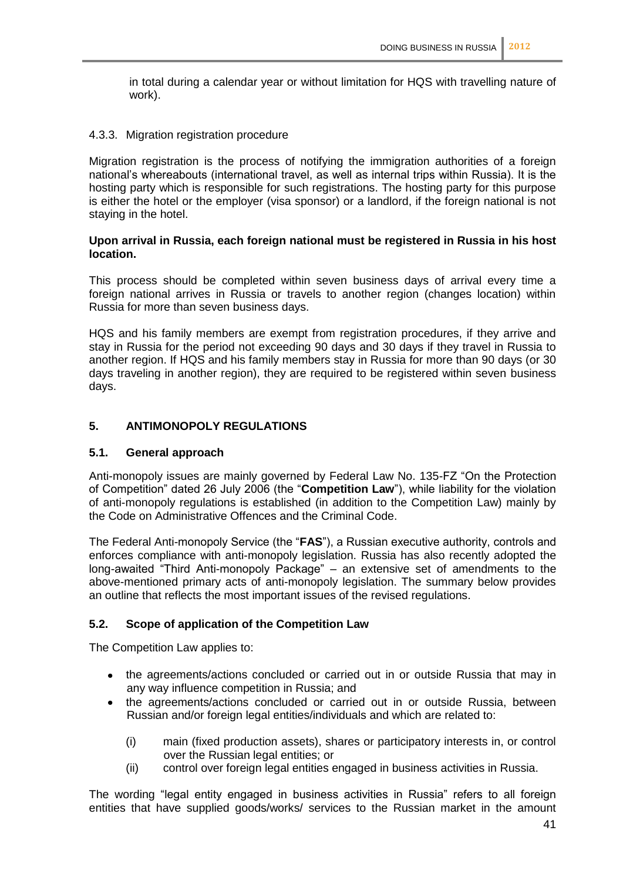in total during a calendar year or without limitation for HQS with travelling nature of work).

#### 4.3.3. Migration registration procedure

Migration registration is the process of notifying the immigration authorities of a foreign national's whereabouts (international travel, as well as internal trips within Russia). It is the hosting party which is responsible for such registrations. The hosting party for this purpose is either the hotel or the employer (visa sponsor) or a landlord, if the foreign national is not staying in the hotel.

**Upon arrival in Russia, each foreign national must be registered in Russia in his host location.**

This process should be completed within seven business days of arrival every time a foreign national arrives in Russia or travels to another region (changes location) within Russia for more than seven business days.

HQS and his family members are exempt from registration procedures, if they arrive and stay in Russia for the period not exceeding 90 days and 30 days if they travel in Russia to another region. If HQS and his family members stay in Russia for more than 90 days (or 30 days traveling in another region), they are required to be registered within seven business days.

## 5. ANTIMONOPOLY REGULATIONS

### 5.1. General approach

Anti-monopoly issues are mainly governed by Federal Law No. 135-FZ "On the Protection of Competition" dated 26 July 2006 (the "**Competition Law**"), while liability for the violation of anti-monopoly regulations is established (in addition to the Competition Law) mainly by the Code on Administrative Offences and the Criminal Code.

The Federal Anti-monopoly Service (the "**FAS**"), a Russian executive authority, controls and enforces compliance with anti-monopoly legislation. Russia has also recently adopted the long-awaited "Third Anti-monopoly Package" – an extensive set of amendments to the above-mentioned primary acts of anti-monopoly legislation. The summary below provides an outline that reflects the most important issues of the revised regulations.

### 5.2. Scope of application of the Competition Law

The Competition Law applies to:

- the agreements/actions concluded or carried out in or outside Russia that may in any way influence competition in Russia; and
- the agreements/actions concluded or carried out in or outside Russia, between Russian and/or foreign legal entities/individuals and which are related to:
  - (i) main (fixed production assets), shares or participatory interests in, or control over the Russian legal entities; or
  - (ii) control over foreign legal entities engaged in business activities in Russia.

The wording "legal entity engaged in business activities in Russia" refers to all foreign entities that have supplied goods/works/ services to the Russian market in the amount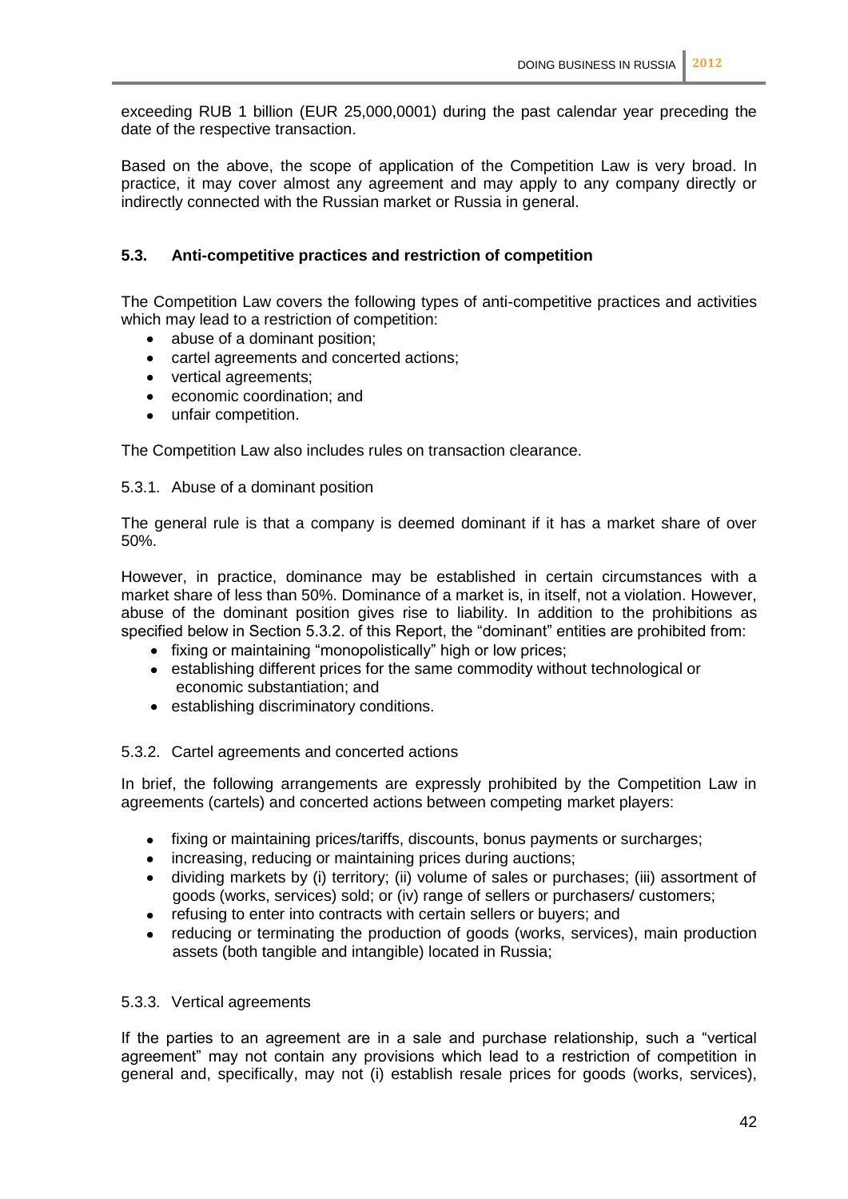exceeding RUB 1 billion (EUR 25,000,0001) during the past calendar year preceding the date of the respective transaction.

Based on the above, the scope of application of the Competition Law is very broad. In practice, it may cover almost any agreement and may apply to any company directly or indirectly connected with the Russian market or Russia in general.

### 5.3. Anti-competitive practices and restriction of competition

The Competition Law covers the following types of anti-competitive practices and activities which may lead to a restriction of competition:

- abuse of a dominant position;
- cartel agreements and concerted actions;
- vertical agreements;
- economic coordination; and
- unfair competition.

The Competition Law also includes rules on transaction clearance.

#### 5.3.1. Abuse of a dominant position

The general rule is that a company is deemed dominant if it has a market share of over 50%.

However, in practice, dominance may be established in certain circumstances with a market share of less than 50%. Dominance of a market is, in itself, not a violation. However, abuse of the dominant position gives rise to liability. In addition to the prohibitions as specified below in Section 5.3.2. of this Report, the "dominant" entities are prohibited from:

- fixing or maintaining "monopolistically" high or low prices;
- establishing different prices for the same commodity without technological or economic substantiation; and
- establishing discriminatory conditions.

#### 5.3.2. Cartel agreements and concerted actions

In brief, the following arrangements are expressly prohibited by the Competition Law in agreements (cartels) and concerted actions between competing market players:

- fixing or maintaining prices/tariffs, discounts, bonus payments or surcharges;
- increasing, reducing or maintaining prices during auctions;
- dividing markets by (i) territory; (ii) volume of sales or purchases; (iii) assortment of goods (works, services) sold; or (iv) range of sellers or purchasers/ customers;
- refusing to enter into contracts with certain sellers or buyers; and
- reducing or terminating the production of goods (works, services), main production assets (both tangible and intangible) located in Russia;

#### 5.3.3. Vertical agreements

If the parties to an agreement are in a sale and purchase relationship, such a "vertical agreement" may not contain any provisions which lead to a restriction of competition in general and, specifically, may not (i) establish resale prices for goods (works, services),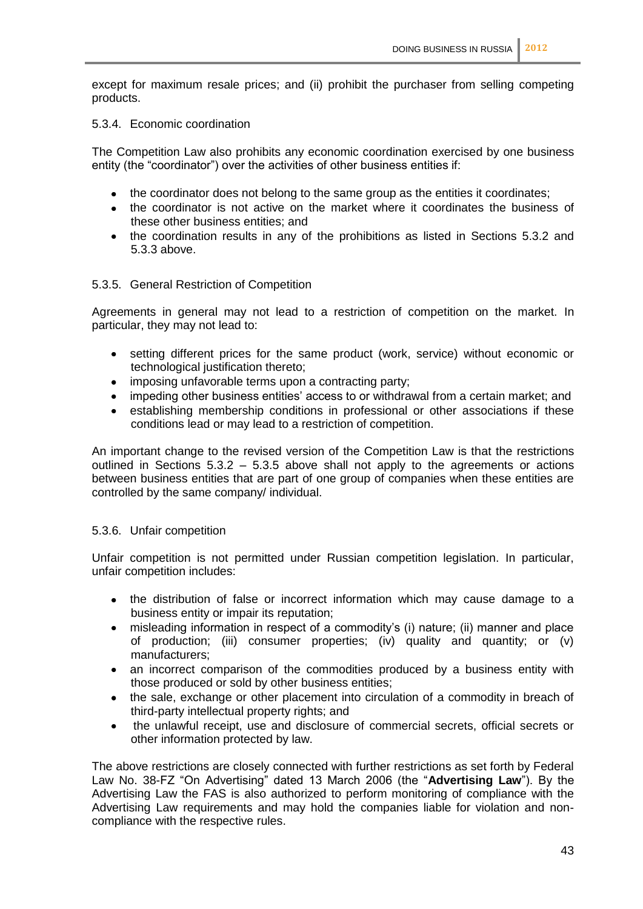except for maximum resale prices; and (ii) prohibit the purchaser from selling competing products.

### 5.3.4. Economic coordination

The Competition Law also prohibits any economic coordination exercised by one business entity (the "coordinator") over the activities of other business entities if:

- the coordinator does not belong to the same group as the entities it coordinates;
- the coordinator is not active on the market where it coordinates the business of these other business entities; and
- the coordination results in any of the prohibitions as listed in Sections 5.3.2 and 5.3.3 above.

### 5.3.5. General Restriction of Competition

Agreements in general may not lead to a restriction of competition on the market. In particular, they may not lead to:

- setting different prices for the same product (work, service) without economic or technological justification thereto;
- imposing unfavorable terms upon a contracting party;
- impeding other business entities' access to or withdrawal from a certain market; and
- establishing membership conditions in professional or other associations if these conditions lead or may lead to a restriction of competition.

An important change to the revised version of the Competition Law is that the restrictions outlined in Sections 5.3.2 – 5.3.5 above shall not apply to the agreements or actions between business entities that are part of one group of companies when these entities are controlled by the same company/ individual.

### 5.3.6. Unfair competition

Unfair competition is not permitted under Russian competition legislation. In particular, unfair competition includes:

- the distribution of false or incorrect information which may cause damage to a business entity or impair its reputation;
- misleading information in respect of a commodity's (i) nature; (ii) manner and place of production; (iii) consumer properties; (iv) quality and quantity; or (v) manufacturers;
- an incorrect comparison of the commodities produced by a business entity with those produced or sold by other business entities;
- the sale, exchange or other placement into circulation of a commodity in breach of third-party intellectual property rights; and
- the unlawful receipt, use and disclosure of commercial secrets, official secrets or other information protected by law.

The above restrictions are closely connected with further restrictions as set forth by Federal Law No. 38-FZ "On Advertising" dated 13 March 2006 (the "**Advertising Law**"). By the Advertising Law the FAS is also authorized to perform monitoring of compliance with the Advertising Law requirements and may hold the companies liable for violation and non-compliance with the respective rules.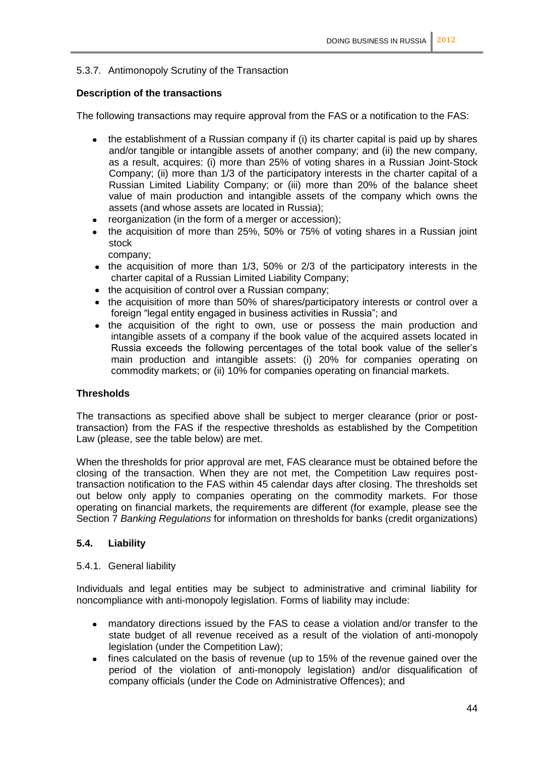### 5.3.7. Antimonopoly Scrutiny of the Transaction

**Description of the transactions**

The following transactions may require approval from the FAS or a notification to the FAS:

- the establishment of a Russian company if (i) its charter capital is paid up by shares and/or tangible or intangible assets of another company; and (ii) the new company, as a result, acquires: (i) more than 25% of voting shares in a Russian Joint-Stock Company; (ii) more than 1/3 of the participatory interests in the charter capital of a Russian Limited Liability Company; or (iii) more than 20% of the balance sheet value of main production and intangible assets of the company which owns the assets (and whose assets are located in Russia);
- reorganization (in the form of a merger or accession);
- the acquisition of more than 25%, 50% or 75% of voting shares in a Russian joint stock company;
- the acquisition of more than 1/3, 50% or 2/3 of the participatory interests in the charter capital of a Russian Limited Liability Company;
- the acquisition of control over a Russian company;
- the acquisition of more than 50% of shares/participatory interests or control over a foreign "legal entity engaged in business activities in Russia"; and
- the acquisition of the right to own, use or possess the main production and intangible assets of a company if the book value of the acquired assets located in Russia exceeds the following percentages of the total book value of the seller's main production and intangible assets: (i) 20% for companies operating on commodity markets; or (ii) 10% for companies operating on financial markets.

**Thresholds**

The transactions as specified above shall be subject to merger clearance (prior or post-transaction) from the FAS if the respective thresholds as established by the Competition Law (please, see the table below) are met.

When the thresholds for prior approval are met, FAS clearance must be obtained before the closing of the transaction. When they are not met, the Competition Law requires post-transaction notification to the FAS within 45 calendar days after closing. The thresholds set out below only apply to companies operating on the commodity markets. For those operating on financial markets, the requirements are different (for example, please see the Section 7 *Banking Regulations* for information on thresholds for banks (credit organizations)

## 5.4. Liability

### 5.4.1. General liability

Individuals and legal entities may be subject to administrative and criminal liability for noncompliance with anti-monopoly legislation. Forms of liability may include:

- mandatory directions issued by the FAS to cease a violation and/or transfer to the state budget of all revenue received as a result of the violation of anti-monopoly legislation (under the Competition Law);
- fines calculated on the basis of revenue (up to 15% of the revenue gained over the period of the violation of anti-monopoly legislation) and/or disqualification of company officials (under the Code on Administrative Offences); and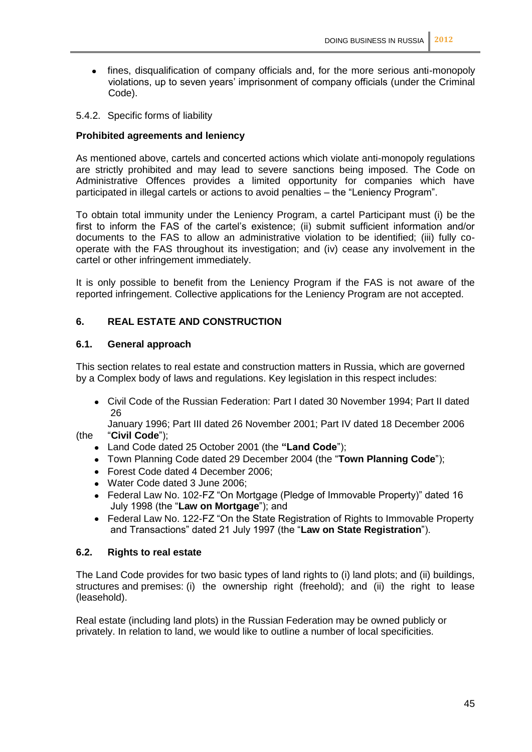- fines, disqualification of company officials and, for the more serious anti-monopoly violations, up to seven years' imprisonment of company officials (under the Criminal Code).

5.4.2. Specific forms of liability

**Prohibited agreements and leniency**

As mentioned above, cartels and concerted actions which violate anti-monopoly regulations are strictly prohibited and may lead to severe sanctions being imposed. The Code on Administrative Offences provides a limited opportunity for companies which have participated in illegal cartels or actions to avoid penalties – the "Leniency Program".

To obtain total immunity under the Leniency Program, a cartel Participant must (i) be the first to inform the FAS of the cartel's existence; (ii) submit sufficient information and/or documents to the FAS to allow an administrative violation to be identified; (iii) fully co-operate with the FAS throughout its investigation; and (iv) cease any involvement in the cartel or other infringement immediately.

It is only possible to benefit from the Leniency Program if the FAS is not aware of the reported infringement. Collective applications for the Leniency Program are not accepted.

## 6. REAL ESTATE AND CONSTRUCTION

### 6.1. General approach

This section relates to real estate and construction matters in Russia, which are governed by a Complex body of laws and regulations. Key legislation in this respect includes:

- Civil Code of the Russian Federation: Part I dated 30 November 1994; Part II dated 26 January 1996; Part III dated 26 November 2001; Part IV dated 18 December 2006 (the "**Civil Code**");
- Land Code dated 25 October 2001 (the "**Land Code**");
- Town Planning Code dated 29 December 2004 (the "**Town Planning Code**");
- Forest Code dated 4 December 2006;
- Water Code dated 3 June 2006;
- Federal Law No. 102-FZ "On Mortgage (Pledge of Immovable Property)" dated 16 July 1998 (the "**Law on Mortgage**"); and
- Federal Law No. 122-FZ "On the State Registration of Rights to Immovable Property and Transactions" dated 21 July 1997 (the "**Law on State Registration**").

### 6.2. Rights to real estate

The Land Code provides for two basic types of land rights to (i) land plots; and (ii) buildings, structures and premises: (i) the ownership right (freehold); and (ii) the right to lease (leasehold).

Real estate (including land plots) in the Russian Federation may be owned publicly or privately. In relation to land, we would like to outline a number of local specificities.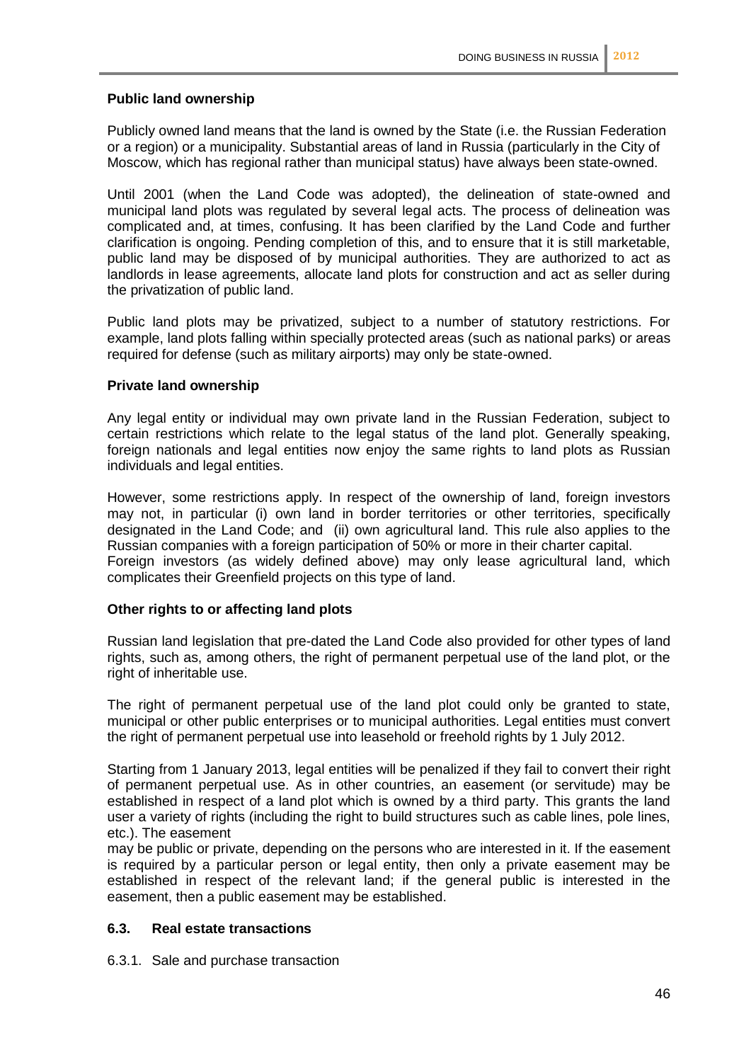**Public land ownership**

Publicly owned land means that the land is owned by the State (i.e. the Russian Federation or a region) or a municipality. Substantial areas of land in Russia (particularly in the City of Moscow, which has regional rather than municipal status) have always been state-owned.

Until 2001 (when the Land Code was adopted), the delineation of state-owned and municipal land plots was regulated by several legal acts. The process of delineation was complicated and, at times, confusing. It has been clarified by the Land Code and further clarification is ongoing. Pending completion of this, and to ensure that it is still marketable, public land may be disposed of by municipal authorities. They are authorized to act as landlords in lease agreements, allocate land plots for construction and act as seller during the privatization of public land.

Public land plots may be privatized, subject to a number of statutory restrictions. For example, land plots falling within specially protected areas (such as national parks) or areas required for defense (such as military airports) may only be state-owned.

**Private land ownership**

Any legal entity or individual may own private land in the Russian Federation, subject to certain restrictions which relate to the legal status of the land plot. Generally speaking, foreign nationals and legal entities now enjoy the same rights to land plots as Russian individuals and legal entities.

However, some restrictions apply. In respect of the ownership of land, foreign investors may not, in particular (i) own land in border territories or other territories, specifically designated in the Land Code; and (ii) own agricultural land. This rule also applies to the Russian companies with a foreign participation of 50% or more in their charter capital.
Foreign investors (as widely defined above) may only lease agricultural land, which complicates their Greenfield projects on this type of land.

**Other rights to or affecting land plots**

Russian land legislation that pre-dated the Land Code also provided for other types of land rights, such as, among others, the right of permanent perpetual use of the land plot, or the right of inheritable use.

The right of permanent perpetual use of the land plot could only be granted to state, municipal or other public enterprises or to municipal authorities. Legal entities must convert the right of permanent perpetual use into leasehold or freehold rights by 1 July 2012.

Starting from 1 January 2013, legal entities will be penalized if they fail to convert their right of permanent perpetual use. As in other countries, an easement (or servitude) may be established in respect of a land plot which is owned by a third party. This grants the land user a variety of rights (including the right to build structures such as cable lines, pole lines, etc.). The easement may be public or private, depending on the persons who are interested in it. If the easement is required by a particular person or legal entity, then only a private easement may be established in respect of the relevant land; if the general public is interested in the easement, then a public easement may be established.

### 6.3. Real estate transactions

6.3.1. Sale and purchase transaction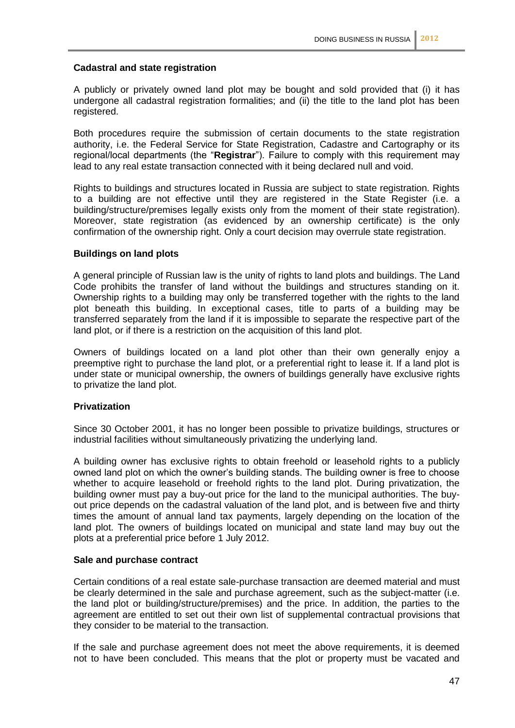### Cadastral and state registration

A publicly or privately owned land plot may be bought and sold provided that (i) it has undergone all cadastral registration formalities; and (ii) the title to the land plot has been registered.

Both procedures require the submission of certain documents to the state registration authority, i.e. the Federal Service for State Registration, Cadastre and Cartography or its regional/local departments (the "**Registrar**"). Failure to comply with this requirement may lead to any real estate transaction connected with it being declared null and void.

Rights to buildings and structures located in Russia are subject to state registration. Rights to a building are not effective until they are registered in the State Register (i.e. a building/structure/premises legally exists only from the moment of their state registration). Moreover, state registration (as evidenced by an ownership certificate) is the only confirmation of the ownership right. Only a court decision may overrule state registration.

### Buildings on land plots

A general principle of Russian law is the unity of rights to land plots and buildings. The Land Code prohibits the transfer of land without the buildings and structures standing on it. Ownership rights to a building may only be transferred together with the rights to the land plot beneath this building. In exceptional cases, title to parts of a building may be transferred separately from the land if it is impossible to separate the respective part of the land plot, or if there is a restriction on the acquisition of this land plot.

Owners of buildings located on a land plot other than their own generally enjoy a preemptive right to purchase the land plot, or a preferential right to lease it. If a land plot is under state or municipal ownership, the owners of buildings generally have exclusive rights to privatize the land plot.

### Privatization

Since 30 October 2001, it has no longer been possible to privatize buildings, structures or industrial facilities without simultaneously privatizing the underlying land.

A building owner has exclusive rights to obtain freehold or leasehold rights to a publicly owned land plot on which the owner's building stands. The building owner is free to choose whether to acquire leasehold or freehold rights to the land plot. During privatization, the building owner must pay a buy-out price for the land to the municipal authorities. The buy-out price depends on the cadastral valuation of the land plot, and is between five and thirty times the amount of annual land tax payments, largely depending on the location of the land plot. The owners of buildings located on municipal and state land may buy out the plots at a preferential price before 1 July 2012.

### Sale and purchase contract

Certain conditions of a real estate sale-purchase transaction are deemed material and must be clearly determined in the sale and purchase agreement, such as the subject-matter (i.e. the land plot or building/structure/premises) and the price. In addition, the parties to the agreement are entitled to set out their own list of supplemental contractual provisions that they consider to be material to the transaction.

If the sale and purchase agreement does not meet the above requirements, it is deemed not to have been concluded. This means that the plot or property must be vacated and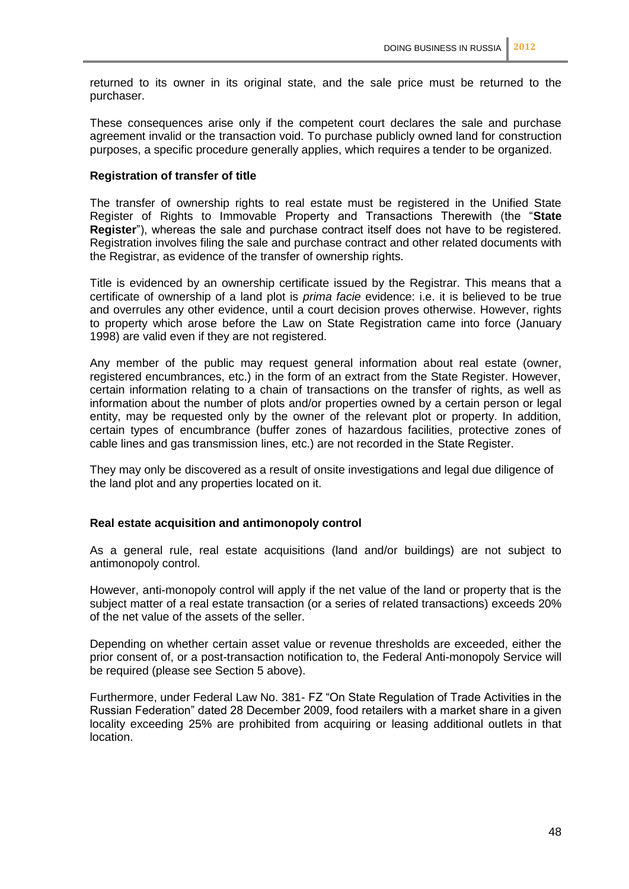returned to its owner in its original state, and the sale price must be returned to the purchaser.

These consequences arise only if the competent court declares the sale and purchase agreement invalid or the transaction void. To purchase publicly owned land for construction purposes, a specific procedure generally applies, which requires a tender to be organized.

### Registration of transfer of title

The transfer of ownership rights to real estate must be registered in the Unified State Register of Rights to Immovable Property and Transactions Therewith (the "**State Register**"), whereas the sale and purchase contract itself does not have to be registered. Registration involves filing the sale and purchase contract and other related documents with the Registrar, as evidence of the transfer of ownership rights.

Title is evidenced by an ownership certificate issued by the Registrar. This means that a certificate of ownership of a land plot is *prima facie* evidence: i.e. it is believed to be true and overrules any other evidence, until a court decision proves otherwise. However, rights to property which arose before the Law on State Registration came into force (January 1998) are valid even if they are not registered.

Any member of the public may request general information about real estate (owner, registered encumbrances, etc.) in the form of an extract from the State Register. However, certain information relating to a chain of transactions on the transfer of rights, as well as information about the number of plots and/or properties owned by a certain person or legal entity, may be requested only by the owner of the relevant plot or property. In addition, certain types of encumbrance (buffer zones of hazardous facilities, protective zones of cable lines and gas transmission lines, etc.) are not recorded in the State Register.

They may only be discovered as a result of onsite investigations and legal due diligence of the land plot and any properties located on it.

### Real estate acquisition and antimonopoly control

As a general rule, real estate acquisitions (land and/or buildings) are not subject to antimonopoly control.

However, anti-monopoly control will apply if the net value of the land or property that is the subject matter of a real estate transaction (or a series of related transactions) exceeds 20% of the net value of the assets of the seller.

Depending on whether certain asset value or revenue thresholds are exceeded, either the prior consent of, or a post-transaction notification to, the Federal Anti-monopoly Service will be required (please see Section 5 above).

Furthermore, under Federal Law No. 381- FZ "On State Regulation of Trade Activities in the Russian Federation" dated 28 December 2009, food retailers with a market share in a given locality exceeding 25% are prohibited from acquiring or leasing additional outlets in that location.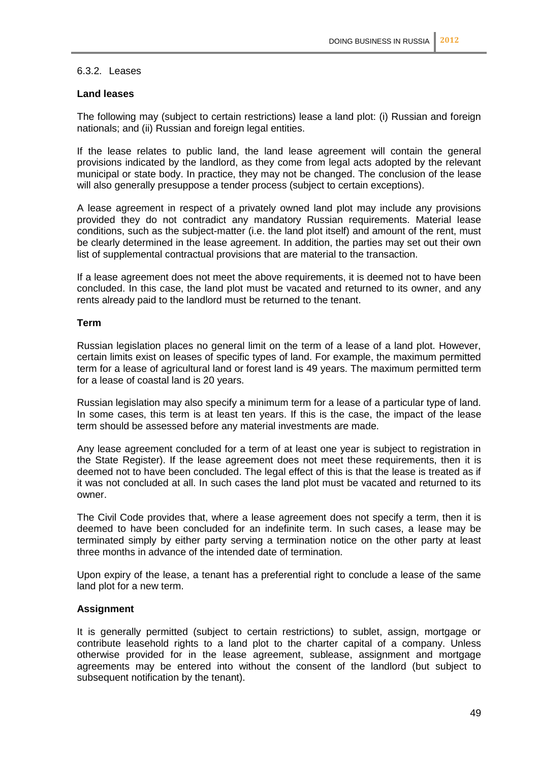6.3.2. Leases

**Land leases**

The following may (subject to certain restrictions) lease a land plot: (i) Russian and foreign nationals; and (ii) Russian and foreign legal entities.

If the lease relates to public land, the land lease agreement will contain the general provisions indicated by the landlord, as they come from legal acts adopted by the relevant municipal or state body. In practice, they may not be changed. The conclusion of the lease will also generally presuppose a tender process (subject to certain exceptions).

A lease agreement in respect of a privately owned land plot may include any provisions provided they do not contradict any mandatory Russian requirements. Material lease conditions, such as the subject-matter (i.e. the land plot itself) and amount of the rent, must be clearly determined in the lease agreement. In addition, the parties may set out their own list of supplemental contractual provisions that are material to the transaction.

If a lease agreement does not meet the above requirements, it is deemed not to have been concluded. In this case, the land plot must be vacated and returned to its owner, and any rents already paid to the landlord must be returned to the tenant.

**Term**

Russian legislation places no general limit on the term of a lease of a land plot. However, certain limits exist on leases of specific types of land. For example, the maximum permitted term for a lease of agricultural land or forest land is 49 years. The maximum permitted term for a lease of coastal land is 20 years.

Russian legislation may also specify a minimum term for a lease of a particular type of land. In some cases, this term is at least ten years. If this is the case, the impact of the lease term should be assessed before any material investments are made.

Any lease agreement concluded for a term of at least one year is subject to registration in the State Register). If the lease agreement does not meet these requirements, then it is deemed not to have been concluded. The legal effect of this is that the lease is treated as if it was not concluded at all. In such cases the land plot must be vacated and returned to its owner.

The Civil Code provides that, where a lease agreement does not specify a term, then it is deemed to have been concluded for an indefinite term. In such cases, a lease may be terminated simply by either party serving a termination notice on the other party at least three months in advance of the intended date of termination.

Upon expiry of the lease, a tenant has a preferential right to conclude a lease of the same land plot for a new term.

**Assignment**

It is generally permitted (subject to certain restrictions) to sublet, assign, mortgage or contribute leasehold rights to a land plot to the charter capital of a company. Unless otherwise provided for in the lease agreement, sublease, assignment and mortgage agreements may be entered into without the consent of the landlord (but subject to subsequent notification by the tenant).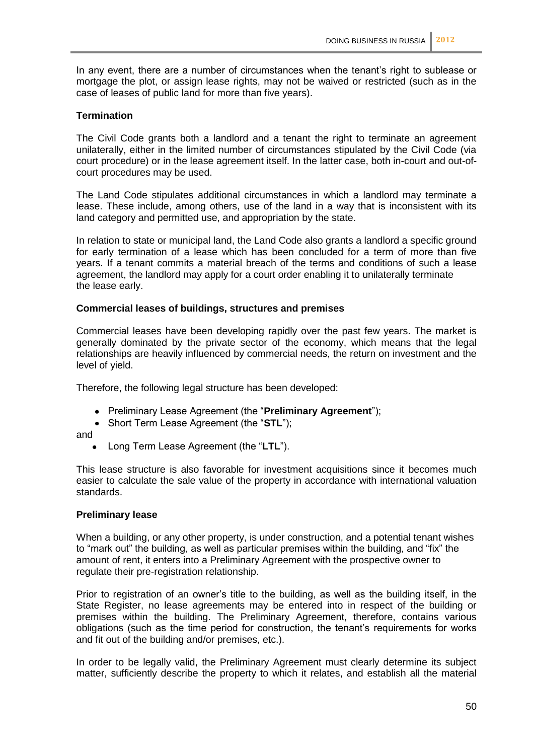In any event, there are a number of circumstances when the tenant's right to sublease or mortgage the plot, or assign lease rights, may not be waived or restricted (such as in the case of leases of public land for more than five years).

**Termination**

The Civil Code grants both a landlord and a tenant the right to terminate an agreement unilaterally, either in the limited number of circumstances stipulated by the Civil Code (via court procedure) or in the lease agreement itself. In the latter case, both in-court and out-of-court procedures may be used.

The Land Code stipulates additional circumstances in which a landlord may terminate a lease. These include, among others, use of the land in a way that is inconsistent with its land category and permitted use, and appropriation by the state.

In relation to state or municipal land, the Land Code also grants a landlord a specific ground for early termination of a lease which has been concluded for a term of more than five years. If a tenant commits a material breach of the terms and conditions of such a lease agreement, the landlord may apply for a court order enabling it to unilaterally terminate the lease early.

**Commercial leases of buildings, structures and premises**

Commercial leases have been developing rapidly over the past few years. The market is generally dominated by the private sector of the economy, which means that the legal relationships are heavily influenced by commercial needs, the return on investment and the level of yield.

Therefore, the following legal structure has been developed:

- Preliminary Lease Agreement (the "**Preliminary Agreement**");
- Short Term Lease Agreement (the "**STL**");

and

- Long Term Lease Agreement (the "**LTL**").

This lease structure is also favorable for investment acquisitions since it becomes much easier to calculate the sale value of the property in accordance with international valuation standards.

**Preliminary lease**

When a building, or any other property, is under construction, and a potential tenant wishes to "mark out" the building, as well as particular premises within the building, and "fix" the amount of rent, it enters into a Preliminary Agreement with the prospective owner to regulate their pre-registration relationship.

Prior to registration of an owner's title to the building, as well as the building itself, in the State Register, no lease agreements may be entered into in respect of the building or premises within the building. The Preliminary Agreement, therefore, contains various obligations (such as the time period for construction, the tenant's requirements for works and fit out of the building and/or premises, etc.).

In order to be legally valid, the Preliminary Agreement must clearly determine its subject matter, sufficiently describe the property to which it relates, and establish all the material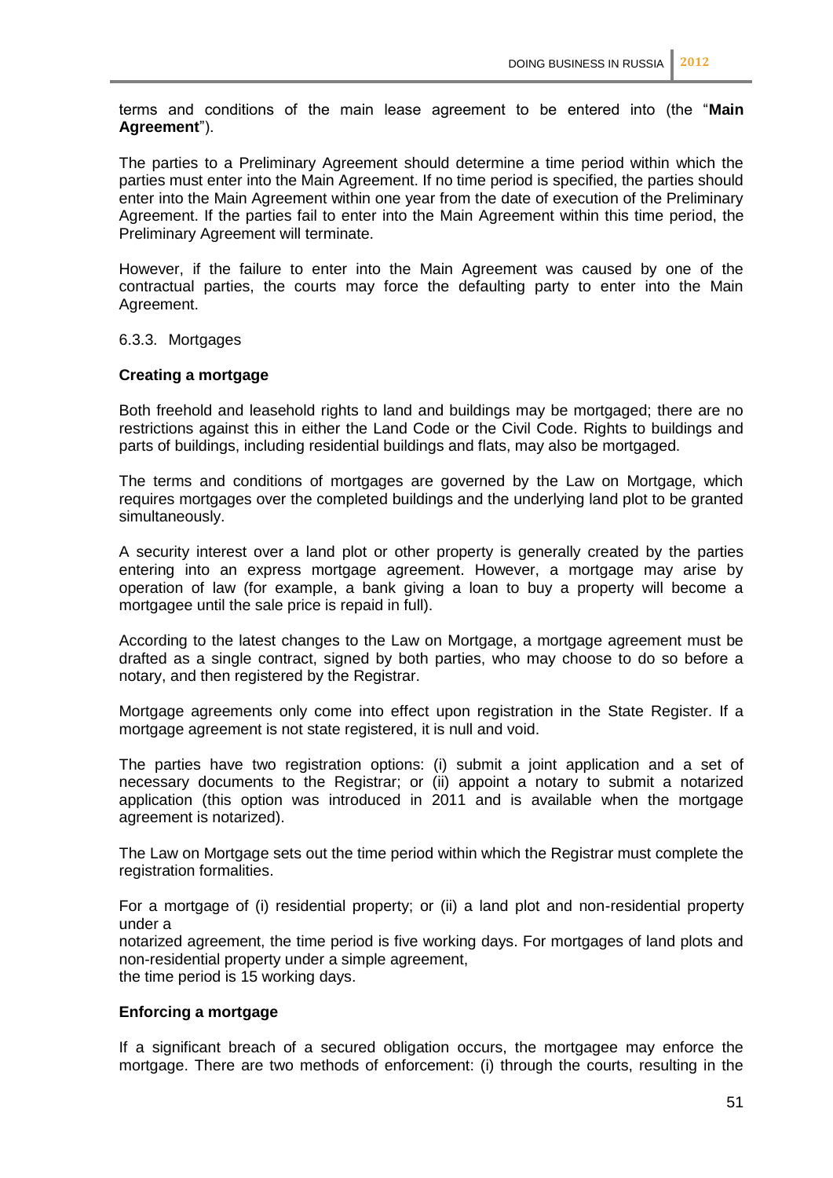terms and conditions of the main lease agreement to be entered into (the "**Main Agreement**").

The parties to a Preliminary Agreement should determine a time period within which the parties must enter into the Main Agreement. If no time period is specified, the parties should enter into the Main Agreement within one year from the date of execution of the Preliminary Agreement. If the parties fail to enter into the Main Agreement within this time period, the Preliminary Agreement will terminate.

However, if the failure to enter into the Main Agreement was caused by one of the contractual parties, the courts may force the defaulting party to enter into the Main Agreement.

6.3.3. Mortgages

**Creating a mortgage**

Both freehold and leasehold rights to land and buildings may be mortgaged; there are no restrictions against this in either the Land Code or the Civil Code. Rights to buildings and parts of buildings, including residential buildings and flats, may also be mortgaged.

The terms and conditions of mortgages are governed by the Law on Mortgage, which requires mortgages over the completed buildings and the underlying land plot to be granted simultaneously.

A security interest over a land plot or other property is generally created by the parties entering into an express mortgage agreement. However, a mortgage may arise by operation of law (for example, a bank giving a loan to buy a property will become a mortgagee until the sale price is repaid in full).

According to the latest changes to the Law on Mortgage, a mortgage agreement must be drafted as a single contract, signed by both parties, who may choose to do so before a notary, and then registered by the Registrar.

Mortgage agreements only come into effect upon registration in the State Register. If a mortgage agreement is not state registered, it is null and void.

The parties have two registration options: (i) submit a joint application and a set of necessary documents to the Registrar; or (ii) appoint a notary to submit a notarized application (this option was introduced in 2011 and is available when the mortgage agreement is notarized).

The Law on Mortgage sets out the time period within which the Registrar must complete the registration formalities.

For a mortgage of (i) residential property; or (ii) a land plot and non-residential property under a notarized agreement, the time period is five working days. For mortgages of land plots and non-residential property under a simple agreement, the time period is 15 working days.

**Enforcing a mortgage**

If a significant breach of a secured obligation occurs, the mortgagee may enforce the mortgage. There are two methods of enforcement: (i) through the courts, resulting in the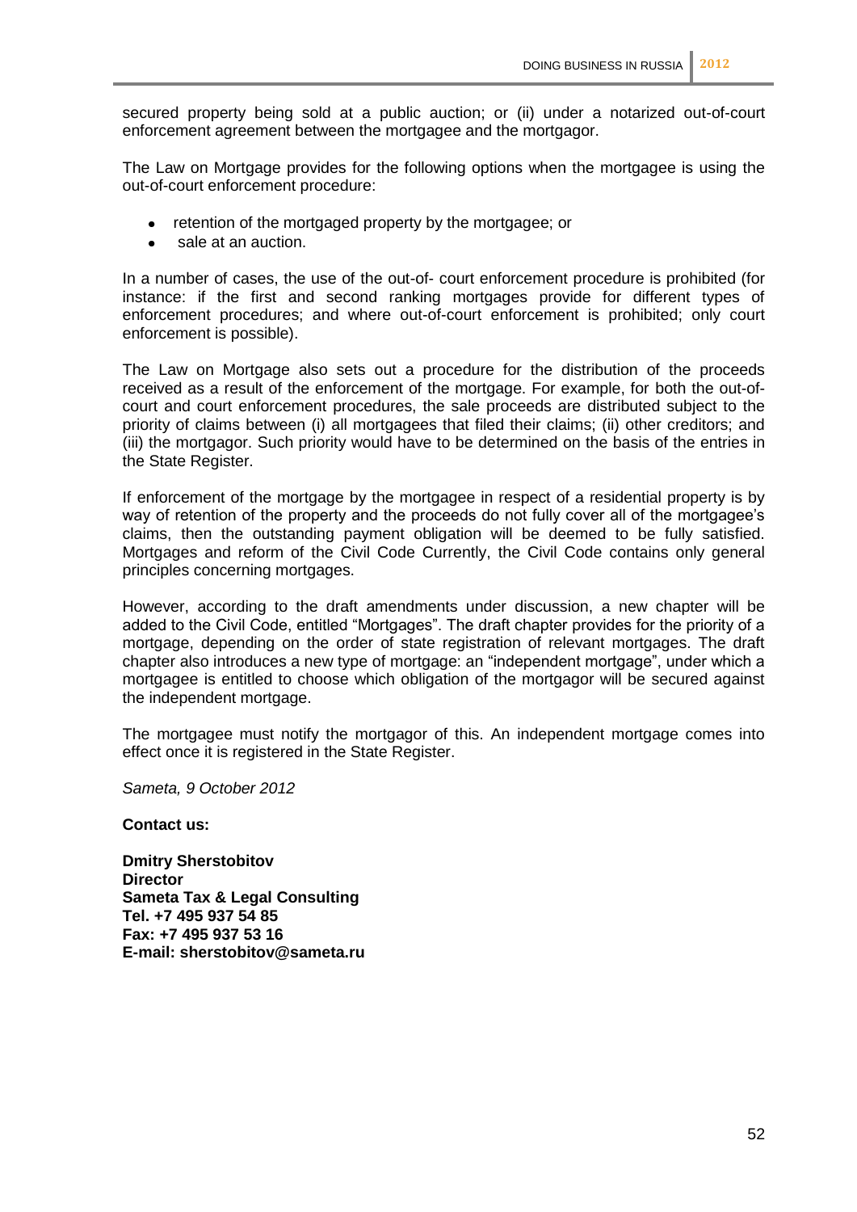secured property being sold at a public auction; or (ii) under a notarized out-of-court enforcement agreement between the mortgagee and the mortgagor.

The Law on Mortgage provides for the following options when the mortgagee is using the out-of-court enforcement procedure:

- retention of the mortgaged property by the mortgagee; or
- sale at an auction.

In a number of cases, the use of the out-of- court enforcement procedure is prohibited (for instance: if the first and second ranking mortgages provide for different types of enforcement procedures; and where out-of-court enforcement is prohibited; only court enforcement is possible).

The Law on Mortgage also sets out a procedure for the distribution of the proceeds received as a result of the enforcement of the mortgage. For example, for both the out-of-court and court enforcement procedures, the sale proceeds are distributed subject to the priority of claims between (i) all mortgagees that filed their claims; (ii) other creditors; and (iii) the mortgagor. Such priority would have to be determined on the basis of the entries in the State Register.

If enforcement of the mortgage by the mortgagee in respect of a residential property is by way of retention of the property and the proceeds do not fully cover all of the mortgagee's claims, then the outstanding payment obligation will be deemed to be fully satisfied. Mortgages and reform of the Civil Code Currently, the Civil Code contains only general principles concerning mortgages.

However, according to the draft amendments under discussion, a new chapter will be added to the Civil Code, entitled "Mortgages". The draft chapter provides for the priority of a mortgage, depending on the order of state registration of relevant mortgages. The draft chapter also introduces a new type of mortgage: an "independent mortgage", under which a mortgagee is entitled to choose which obligation of the mortgagor will be secured against the independent mortgage.

The mortgagee must notify the mortgagor of this. An independent mortgage comes into effect once it is registered in the State Register.

*Sameta, 9 October 2012*

**Contact us:**

**Dmitry Sherstobitov**
**Director**
**Sameta Tax & Legal Consulting**
**Tel. +7 495 937 54 85**
**Fax: +7 495 937 53 16**
**E-mail: sherstobitov@sameta.ru**